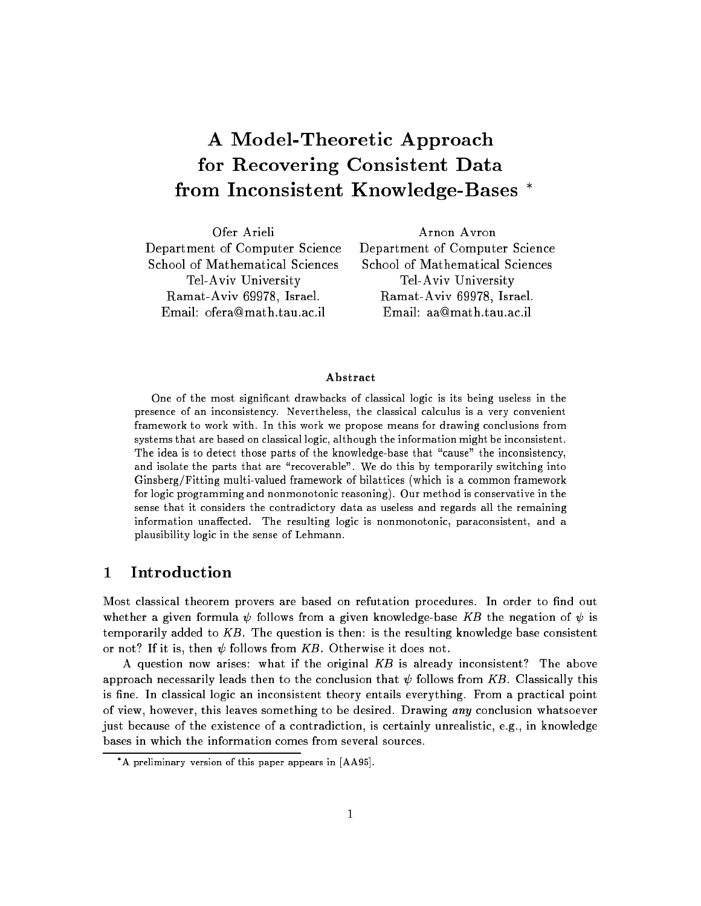# A Model-Theoretic Approach for Recovering Consistent Data from Inconsistent Knowledge-Bases *

Ofer Arieli
Department of Computer Science
School of Mathematical Sciences
Tel-Aviv University
Ramat-Aviv 69978, Israel.
Email: ofera@math.tau.ac.il

Arnon Avron
Department of Computer Science
School of Mathematical Sciences
Tel-Aviv University
Ramat-Aviv 69978, Israel.
Email: aa@math.tau.ac.il

### Abstract

One of the most significant drawbacks of classical logic is its being useless in the presence of an inconsistency. Nevertheless, the classical calculus is a very convenient framework to work with. In this work we propose means for drawing conclusions from systems that are based on classical logic, although the information might be inconsistent. The idea is to detect those parts of the knowledge-base that "cause" the inconsistency, and isolate the parts that are "recoverable". We do this by temporarily switching into Ginsberg/Fitting multi-valued framework of bilattices (which is a common framework for logic programming and nonmonotonic reasoning). Our method is conservative in the sense that it considers the contradictory data as useless and regards all the remaining information unaffected. The resulting logic is nonmonotonic, paraconsistent, and a plausibility logic in the sense of Lehmann.

## 1 Introduction

Most classical theorem provers are based on refutation procedures. In order to find out whether a given formula $\psi$ follows from a given knowledge-base $KB$ the negation of $\psi$ is temporarily added to $KB$. The question is then: is the resulting knowledge base consistent or not? If it is, then $\psi$ follows from $KB$. Otherwise it does not.

A question now arises: what if the original $KB$ is already inconsistent? The above approach necessarily leads then to the conclusion that $\psi$ follows from $KB$. Classically this is fine. In classical logic an inconsistent theory entails everything. From a practical point of view, however, this leaves something to be desired. Drawing *any* conclusion whatsoever just because of the existence of a contradiction, is certainly unrealistic, e.g., in knowledge bases in which the information comes from several sources.

*A preliminary version of this paper appears in [AA95].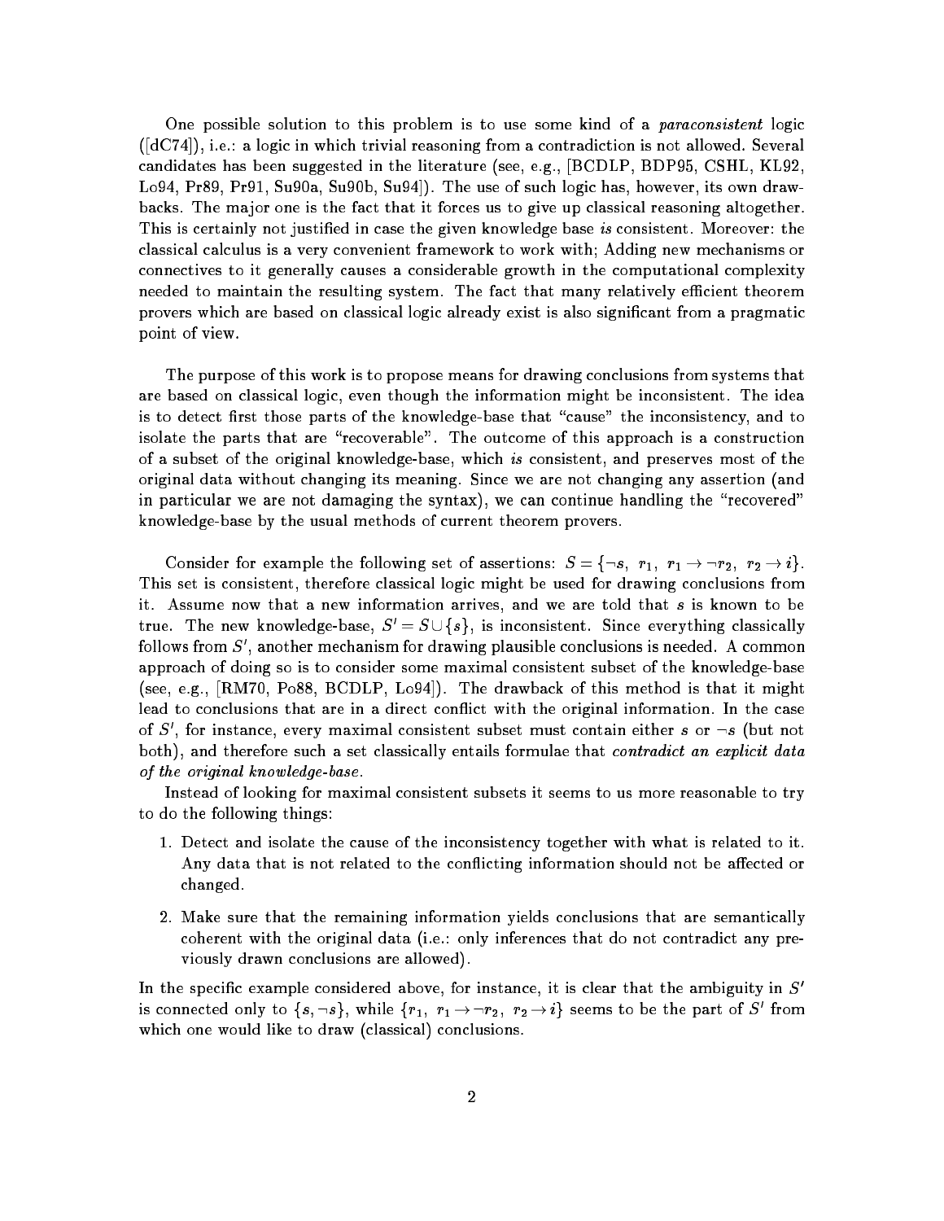One possible solution to this problem is to use some kind of a *paraconsistent* logic ([dC74]), i.e.: a logic in which trivial reasoning from a contradiction is not allowed. Several candidates has been suggested in the literature (see, e.g., [BCDLP, BDP95, CSHL, KL92, Lo94, Pr89, Pr91, Su90a, Su90b, Su94]). The use of such logic has, however, its own drawbacks. The major one is the fact that it forces us to give up classical reasoning altogether. This is certainly not justified in case the given knowledge base *is* consistent. Moreover: the classical calculus is a very convenient framework to work with; Adding new mechanisms or connectives to it generally causes a considerable growth in the computational complexity needed to maintain the resulting system. The fact that many relatively efficient theorem provers which are based on classical logic already exist is also significant from a pragmatic point of view.

The purpose of this work is to propose means for drawing conclusions from systems that are based on classical logic, even though the information might be inconsistent. The idea is to detect first those parts of the knowledge-base that "cause" the inconsistency, and to isolate the parts that are "recoverable". The outcome of this approach is a construction of a subset of the original knowledge-base, which *is* consistent, and preserves most of the original data without changing its meaning. Since we are not changing any assertion (and in particular we are not damaging the syntax), we can continue handling the "recovered" knowledge-base by the usual methods of current theorem provers.

Consider for example the following set of assertions: $S = \{\neg s,\ r_1,\ r_1 \rightarrow \neg r_2,\ r_2 \rightarrow i\}$. This set is consistent, therefore classical logic might be used for drawing conclusions from it. Assume now that a new information arrives, and we are told that $s$ is known to be true. The new knowledge-base, $S' = S \cup \{s\}$, is inconsistent. Since everything classically follows from $S'$, another mechanism for drawing plausible conclusions is needed. A common approach of doing so is to consider some maximal consistent subset of the knowledge-base (see, e.g., [RM70, Po88, BCDLP, Lo94]). The drawback of this method is that it might lead to conclusions that are in a direct conflict with the original information. In the case of $S'$, for instance, every maximal consistent subset must contain either $s$ or $\neg s$ (but not both), and therefore such a set classically entails formulae that *contradict an explicit data of the original knowledge-base*.

Instead of looking for maximal consistent subsets it seems to us more reasonable to try to do the following things:

1. Detect and isolate the cause of the inconsistency together with what is related to it. Any data that is not related to the conflicting information should not be affected or changed.

2. Make sure that the remaining information yields conclusions that are semantically coherent with the original data (i.e.: only inferences that do not contradict any previously drawn conclusions are allowed).

In the specific example considered above, for instance, it is clear that the ambiguity in $S'$ is connected only to $\{s, \neg s\}$, while $\{r_1,\ r_1 \rightarrow \neg r_2,\ r_2 \rightarrow i\}$ seems to be the part of $S'$ from which one would like to draw (classical) conclusions.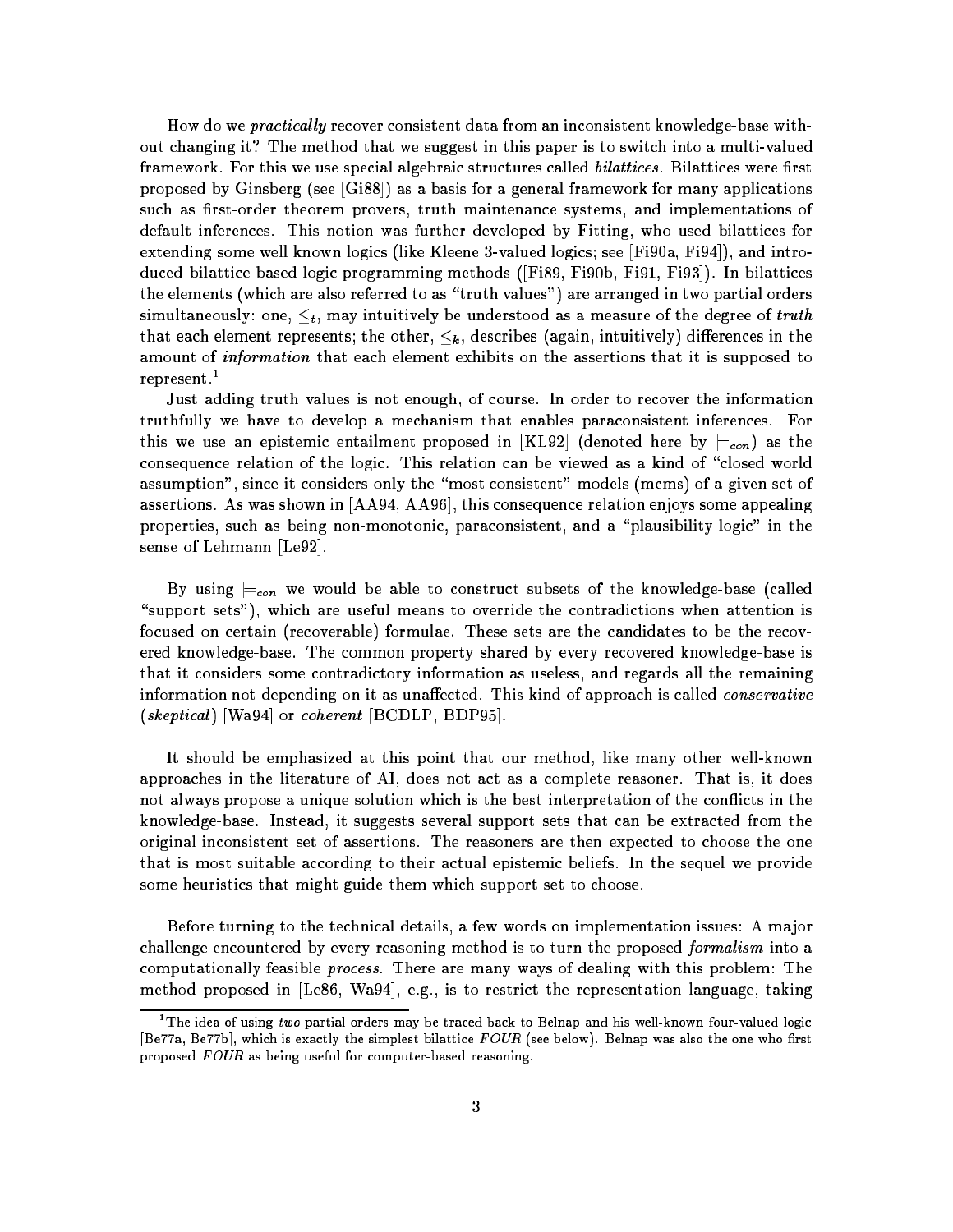How do we *practically* recover consistent data from an inconsistent knowledge-base without changing it? The method that we suggest in this paper is to switch into a multi-valued framework. For this we use special algebraic structures called *bilattices*. Bilattices were first proposed by Ginsberg (see [Gi88]) as a basis for a general framework for many applications such as first-order theorem provers, truth maintenance systems, and implementations of default inferences. This notion was further developed by Fitting, who used bilattices for extending some well known logics (like Kleene 3-valued logics; see [Fi90a, Fi94]), and introduced bilattice-based logic programming methods ([Fi89, Fi90b, Fi91, Fi93]). In bilattices the elements (which are also referred to as "truth values") are arranged in two partial orders simultaneously: one, $\leq_t$, may intuitively be understood as a measure of the degree of *truth* that each element represents; the other, $\leq_k$, describes (again, intuitively) differences in the amount of *information* that each element exhibits on the assertions that it is supposed to represent.[1]

Just adding truth values is not enough, of course. In order to recover the information truthfully we have to develop a mechanism that enables paraconsistent inferences. For this we use an epistemic entailment proposed in [KL92] (denoted here by $\models_{con}$) as the consequence relation of the logic. This relation can be viewed as a kind of "closed world assumption", since it considers only the "most consistent" models (mcms) of a given set of assertions. As was shown in [AA94, AA96], this consequence relation enjoys some appealing properties, such as being non-monotonic, paraconsistent, and a "plausibility logic" in the sense of Lehmann [Le92].

By using $\models_{con}$ we would be able to construct subsets of the knowledge-base (called "support sets"), which are useful means to override the contradictions when attention is focused on certain (recoverable) formulae. These sets are the candidates to be the recovered knowledge-base. The common property shared by every recovered knowledge-base is that it considers some contradictory information as useless, and regards all the remaining information not depending on it as unaffected. This kind of approach is called *conservative* (*skeptical*) [Wa94] or *coherent* [BCDLP, BDP95].

It should be emphasized at this point that our method, like many other well-known approaches in the literature of AI, does not act as a complete reasoner. That is, it does not always propose a unique solution which is the best interpretation of the conflicts in the knowledge-base. Instead, it suggests several support sets that can be extracted from the original inconsistent set of assertions. The reasoners are then expected to choose the one that is most suitable according to their actual epistemic beliefs. In the sequel we provide some heuristics that might guide them which support set to choose.

Before turning to the technical details, a few words on implementation issues: A major challenge encountered by every reasoning method is to turn the proposed *formalism* into a computationally feasible *process*. There are many ways of dealing with this problem: The method proposed in [Le86, Wa94], e.g., is to restrict the representation language, taking

[1] The idea of using *two* partial orders may be traced back to Belnap and his well-known four-valued logic [Be77a, Be77b], which is exactly the simplest bilattice *FOUR* (see below). Belnap was also the one who first proposed *FOUR* as being useful for computer-based reasoning.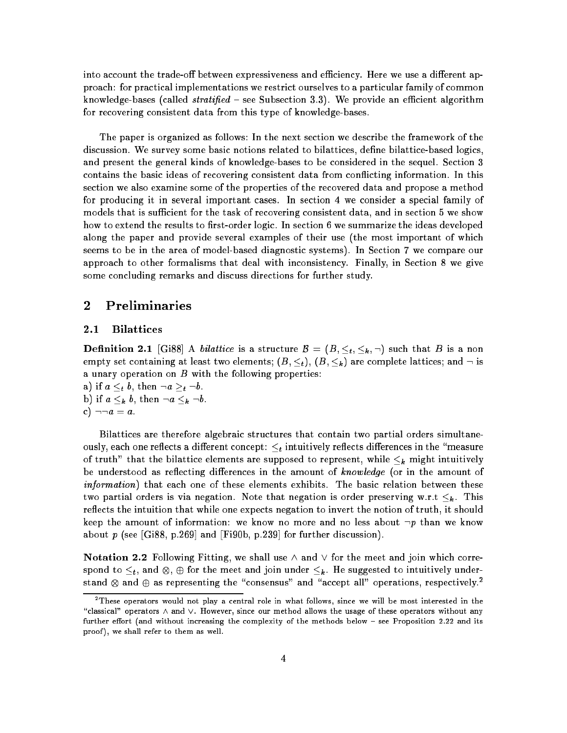into account the trade-off between expressiveness and efficiency. Here we use a different approach: for practical implementations we restrict ourselves to a particular family of common knowledge-bases (called *stratified* – see Subsection 3.3). We provide an efficient algorithm for recovering consistent data from this type of knowledge-bases.

The paper is organized as follows: In the next section we describe the framework of the discussion. We survey some basic notions related to bilattices, define bilattice-based logics, and present the general kinds of knowledge-bases to be considered in the sequel. Section 3 contains the basic ideas of recovering consistent data from conflicting information. In this section we also examine some of the properties of the recovered data and propose a method for producing it in several important cases. In section 4 we consider a special family of models that is sufficient for the task of recovering consistent data, and in section 5 we show how to extend the results to first-order logic. In section 6 we summarize the ideas developed along the paper and provide several examples of their use (the most important of which seems to be in the area of model-based diagnostic systems). In Section 7 we compare our approach to other formalisms that deal with inconsistency. Finally, in Section 8 we give some concluding remarks and discuss directions for further study.

## 2 Preliminaries

### 2.1 Bilattices

**Definition 2.1** [Gi88] A *bilattice* is a structure $\mathcal{B} = (B, \leq_t, \leq_k, \neg)$ such that $B$ is a non empty set containing at least two elements; $(B, \leq_t)$, $(B, \leq_k)$ are complete lattices; and $\neg$ is a unary operation on $B$ with the following properties:
a) if $a \leq_t b$, then $\neg a \geq_t \neg b$.
b) if $a \leq_k b$, then $\neg a \leq_k \neg b$.
c) $\neg\neg a = a$.

Bilattices are therefore algebraic structures that contain two partial orders simultaneously, each one reflects a different concept: $\leq_t$ intuitively reflects differences in the "measure of truth" that the bilattice elements are supposed to represent, while $\leq_k$ might intuitively be understood as reflecting differences in the amount of *knowledge* (or in the amount of *information*) that each one of these elements exhibits. The basic relation between these two partial orders is via negation. Note that negation is order preserving w.r.t $\leq_k$. This reflects the intuition that while one expects negation to invert the notion of truth, it should keep the amount of information: we know no more and no less about $\neg p$ than we know about $p$ (see [Gi88, p.269] and [Fi90b, p.239] for further discussion).

**Notation 2.2** Following Fitting, we shall use $\wedge$ and $\vee$ for the meet and join which correspond to $\leq_t$, and $\otimes$, $\oplus$ for the meet and join under $\leq_k$. He suggested to intuitively understand $\otimes$ and $\oplus$ as representing the "consensus" and "accept all" operations, respectively.[2]

[2] These operators would not play a central role in what follows, since we will be most interested in the "classical" operators $\wedge$ and $\vee$. However, since our method allows the usage of these operators without any further effort (and without increasing the complexity of the methods below – see Proposition 2.22 and its proof), we shall refer to them as well.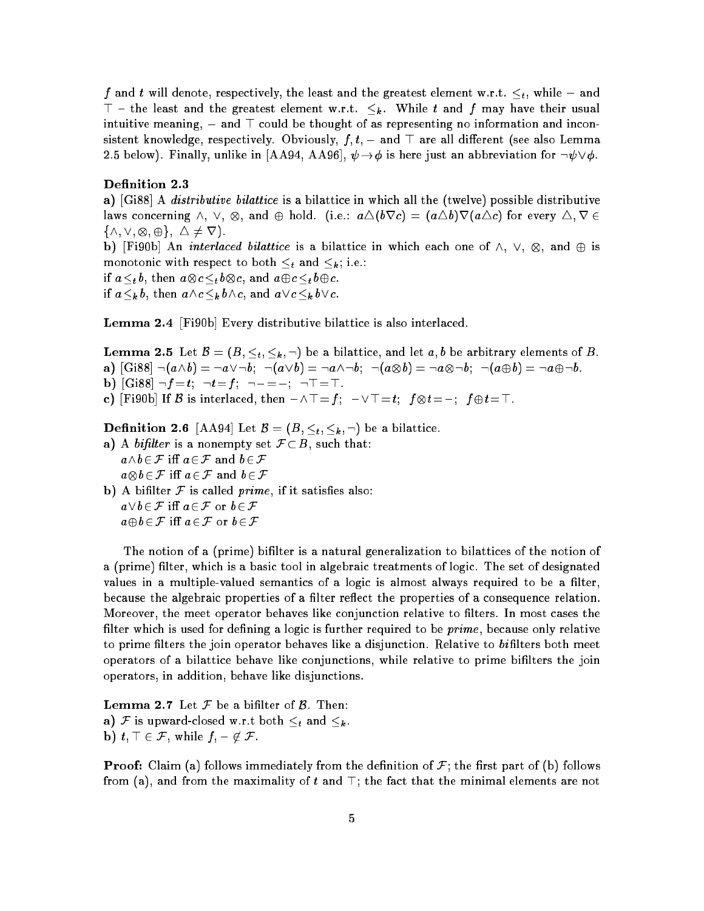$f$ and $t$ will denote, respectively, the least and the greatest element w.r.t. $\leq_t$, while $-$ and $\top$ – the least and the greatest element w.r.t. $\leq_k$. While $t$ and $f$ may have their usual intuitive meaning, $-$ and $\top$ could be thought of as representing no information and inconsistent knowledge, respectively. Obviously, $f, t, -$ and $\top$ are all different (see also Lemma 2.5 below). Finally, unlike in [AA94, AA96], $\psi \rightarrow \phi$ is here just an abbreviation for $\neg\psi \vee \phi$.

**Definition 2.3**

**a)** [Gi88] A *distributive bilattice* is a bilattice in which all the (twelve) possible distributive laws concerning $\wedge$, $\vee$, $\otimes$, and $\oplus$ hold. (i.e.: $a \triangle (b \nabla c) = (a \triangle b) \nabla (a \triangle c)$ for every $\triangle, \nabla \in \{\wedge, \vee, \otimes, \oplus\}$, $\triangle \neq \nabla$).

**b)** [Fi90b] An *interlaced bilattice* is a bilattice in which each one of $\wedge$, $\vee$, $\otimes$, and $\oplus$ is monotonic with respect to both $\leq_t$ and $\leq_k$; i.e.:

if $a \leq_t b$, then $a \otimes c \leq_t b \otimes c$, and $a \oplus c \leq_t b \oplus c$.

if $a \leq_k b$, then $a \wedge c \leq_k b \wedge c$, and $a \vee c \leq_k b \vee c$.

**Lemma 2.4** [Fi90b] Every distributive bilattice is also interlaced.

**Lemma 2.5** Let $\mathcal{B} = (B, \leq_t, \leq_k, \neg)$ be a bilattice, and let $a, b$ be arbitrary elements of $B$.

**a)** [Gi88] $\neg(a \wedge b) = \neg a \vee \neg b$; $\neg(a \vee b) = \neg a \wedge \neg b$; $\neg(a \otimes b) = \neg a \otimes \neg b$; $\neg(a \oplus b) = \neg a \oplus \neg b$.

**b)** [Gi88] $\neg f = t$; $\neg t = f$; $\neg - = -$; $\neg \top = \top$.

**c)** [Fi90b] If $\mathcal{B}$ is interlaced, then $- \wedge \top = f$; $- \vee \top = t$; $f \otimes t = -$; $f \oplus t = \top$.

**Definition 2.6** [AA94] Let $\mathcal{B} = (B, \leq_t, \leq_k, \neg)$ be a bilattice.

**a)** A *bifilter* is a nonempty set $\mathcal{F} \subset B$, such that:
  $a \wedge b \in \mathcal{F}$ iff $a \in \mathcal{F}$ and $b \in \mathcal{F}$
  $a \otimes b \in \mathcal{F}$ iff $a \in \mathcal{F}$ and $b \in \mathcal{F}$

**b)** A bifilter $\mathcal{F}$ is called *prime*, if it satisfies also:
  $a \vee b \in \mathcal{F}$ iff $a \in \mathcal{F}$ or $b \in \mathcal{F}$
  $a \oplus b \in \mathcal{F}$ iff $a \in \mathcal{F}$ or $b \in \mathcal{F}$

The notion of a (prime) bifilter is a natural generalization to bilattices of the notion of a (prime) filter, which is a basic tool in algebraic treatments of logic. The set of designated values in a multiple-valued semantics of a logic is almost always required to be a filter, because the algebraic properties of a filter reflect the properties of a consequence relation. Moreover, the meet operator behaves like conjunction relative to filters. In most cases the filter which is used for defining a logic is further required to be *prime*, because only relative to prime filters the join operator behaves like a disjunction. Relative to *bi*filters both meet operators of a bilattice behave like conjunctions, while relative to prime bifilters the join operators, in addition, behave like disjunctions.

**Lemma 2.7** Let $\mathcal{F}$ be a bifilter of $\mathcal{B}$. Then:

**a)** $\mathcal{F}$ is upward-closed w.r.t both $\leq_t$ and $\leq_k$.

**b)** $t, \top \in \mathcal{F}$, while $f, - \notin \mathcal{F}$.

**Proof:** Claim (a) follows immediately from the definition of $\mathcal{F}$; the first part of (b) follows from (a), and from the maximality of $t$ and $\top$; the fact that the minimal elements are not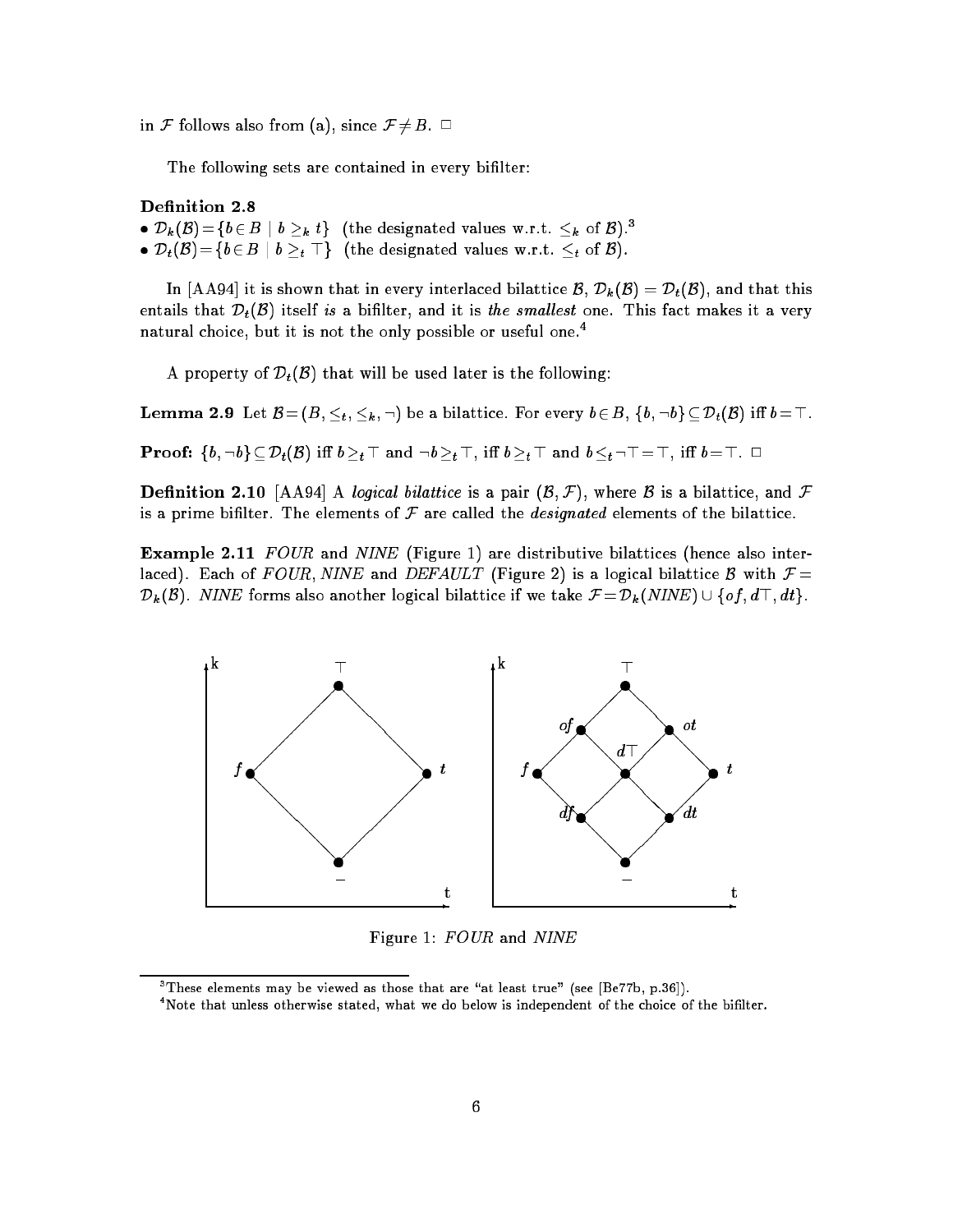in $\mathcal{F}$ follows also from (a), since $\mathcal{F} \neq B$. $\square$

The following sets are contained in every bifilter:

**Definition 2.8**

- $\mathcal{D}_k(\mathcal{B}) = \{b \in B \mid b \geq_k t\}$ (the designated values w.r.t. $\leq_k$ of $\mathcal{B}$).[3]
- $\mathcal{D}_t(\mathcal{B}) = \{b \in B \mid b \geq_t \top\}$ (the designated values w.r.t. $\leq_t$ of $\mathcal{B}$).

In [AA94] it is shown that in every interlaced bilattice $\mathcal{B}$, $\mathcal{D}_k(\mathcal{B}) = \mathcal{D}_t(\mathcal{B})$, and that this entails that $\mathcal{D}_t(\mathcal{B})$ itself *is* a bifilter, and it is *the smallest* one. This fact makes it a very natural choice, but it is not the only possible or useful one.[4]

A property of $\mathcal{D}_t(\mathcal{B})$ that will be used later is the following:

**Lemma 2.9** Let $\mathcal{B} = (B, \leq_t, \leq_k, \neg)$ be a bilattice. For every $b \in B$, $\{b, \neg b\} \subseteq \mathcal{D}_t(\mathcal{B})$ iff $b = \top$.

**Proof:** $\{b, \neg b\} \subseteq \mathcal{D}_t(\mathcal{B})$ iff $b \geq_t \top$ and $\neg b \geq_t \top$, iff $b \geq_t \top$ and $b \leq_t \neg \top = \top$, iff $b = \top$. $\square$

**Definition 2.10** [AA94] A *logical bilattice* is a pair $(\mathcal{B}, \mathcal{F})$, where $\mathcal{B}$ is a bilattice, and $\mathcal{F}$ is a prime bifilter. The elements of $\mathcal{F}$ are called the *designated* elements of the bilattice.

**Example 2.11** *FOUR* and *NINE* (Figure 1) are distributive bilattices (hence also interlaced). Each of *FOUR*, *NINE* and *DEFAULT* (Figure 2) is a logical bilattice $\mathcal{B}$ with $\mathcal{F} = \mathcal{D}_k(\mathcal{B})$. *NINE* forms also another logical bilattice if we take $\mathcal{F} = \mathcal{D}_k(\mathit{NINE}) \cup \{of, d\top, dt\}$.

Figure 1: *FOUR* and *NINE*

[3] These elements may be viewed as those that are "at least true" (see [Be77b, p.36]).

[4] Note that unless otherwise stated, what we do below is independent of the choice of the bifilter.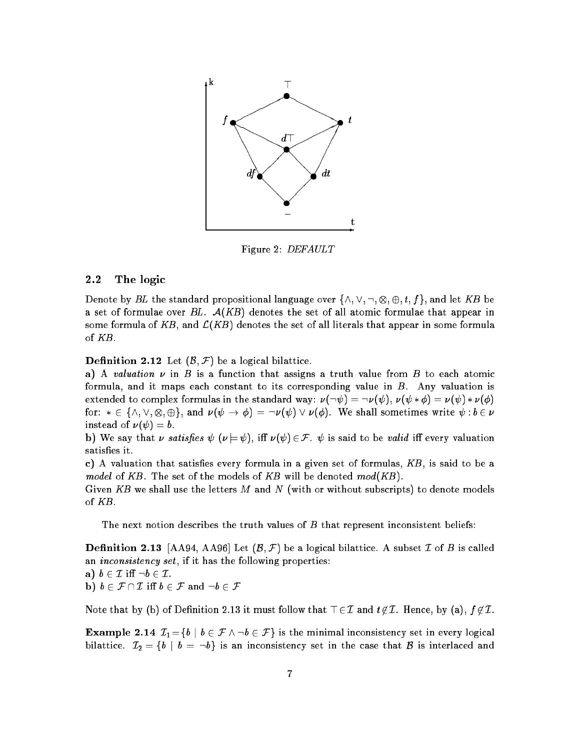Figure 2: *DEFAULT*

## 2.2 The logic

Denote by *BL* the standard propositional language over $\{\wedge, \vee, \neg, \otimes, \oplus, t, f\}$, and let *KB* be a set of formulae over *BL*. $\mathcal{A}(KB)$ denotes the set of all atomic formulae that appear in some formula of *KB*, and $\mathcal{L}(KB)$ denotes the set of all literals that appear in some formula of *KB*.

**Definition 2.12** Let $(\mathcal{B}, \mathcal{F})$ be a logical bilattice.

**a)** A *valuation* $\nu$ in $B$ is a function that assigns a truth value from $B$ to each atomic formula, and it maps each constant to its corresponding value in $B$. Any valuation is extended to complex formulas in the standard way: $\nu(\neg\psi) = \neg\nu(\psi)$, $\nu(\psi * \phi) = \nu(\psi) * \nu(\phi)$ for: $* \in \{\wedge, \vee, \otimes, \oplus\}$, and $\nu(\psi \rightarrow \phi) = \neg\nu(\psi) \vee \nu(\phi)$. We shall sometimes write $\psi : b \in \nu$ instead of $\nu(\psi) = b$.

**b)** We say that $\nu$ *satisfies* $\psi$ ($\nu \models \psi$), iff $\nu(\psi) \in \mathcal{F}$. $\psi$ is said to be *valid* iff every valuation satisfies it.

**c)** A valuation that satisfies every formula in a given set of formulas, *KB*, is said to be a *model* of *KB*. The set of the models of *KB* will be denoted *mod*(*KB*).

Given *KB* we shall use the letters $M$ and $N$ (with or without subscripts) to denote models of *KB*.

The next notion describes the truth values of $B$ that represent inconsistent beliefs:

**Definition 2.13** [AA94, AA96] Let $(\mathcal{B}, \mathcal{F})$ be a logical bilattice. A subset $\mathcal{I}$ of $B$ is called an *inconsistency set*, if it has the following properties:

**a)** $b \in \mathcal{I}$ iff $\neg b \in \mathcal{I}$.

**b)** $b \in \mathcal{F} \cap \mathcal{I}$ iff $b \in \mathcal{F}$ and $\neg b \in \mathcal{F}$

Note that by (b) of Definition 2.13 it must follow that $\top \in \mathcal{I}$ and $t \notin \mathcal{I}$. Hence, by (a), $f \notin \mathcal{I}$.

**Example 2.14** $\mathcal{I}_1 = \{b \mid b \in \mathcal{F} \wedge \neg b \in \mathcal{F}\}$ is the minimal inconsistency set in every logical bilattice. $\mathcal{I}_2 = \{b \mid b = \neg b\}$ is an inconsistency set in the case that $\mathcal{B}$ is interlaced and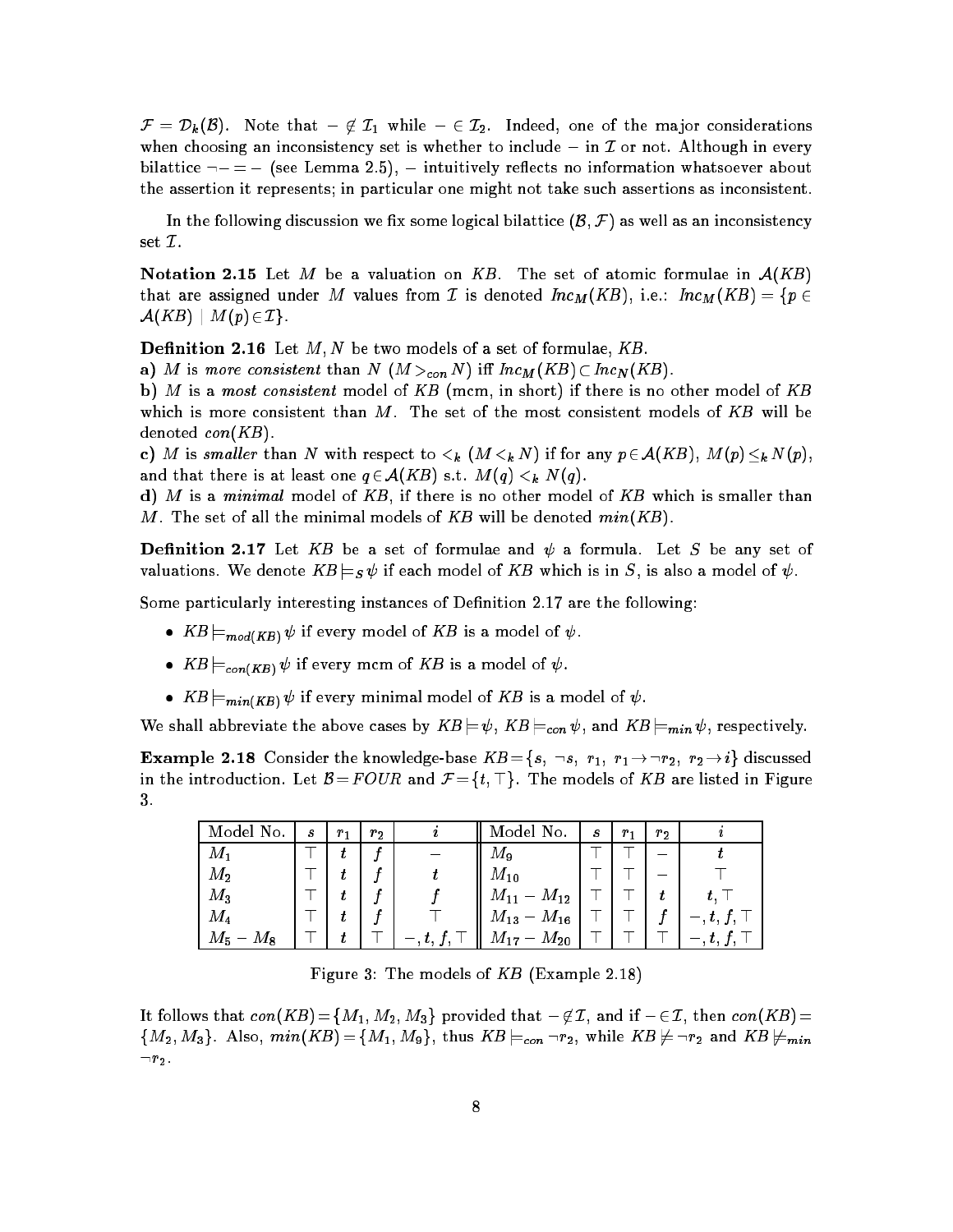$\mathcal{F} = \mathcal{D}_k(\mathcal{B})$. Note that $- \notin \mathcal{I}_1$ while $- \in \mathcal{I}_2$. Indeed, one of the major considerations when choosing an inconsistency set is whether to include $-$ in $\mathcal{I}$ or not. Although in every bilattice $\neg - = -$ (see Lemma 2.5), $-$ intuitively reflects no information whatsoever about the assertion it represents; in particular one might not take such assertions as inconsistent.

In the following discussion we fix some logical bilattice $(\mathcal{B}, \mathcal{F})$ as well as an inconsistency set $\mathcal{I}$.

**Notation 2.15** Let $M$ be a valuation on $KB$. The set of atomic formulae in $\mathcal{A}(KB)$ that are assigned under $M$ values from $\mathcal{I}$ is denoted $Inc_M(KB)$, i.e.: $Inc_M(KB) = \{p \in \mathcal{A}(KB) \mid M(p) \in \mathcal{I}\}$.

**Definition 2.16** Let $M, N$ be two models of a set of formulae, $KB$.

**a)** $M$ is *more consistent* than $N$ ($M >_{con} N$) iff $Inc_M(KB) \subset Inc_N(KB)$.

**b)** $M$ is a *most consistent* model of $KB$ (mcm, in short) if there is no other model of $KB$ which is more consistent than $M$. The set of the most consistent models of $KB$ will be denoted $con(KB)$.

**c)** $M$ is *smaller* than $N$ with respect to $<_k$ ($M <_k N$) if for any $p \in \mathcal{A}(KB)$, $M(p) \leq_k N(p)$, and that there is at least one $q \in \mathcal{A}(KB)$ s.t. $M(q) <_k N(q)$.

**d)** $M$ is a *minimal* model of $KB$, if there is no other model of $KB$ which is smaller than $M$. The set of all the minimal models of $KB$ will be denoted $min(KB)$.

**Definition 2.17** Let $KB$ be a set of formulae and $\psi$ a formula. Let $S$ be any set of valuations. We denote $KB \models_S \psi$ if each model of $KB$ which is in $S$, is also a model of $\psi$.

Some particularly interesting instances of Definition 2.17 are the following:

- $KB \models_{mod(KB)} \psi$ if every model of $KB$ is a model of $\psi$.
- $KB \models_{con(KB)} \psi$ if every mcm of $KB$ is a model of $\psi$.
- $KB \models_{min(KB)} \psi$ if every minimal model of $KB$ is a model of $\psi$.

We shall abbreviate the above cases by $KB \models \psi$, $KB \models_{con} \psi$, and $KB \models_{min} \psi$, respectively.

**Example 2.18** Consider the knowledge-base $KB = \{s,\ \neg s,\ r_1,\ r_1 \to \neg r_2,\ r_2 \to i\}$ discussed in the introduction. Let $\mathcal{B} = FOUR$ and $\mathcal{F} = \{t, \top\}$. The models of $KB$ are listed in Figure 3.

| Model No. | $s$ | $r_1$ | $r_2$ | $i$ | Model No. | $s$ | $r_1$ | $r_2$ | $i$ |
|---|---|---|---|---|---|---|---|---|---|
| $M_1$ | $\top$ | $t$ | $f$ | $-$ | $M_9$ | $\top$ | $\top$ | $-$ | $t$ |
| $M_2$ | $\top$ | $t$ | $f$ | $t$ | $M_{10}$ | $\top$ | $\top$ | $-$ | $\top$ |
| $M_3$ | $\top$ | $t$ | $f$ | $f$ | $M_{11} - M_{12}$ | $\top$ | $\top$ | $t$ | $t, \top$ |
| $M_4$ | $\top$ | $t$ | $f$ | $\top$ | $M_{13} - M_{16}$ | $\top$ | $\top$ | $f$ | $-, t, f, \top$ |
| $M_5 - M_8$ | $\top$ | $t$ | $\top$ | $-, t, f, \top$ | $M_{17} - M_{20}$ | $\top$ | $\top$ | $\top$ | $-, t, f, \top$ |

Figure 3: The models of $KB$ (Example 2.18)

It follows that $con(KB) = \{M_1, M_2, M_3\}$ provided that $- \notin \mathcal{I}$, and if $- \in \mathcal{I}$, then $con(KB) = \{M_2, M_3\}$. Also, $min(KB) = \{M_1, M_9\}$, thus $KB \models_{con} \neg r_2$, while $KB \not\models \neg r_2$ and $KB \not\models_{min} \neg r_2$.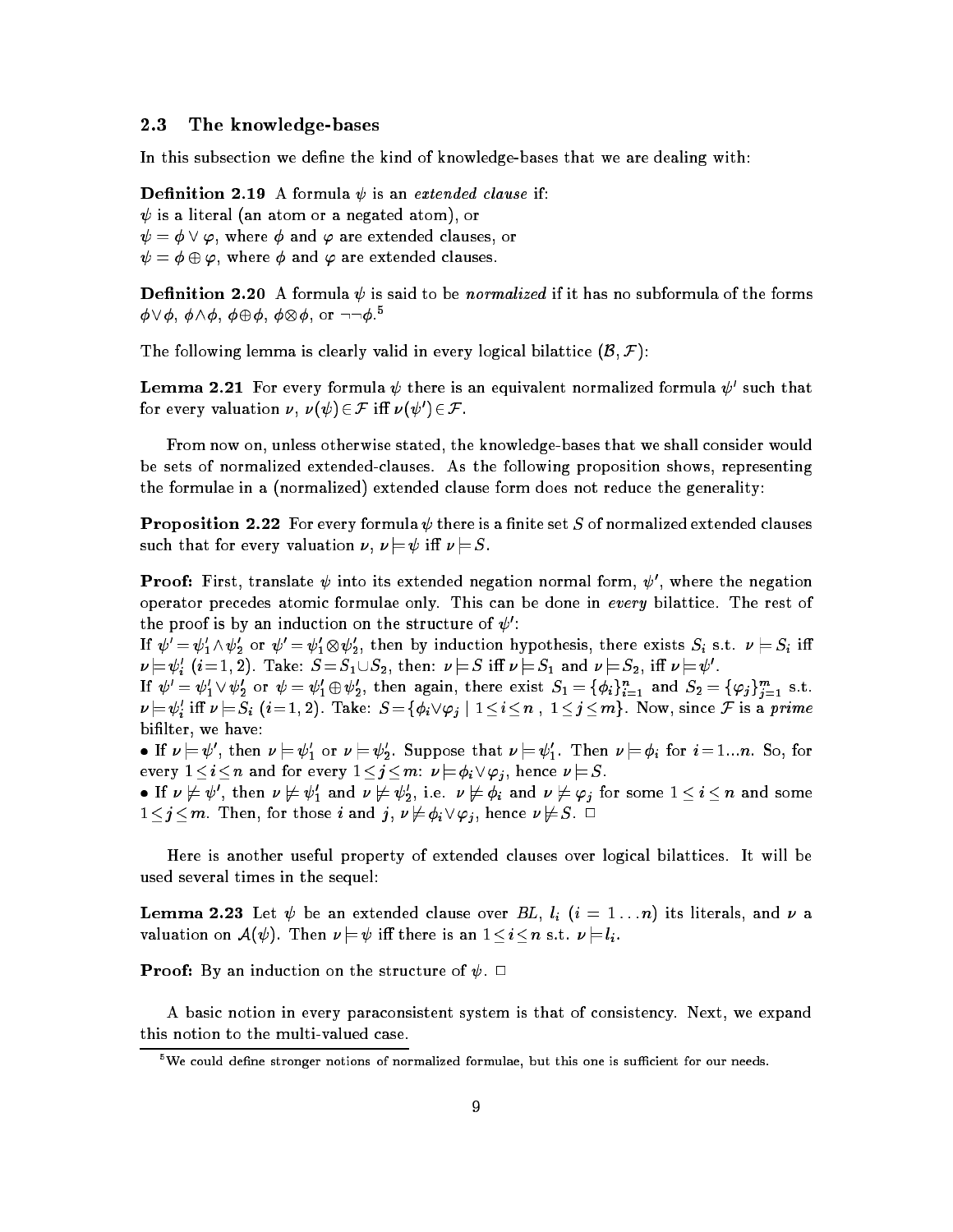### 2.3 The knowledge-bases

In this subsection we define the kind of knowledge-bases that we are dealing with:

**Definition 2.19** A formula $\psi$ is an *extended clause* if:
$\psi$ is a literal (an atom or a negated atom), or
$\psi = \phi \vee \varphi$, where $\phi$ and $\varphi$ are extended clauses, or
$\psi = \phi \oplus \varphi$, where $\phi$ and $\varphi$ are extended clauses.

**Definition 2.20** A formula $\psi$ is said to be *normalized* if it has no subformula of the forms $\phi \vee \phi$, $\phi \wedge \phi$, $\phi \oplus \phi$, $\phi \otimes \phi$, or $\neg\neg\phi$.[5]

The following lemma is clearly valid in every logical bilattice $(\mathcal{B}, \mathcal{F})$:

**Lemma 2.21** For every formula $\psi$ there is an equivalent normalized formula $\psi'$ such that for every valuation $\nu$, $\nu(\psi) \in \mathcal{F}$ iff $\nu(\psi') \in \mathcal{F}$.

From now on, unless otherwise stated, the knowledge-bases that we shall consider would be sets of normalized extended-clauses. As the following proposition shows, representing the formulae in a (normalized) extended clause form does not reduce the generality:

**Proposition 2.22** For every formula $\psi$ there is a finite set $S$ of normalized extended clauses such that for every valuation $\nu$, $\nu \models \psi$ iff $\nu \models S$.

**Proof:** First, translate $\psi$ into its extended negation normal form, $\psi'$, where the negation operator precedes atomic formulae only. This can be done in *every* bilattice. The rest of the proof is by an induction on the structure of $\psi'$:
If $\psi' = \psi'_1 \wedge \psi'_2$ or $\psi' = \psi'_1 \otimes \psi'_2$, then by induction hypothesis, there exists $S_i$ s.t. $\nu \models S_i$ iff $\nu \models \psi'_i$ $(i=1,2)$. Take: $S = S_1 \cup S_2$, then: $\nu \models S$ iff $\nu \models S_1$ and $\nu \models S_2$, iff $\nu \models \psi'$.
If $\psi' = \psi'_1 \vee \psi'_2$ or $\psi = \psi'_1 \oplus \psi'_2$, then again, there exist $S_1 = \{\phi_i\}_{i=1}^{n}$ and $S_2 = \{\varphi_j\}_{j=1}^{m}$ s.t. $\nu \models \psi'_i$ iff $\nu \models S_i$ $(i=1,2)$. Take: $S = \{\phi_i \vee \varphi_j \mid 1 \leq i \leq n \text{ , } 1 \leq j \leq m\}$. Now, since $\mathcal{F}$ is a *prime* bifilter, we have:

- If $\nu \models \psi'$, then $\nu \models \psi'_1$ or $\nu \models \psi'_2$. Suppose that $\nu \models \psi'_1$. Then $\nu \models \phi_i$ for $i = 1...n$. So, for every $1 \leq i \leq n$ and for every $1 \leq j \leq m$: $\nu \models \phi_i \vee \varphi_j$, hence $\nu \models S$.
- If $\nu \not\models \psi'$, then $\nu \not\models \psi'_1$ and $\nu \not\models \psi'_2$, i.e. $\nu \not\models \phi_i$ and $\nu \not\models \varphi_j$ for some $1 \leq i \leq n$ and some $1 \leq j \leq m$. Then, for those $i$ and $j$, $\nu \not\models \phi_i \vee \varphi_j$, hence $\nu \not\models S$. $\Box$

Here is another useful property of extended clauses over logical bilattices. It will be used several times in the sequel:

**Lemma 2.23** Let $\psi$ be an extended clause over $BL$, $l_i$ $(i = 1 \ldots n)$ its literals, and $\nu$ a valuation on $\mathcal{A}(\psi)$. Then $\nu \models \psi$ iff there is an $1 \leq i \leq n$ s.t. $\nu \models l_i$.

**Proof:** By an induction on the structure of $\psi$. $\Box$

A basic notion in every paraconsistent system is that of consistency. Next, we expand this notion to the multi-valued case.

---

[5] We could define stronger notions of normalized formulae, but this one is sufficient for our needs.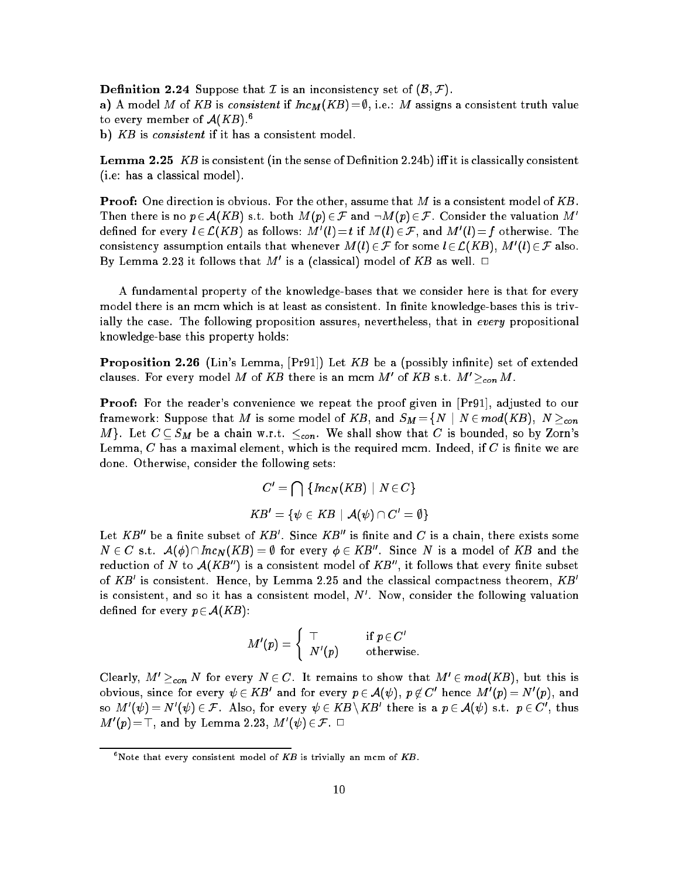**Definition 2.24** Suppose that $\mathcal{I}$ is an inconsistency set of $(\mathcal{B}, \mathcal{F})$.

**a)** A model $M$ of $KB$ is *consistent* if $Inc_M(KB) = \emptyset$, i.e.: $M$ assigns a consistent truth value to every member of $\mathcal{A}(KB)$.[6]

**b)** $KB$ is *consistent* if it has a consistent model.

**Lemma 2.25** *$KB$ is consistent (in the sense of Definition 2.24b) iff it is classically consistent (i.e: has a classical model).*

**Proof:** One direction is obvious. For the other, assume that $M$ is a consistent model of $KB$. Then there is no $p \in \mathcal{A}(KB)$ s.t. both $M(p) \in \mathcal{F}$ and $\neg M(p) \in \mathcal{F}$. Consider the valuation $M'$ defined for every $l \in \mathcal{L}(KB)$ as follows: $M'(l) = t$ if $M(l) \in \mathcal{F}$, and $M'(l) = f$ otherwise. The consistency assumption entails that whenever $M(l) \in \mathcal{F}$ for some $l \in \mathcal{L}(KB)$, $M'(l) \in \mathcal{F}$ also. By Lemma 2.23 it follows that $M'$ is a (classical) model of $KB$ as well. $\Box$

A fundamental property of the knowledge-bases that we consider here is that for every model there is an mcm which is at least as consistent. In finite knowledge-bases this is trivially the case. The following proposition assures, nevertheless, that in *every* propositional knowledge-base this property holds:

**Proposition 2.26** (Lin's Lemma, [Pr91]) *Let $KB$ be a (possibly infinite) set of extended clauses. For every model $M$ of $KB$ there is an mcm $M'$ of $KB$ s.t. $M' \geq_{con} M$.*

**Proof:** For the reader's convenience we repeat the proof given in [Pr91], adjusted to our framework: Suppose that $M$ is some model of $KB$, and $S_M = \{N \mid N \in mod(KB),\ N \geq_{con} M\}$. Let $C \subseteq S_M$ be a chain w.r.t. $\leq_{con}$. We shall show that $C$ is bounded, so by Zorn's Lemma, $C$ has a maximal element, which is the required mcm. Indeed, if $C$ is finite we are done. Otherwise, consider the following sets:

$$C' = \bigcap \{Inc_N(KB) \mid N \in C\}$$

$$KB' = \{\psi \in KB \mid \mathcal{A}(\psi) \cap C' = \emptyset\}$$

Let $KB''$ be a finite subset of $KB'$. Since $KB''$ is finite and $C$ is a chain, there exists some $N \in C$ s.t. $\mathcal{A}(\phi) \cap Inc_N(KB) = \emptyset$ for every $\phi \in KB''$. Since $N$ is a model of $KB$ and the reduction of $N$ to $\mathcal{A}(KB'')$ is a consistent model of $KB''$, it follows that every finite subset of $KB'$ is consistent. Hence, by Lemma 2.25 and the classical compactness theorem, $KB'$ is consistent, and so it has a consistent model, $N'$. Now, consider the following valuation defined for every $p \in \mathcal{A}(KB)$:

$$M'(p) = \begin{cases} \top & \text{if } p \in C' \\ N'(p) & \text{otherwise.} \end{cases}$$

Clearly, $M' \geq_{con} N$ for every $N \in C$. It remains to show that $M' \in mod(KB)$, but this is obvious, since for every $\psi \in KB'$ and for every $p \in \mathcal{A}(\psi)$, $p \notin C'$ hence $M'(p) = N'(p)$, and so $M'(\psi) = N'(\psi) \in \mathcal{F}$. Also, for every $\psi \in KB \setminus KB'$ there is a $p \in \mathcal{A}(\psi)$ s.t. $p \in C'$, thus $M'(p) = \top$, and by Lemma 2.23, $M'(\psi) \in \mathcal{F}$. $\Box$

---

[6] Note that every consistent model of $KB$ is trivially an mcm of $KB$.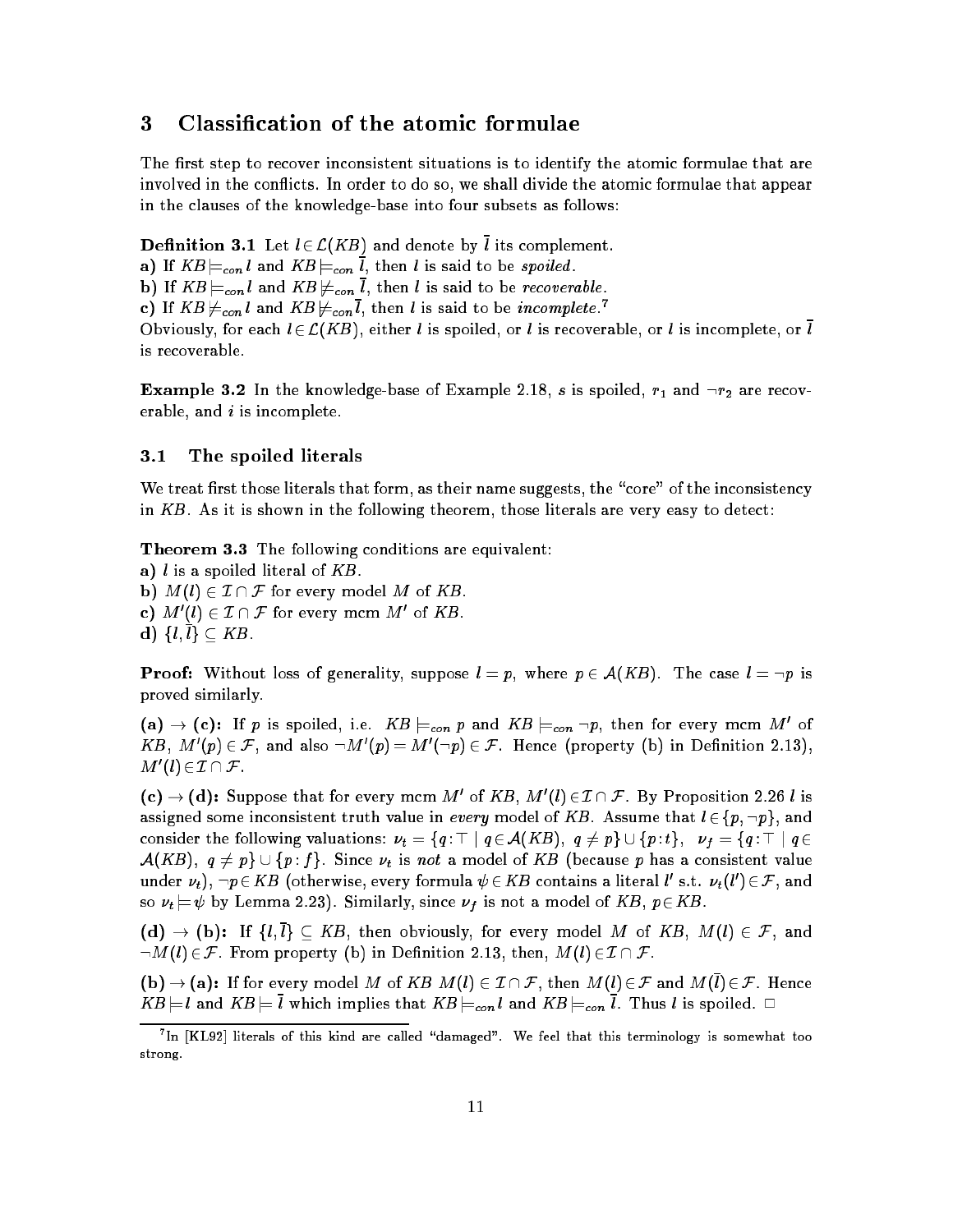## 3 Classification of the atomic formulae

The first step to recover inconsistent situations is to identify the atomic formulae that are involved in the conflicts. In order to do so, we shall divide the atomic formulae that appear in the clauses of the knowledge-base into four subsets as follows:

**Definition 3.1** Let $l \in \mathcal{L}(KB)$ and denote by $\overline{l}$ its complement.
**a)** If $KB \models_{con} l$ and $KB \models_{con} \overline{l}$, then $l$ is said to be *spoiled*.
**b)** If $KB \models_{con} l$ and $KB \not\models_{con} \overline{l}$, then $l$ is said to be *recoverable*.
**c)** If $KB \not\models_{con} l$ and $KB \not\models_{con} \overline{l}$, then $l$ is said to be *incomplete*.[7]
Obviously, for each $l \in \mathcal{L}(KB)$, either $l$ is spoiled, or $l$ is recoverable, or $l$ is incomplete, or $\overline{l}$ is recoverable.

**Example 3.2** In the knowledge-base of Example 2.18, $s$ is spoiled, $r_1$ and $\neg r_2$ are recoverable, and $i$ is incomplete.

### 3.1 The spoiled literals

We treat first those literals that form, as their name suggests, the "core" of the inconsistency in $KB$. As it is shown in the following theorem, those literals are very easy to detect:

**Theorem 3.3** The following conditions are equivalent:
**a)** $l$ is a spoiled literal of $KB$.
**b)** $M(l) \in \mathcal{I} \cap \mathcal{F}$ for every model $M$ of $KB$.
**c)** $M'(l) \in \mathcal{I} \cap \mathcal{F}$ for every mcm $M'$ of $KB$.
**d)** $\{l, \overline{l}\} \subseteq KB$.

**Proof:** Without loss of generality, suppose $l = p$, where $p \in \mathcal{A}(KB)$. The case $l = \neg p$ is proved similarly.

**(a) → (c):** If $p$ is spoiled, i.e. $KB \models_{con} p$ and $KB \models_{con} \neg p$, then for every mcm $M'$ of $KB$, $M'(p) \in \mathcal{F}$, and also $\neg M'(p) = M'(\neg p) \in \mathcal{F}$. Hence (property (b) in Definition 2.13), $M'(l) \in \mathcal{I} \cap \mathcal{F}$.

**(c) → (d):** Suppose that for every mcm $M'$ of $KB$, $M'(l) \in \mathcal{I} \cap \mathcal{F}$. By Proposition 2.26 $l$ is assigned some inconsistent truth value in *every* model of $KB$. Assume that $l \in \{p, \neg p\}$, and consider the following valuations: $\nu_t = \{q : \top \mid q \in \mathcal{A}(KB),\ q \neq p\} \cup \{p : t\}$, $\nu_f = \{q : \top \mid q \in \mathcal{A}(KB),\ q \neq p\} \cup \{p : f\}$. Since $\nu_t$ is *not* a model of $KB$ (because $p$ has a consistent value under $\nu_t$), $\neg p \in KB$ (otherwise, every formula $\psi \in KB$ contains a literal $l'$ s.t. $\nu_t(l') \in \mathcal{F}$, and so $\nu_t \models \psi$ by Lemma 2.23). Similarly, since $\nu_f$ is not a model of $KB$, $p \in KB$.

**(d) → (b):** If $\{l, \overline{l}\} \subseteq KB$, then obviously, for every model $M$ of $KB$, $M(l) \in \mathcal{F}$, and $\neg M(l) \in \mathcal{F}$. From property (b) in Definition 2.13, then, $M(l) \in \mathcal{I} \cap \mathcal{F}$.

**(b) → (a):** If for every model $M$ of $KB$ $M(l) \in \mathcal{I} \cap \mathcal{F}$, then $M(l) \in \mathcal{F}$ and $M(\overline{l}) \in \mathcal{F}$. Hence $KB \models l$ and $KB \models \overline{l}$ which implies that $KB \models_{con} l$ and $KB \models_{con} \overline{l}$. Thus $l$ is spoiled. □

[7] In [KL92] literals of this kind are called "damaged". We feel that this terminology is somewhat too strong.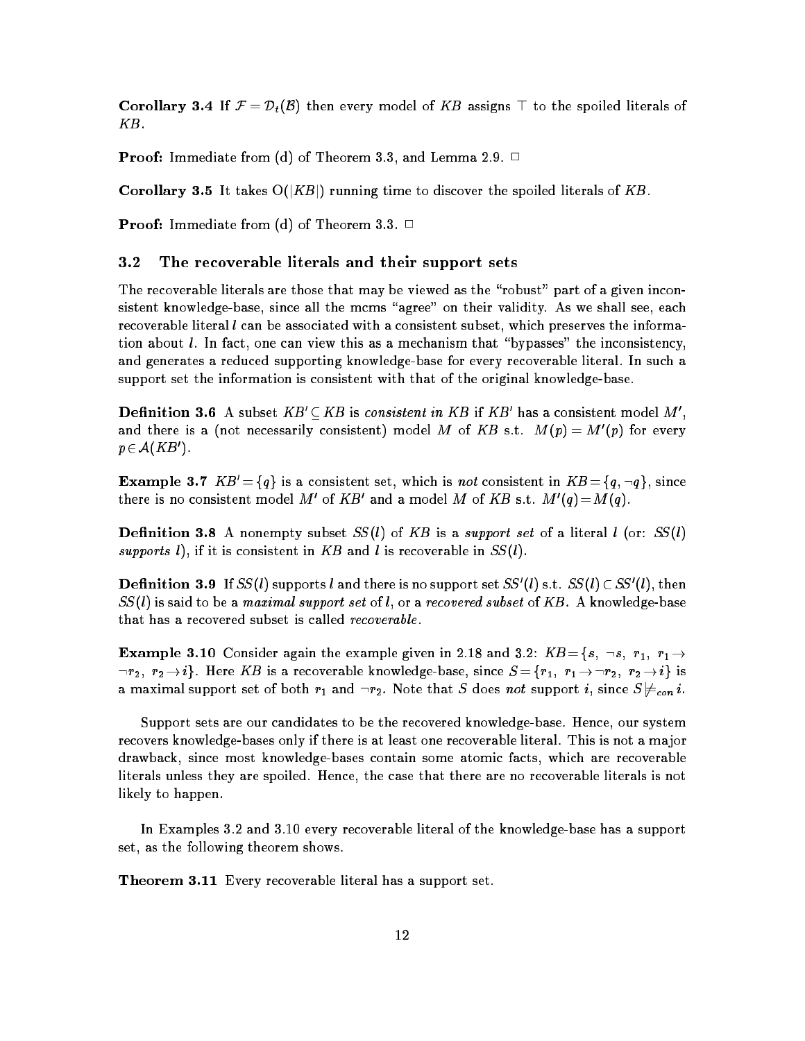**Corollary 3.4** If $\mathcal{F} = \mathcal{D}_t(\mathcal{B})$ then every model of $KB$ assigns $\top$ to the spoiled literals of $KB$.

**Proof:** Immediate from (d) of Theorem 3.3, and Lemma 2.9. $\Box$

**Corollary 3.5** It takes $O(|KB|)$ running time to discover the spoiled literals of $KB$.

**Proof:** Immediate from (d) of Theorem 3.3. $\Box$

### 3.2 The recoverable literals and their support sets

The recoverable literals are those that may be viewed as the "robust" part of a given inconsistent knowledge-base, since all the mcms "agree" on their validity. As we shall see, each recoverable literal $l$ can be associated with a consistent subset, which preserves the information about $l$. In fact, one can view this as a mechanism that "bypasses" the inconsistency, and generates a reduced supporting knowledge-base for every recoverable literal. In such a support set the information is consistent with that of the original knowledge-base.

**Definition 3.6** A subset $KB' \subseteq KB$ is *consistent in KB* if $KB'$ has a consistent model $M'$, and there is a (not necessarily consistent) model $M$ of $KB$ s.t. $M(p) = M'(p)$ for every $p \in \mathcal{A}(KB')$.

**Example 3.7** $KB' = \{q\}$ is a consistent set, which is *not* consistent in $KB = \{q, \neg q\}$, since there is no consistent model $M'$ of $KB'$ and a model $M$ of $KB$ s.t. $M'(q) = M(q)$.

**Definition 3.8** A nonempty subset $SS(l)$ of $KB$ is a *support set* of a literal $l$ (or: $SS(l)$ *supports* $l$), if it is consistent in $KB$ and $l$ is recoverable in $SS(l)$.

**Definition 3.9** If $SS(l)$ supports $l$ and there is no support set $SS'(l)$ s.t. $SS(l) \subset SS'(l)$, then $SS(l)$ is said to be a *maximal support set* of $l$, or a *recovered subset* of $KB$. A knowledge-base that has a recovered subset is called *recoverable*.

**Example 3.10** Consider again the example given in 2.18 and 3.2: $KB = \{s,\ \neg s,\ r_1,\ r_1 \rightarrow \neg r_2,\ r_2 \rightarrow i\}$. Here $KB$ is a recoverable knowledge-base, since $S = \{r_1,\ r_1 \rightarrow \neg r_2,\ r_2 \rightarrow i\}$ is a maximal support set of both $r_1$ and $\neg r_2$. Note that $S$ does *not* support $i$, since $S \not\models_{con} i$.

Support sets are our candidates to be the recovered knowledge-base. Hence, our system recovers knowledge-bases only if there is at least one recoverable literal. This is not a major drawback, since most knowledge-bases contain some atomic facts, which are recoverable literals unless they are spoiled. Hence, the case that there are no recoverable literals is not likely to happen.

In Examples 3.2 and 3.10 every recoverable literal of the knowledge-base has a support set, as the following theorem shows.

**Theorem 3.11** Every recoverable literal has a support set.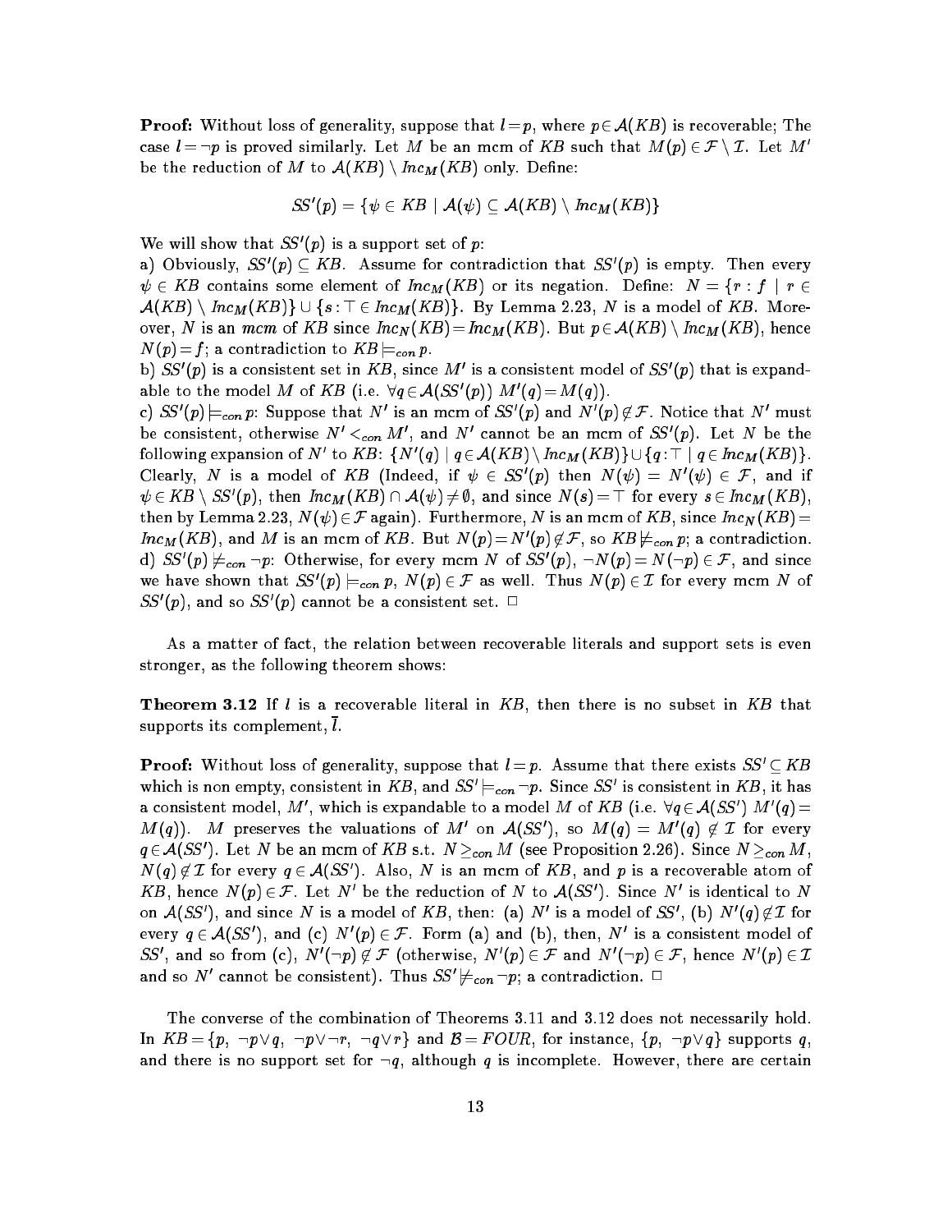**Proof:** Without loss of generality, suppose that $l = p$, where $p \in \mathcal{A}(KB)$ is recoverable; The case $l = \neg p$ is proved similarly. Let $M$ be an mcm of $KB$ such that $M(p) \in \mathcal{F} \setminus \mathcal{I}$. Let $M'$ be the reduction of $M$ to $\mathcal{A}(KB) \setminus \mathit{Inc}_M(KB)$ only. Define:

$$SS'(p) = \{\psi \in KB \mid \mathcal{A}(\psi) \subseteq \mathcal{A}(KB) \setminus \mathit{Inc}_M(KB)\}$$

We will show that $SS'(p)$ is a support set of $p$:

a) Obviously, $SS'(p) \subseteq KB$. Assume for contradiction that $SS'(p)$ is empty. Then every $\psi \in KB$ contains some element of $\mathit{Inc}_M(KB)$ or its negation. Define: $N = \{r : f \mid r \in \mathcal{A}(KB) \setminus \mathit{Inc}_M(KB)\} \cup \{s : \top \in \mathit{Inc}_M(KB)\}$. By Lemma 2.23, $N$ is a model of $KB$. Moreover, $N$ is an *mcm* of $KB$ since $\mathit{Inc}_N(KB) = \mathit{Inc}_M(KB)$. But $p \in \mathcal{A}(KB) \setminus \mathit{Inc}_M(KB)$, hence $N(p) = f$; a contradiction to $KB \models_{con} p$.

b) $SS'(p)$ is a consistent set in $KB$, since $M'$ is a consistent model of $SS'(p)$ that is expandable to the model $M$ of $KB$ (i.e. $\forall q \in \mathcal{A}(SS'(p))\ M'(q) = M(q)$).

c) $SS'(p) \models_{con} p$: Suppose that $N'$ is an mcm of $SS'(p)$ and $N'(p) \notin \mathcal{F}$. Notice that $N'$ must be consistent, otherwise $N' <_{con} M'$, and $N'$ cannot be an mcm of $SS'(p)$. Let $N$ be the following expansion of $N'$ to $KB$: $\{N'(q) \mid q \in \mathcal{A}(KB) \setminus \mathit{Inc}_M(KB)\} \cup \{q : \top \mid q \in \mathit{Inc}_M(KB)\}$. Clearly, $N$ is a model of $KB$ (Indeed, if $\psi \in SS'(p)$ then $N(\psi) = N'(\psi) \in \mathcal{F}$, and if $\psi \in KB \setminus SS'(p)$, then $\mathit{Inc}_M(KB) \cap \mathcal{A}(\psi) \neq \emptyset$, and since $N(s) = \top$ for every $s \in \mathit{Inc}_M(KB)$, then by Lemma 2.23, $N(\psi) \in \mathcal{F}$ again). Furthermore, $N$ is an mcm of $KB$, since $\mathit{Inc}_N(KB) = \mathit{Inc}_M(KB)$, and $M$ is an mcm of $KB$. But $N(p) = N'(p) \notin \mathcal{F}$, so $KB \not\models_{con} p$; a contradiction.

d) $SS'(p) \not\models_{con} \neg p$: Otherwise, for every mcm $N$ of $SS'(p)$, $\neg N(p) = N(\neg p) \in \mathcal{F}$, and since we have shown that $SS'(p) \models_{con} p$, $N(p) \in \mathcal{F}$ as well. Thus $N(p) \in \mathcal{I}$ for every mcm $N$ of $SS'(p)$, and so $SS'(p)$ cannot be a consistent set. $\square$

As a matter of fact, the relation between recoverable literals and support sets is even stronger, as the following theorem shows:

**Theorem 3.12** If $l$ is a recoverable literal in $KB$, then there is no subset in $KB$ that supports its complement, $\overline{l}$.

**Proof:** Without loss of generality, suppose that $l = p$. Assume that there exists $SS' \subseteq KB$ which is non empty, consistent in $KB$, and $SS' \models_{con} \neg p$. Since $SS'$ is consistent in $KB$, it has a consistent model, $M'$, which is expandable to a model $M$ of $KB$ (i.e. $\forall q \in \mathcal{A}(SS')\ M'(q) = M(q)$). $M$ preserves the valuations of $M'$ on $\mathcal{A}(SS')$, so $M(q) = M'(q) \notin \mathcal{I}$ for every $q \in \mathcal{A}(SS')$. Let $N$ be an mcm of $KB$ s.t. $N \geq_{con} M$ (see Proposition 2.26). Since $N \geq_{con} M$, $N(q) \notin \mathcal{I}$ for every $q \in \mathcal{A}(SS')$. Also, $N$ is an mcm of $KB$, and $p$ is a recoverable atom of $KB$, hence $N(p) \in \mathcal{F}$. Let $N'$ be the reduction of $N$ to $\mathcal{A}(SS')$. Since $N'$ is identical to $N$ on $\mathcal{A}(SS')$, and since $N$ is a model of $KB$, then: (a) $N'$ is a model of $SS'$, (b) $N'(q) \notin \mathcal{I}$ for every $q \in \mathcal{A}(SS')$, and (c) $N'(p) \in \mathcal{F}$. Form (a) and (b), then, $N'$ is a consistent model of $SS'$, and so from (c), $N'(\neg p) \notin \mathcal{F}$ (otherwise, $N'(p) \in \mathcal{F}$ and $N'(\neg p) \in \mathcal{F}$, hence $N'(p) \in \mathcal{I}$ and so $N'$ cannot be consistent). Thus $SS' \not\models_{con} \neg p$; a contradiction. $\square$

The converse of the combination of Theorems 3.11 and 3.12 does not necessarily hold. In $KB = \{p,\ \neg p \vee q,\ \neg p \vee \neg r,\ \neg q \vee r\}$ and $\mathcal{B} = FOUR$, for instance, $\{p,\ \neg p \vee q\}$ supports $q$, and there is no support set for $\neg q$, although $q$ is incomplete. However, there are certain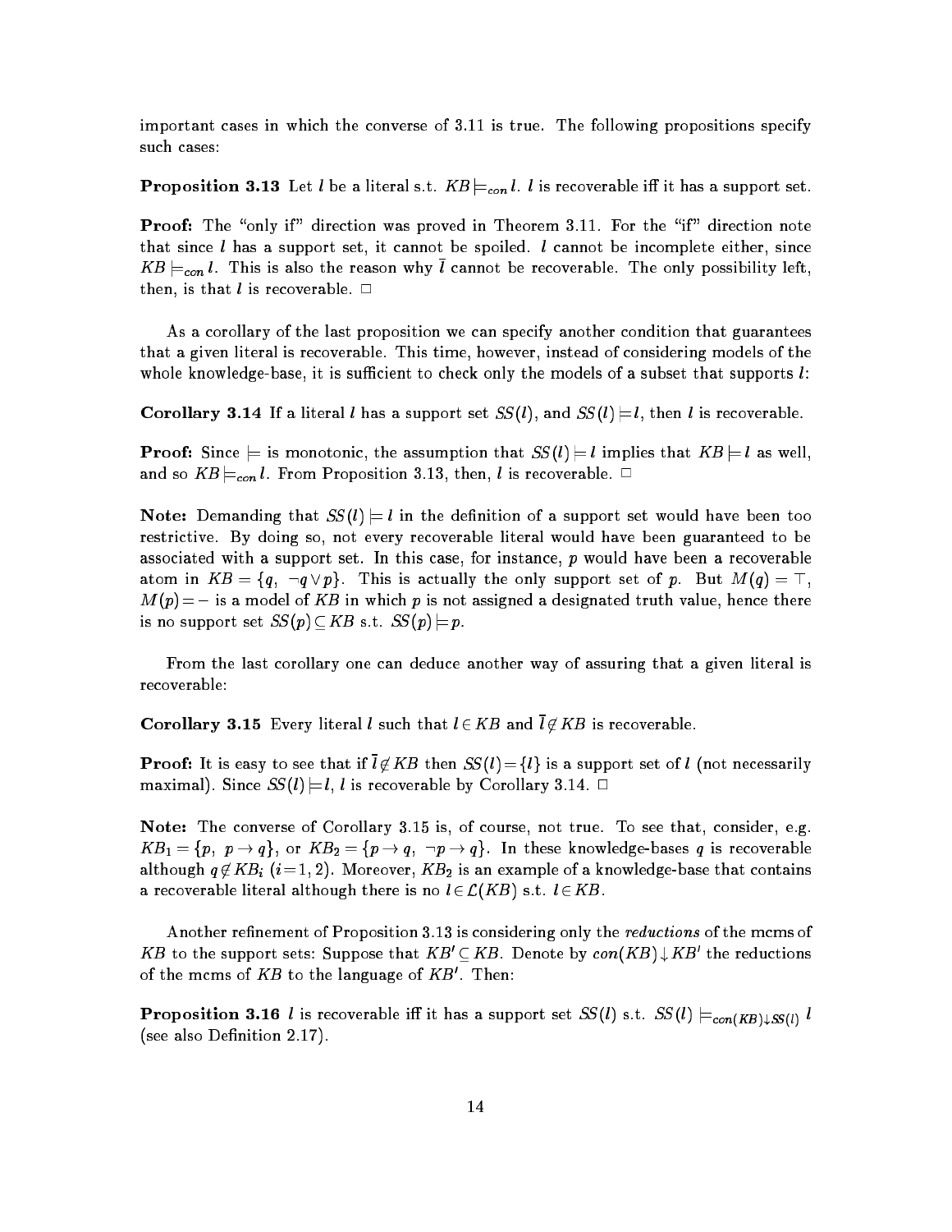important cases in which the converse of 3.11 is true. The following propositions specify such cases:

**Proposition 3.13** Let $l$ be a literal s.t. $KB \models_{con} l$. $l$ is recoverable iff it has a support set.

**Proof:** The "only if" direction was proved in Theorem 3.11. For the "if" direction note that since $l$ has a support set, it cannot be spoiled. $l$ cannot be incomplete either, since $KB \models_{con} l$. This is also the reason why $\bar{l}$ cannot be recoverable. The only possibility left, then, is that $l$ is recoverable. □

As a corollary of the last proposition we can specify another condition that guarantees that a given literal is recoverable. This time, however, instead of considering models of the whole knowledge-base, it is sufficient to check only the models of a subset that supports $l$:

**Corollary 3.14** If a literal $l$ has a support set $SS(l)$, and $SS(l) \models l$, then $l$ is recoverable.

**Proof:** Since $\models$ is monotonic, the assumption that $SS(l) \models l$ implies that $KB \models l$ as well, and so $KB \models_{con} l$. From Proposition 3.13, then, $l$ is recoverable. □

**Note:** Demanding that $SS(l) \models l$ in the definition of a support set would have been too restrictive. By doing so, not every recoverable literal would have been guaranteed to be associated with a support set. In this case, for instance, $p$ would have been a recoverable atom in $KB = \{q, \neg q \vee p\}$. This is actually the only support set of $p$. But $M(q) = \top$, $M(p) = -$ is a model of $KB$ in which $p$ is not assigned a designated truth value, hence there is no support set $SS(p) \subseteq KB$ s.t. $SS(p) \models p$.

From the last corollary one can deduce another way of assuring that a given literal is recoverable:

**Corollary 3.15** Every literal $l$ such that $l \in KB$ and $\bar{l} \notin KB$ is recoverable.

**Proof:** It is easy to see that if $\bar{l} \notin KB$ then $SS(l) = \{l\}$ is a support set of $l$ (not necessarily maximal). Since $SS(l) \models l$, $l$ is recoverable by Corollary 3.14. □

**Note:** The converse of Corollary 3.15 is, of course, not true. To see that, consider, e.g. $KB_1 = \{p,\ p \rightarrow q\}$, or $KB_2 = \{p \rightarrow q,\ \neg p \rightarrow q\}$. In these knowledge-bases $q$ is recoverable although $q \notin KB_i$ $(i = 1, 2)$. Moreover, $KB_2$ is an example of a knowledge-base that contains a recoverable literal although there is no $l \in \mathcal{L}(KB)$ s.t. $l \in KB$.

Another refinement of Proposition 3.13 is considering only the *reductions* of the mcms of $KB$ to the support sets: Suppose that $KB' \subseteq KB$. Denote by $con(KB) \downarrow KB'$ the reductions of the mcms of $KB$ to the language of $KB'$. Then:

**Proposition 3.16** $l$ is recoverable iff it has a support set $SS(l)$ s.t. $SS(l) \models_{con(KB) \downarrow SS(l)} l$ (see also Definition 2.17).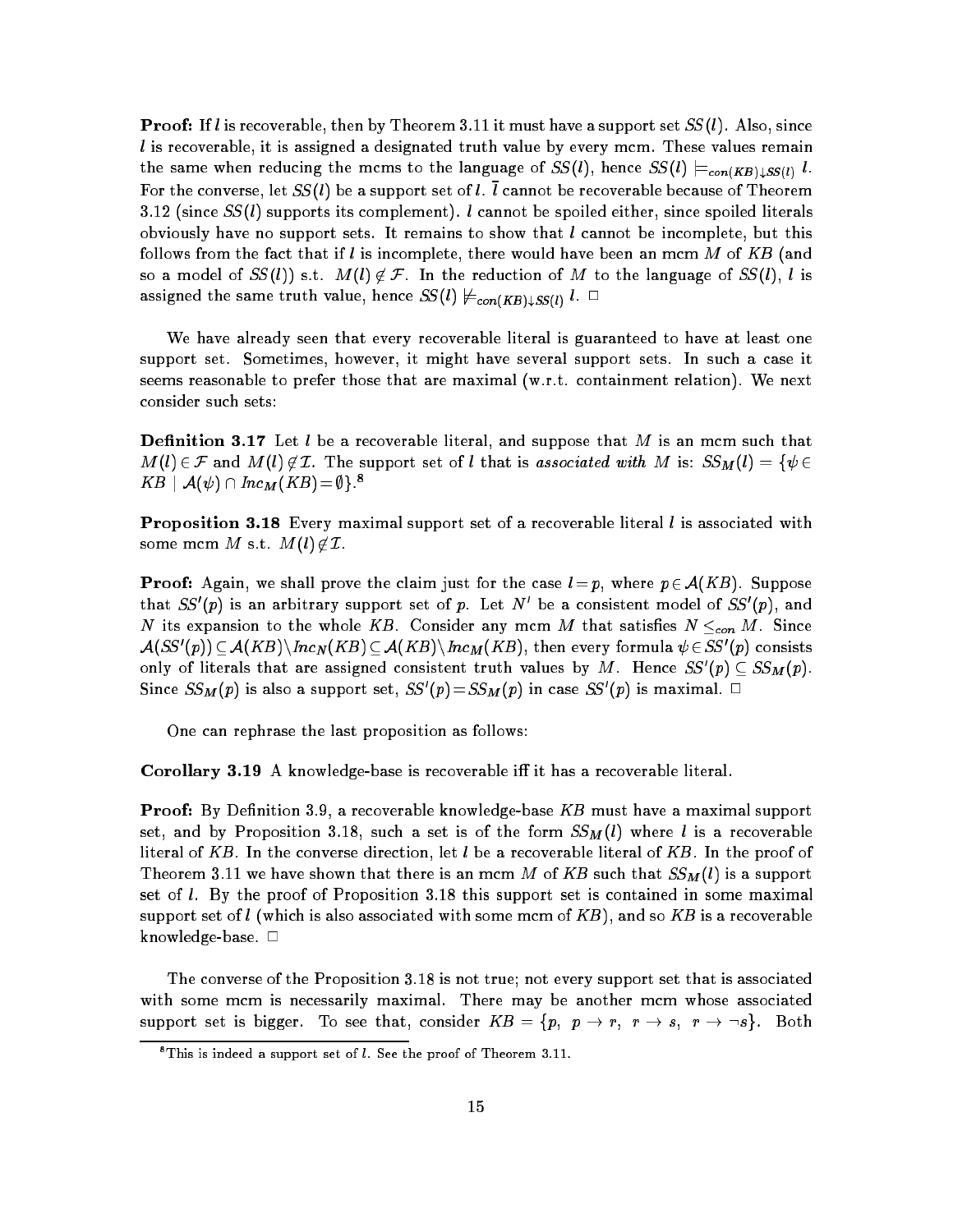**Proof:** If $l$ is recoverable, then by Theorem 3.11 it must have a support set $SS(l)$. Also, since $l$ is recoverable, it is assigned a designated truth value by every mcm. These values remain the same when reducing the mcms to the language of $SS(l)$, hence $SS(l) \models_{con(KB)\downarrow SS(l)} l$. For the converse, let $SS(l)$ be a support set of $l$. $\overline{l}$ cannot be recoverable because of Theorem 3.12 (since $SS(l)$ supports its complement). $l$ cannot be spoiled either, since spoiled literals obviously have no support sets. It remains to show that $l$ cannot be incomplete, but this follows from the fact that if $l$ is incomplete, there would have been an mcm $M$ of $KB$ (and so a model of $SS(l)$) s.t. $M(l) \notin \mathcal{F}$. In the reduction of $M$ to the language of $SS(l)$, $l$ is assigned the same truth value, hence $SS(l) \not\models_{con(KB)\downarrow SS(l)} l$. $\Box$

We have already seen that every recoverable literal is guaranteed to have at least one support set. Sometimes, however, it might have several support sets. In such a case it seems reasonable to prefer those that are maximal (w.r.t. containment relation). We next consider such sets:

**Definition 3.17** Let $l$ be a recoverable literal, and suppose that $M$ is an mcm such that $M(l) \in \mathcal{F}$ and $M(l) \notin \mathcal{I}$. The support set of $l$ that is *associated with* $M$ is: $SS_M(l) = \{\psi \in KB \mid \mathcal{A}(\psi) \cap \mathit{Inc}_M(KB) = \emptyset\}$.[8]

**Proposition 3.18** Every maximal support set of a recoverable literal $l$ is associated with some mcm $M$ s.t. $M(l) \notin \mathcal{I}$.

**Proof:** Again, we shall prove the claim just for the case $l = p$, where $p \in \mathcal{A}(KB)$. Suppose that $SS'(p)$ is an arbitrary support set of $p$. Let $N'$ be a consistent model of $SS'(p)$, and $N$ its expansion to the whole $KB$. Consider any mcm $M$ that satisfies $N \leq_{con} M$. Since $\mathcal{A}(SS'(p)) \subseteq \mathcal{A}(KB) \setminus \mathit{Inc}_N(KB) \subseteq \mathcal{A}(KB) \setminus \mathit{Inc}_M(KB)$, then every formula $\psi \in SS'(p)$ consists only of literals that are assigned consistent truth values by $M$. Hence $SS'(p) \subseteq SS_M(p)$. Since $SS_M(p)$ is also a support set, $SS'(p) = SS_M(p)$ in case $SS'(p)$ is maximal. $\Box$

One can rephrase the last proposition as follows:

**Corollary 3.19** A knowledge-base is recoverable iff it has a recoverable literal.

**Proof:** By Definition 3.9, a recoverable knowledge-base $KB$ must have a maximal support set, and by Proposition 3.18, such a set is of the form $SS_M(l)$ where $l$ is a recoverable literal of $KB$. In the converse direction, let $l$ be a recoverable literal of $KB$. In the proof of Theorem 3.11 we have shown that there is an mcm $M$ of $KB$ such that $SS_M(l)$ is a support set of $l$. By the proof of Proposition 3.18 this support set is contained in some maximal support set of $l$ (which is also associated with some mcm of $KB$), and so $KB$ is a recoverable knowledge-base. $\Box$

The converse of the Proposition 3.18 is not true; not every support set that is associated with some mcm is necessarily maximal. There may be another mcm whose associated support set is bigger. To see that, consider $KB = \{p,\ p \to r,\ r \to s,\ r \to \neg s\}$. Both

[8] This is indeed a support set of $l$. See the proof of Theorem 3.11.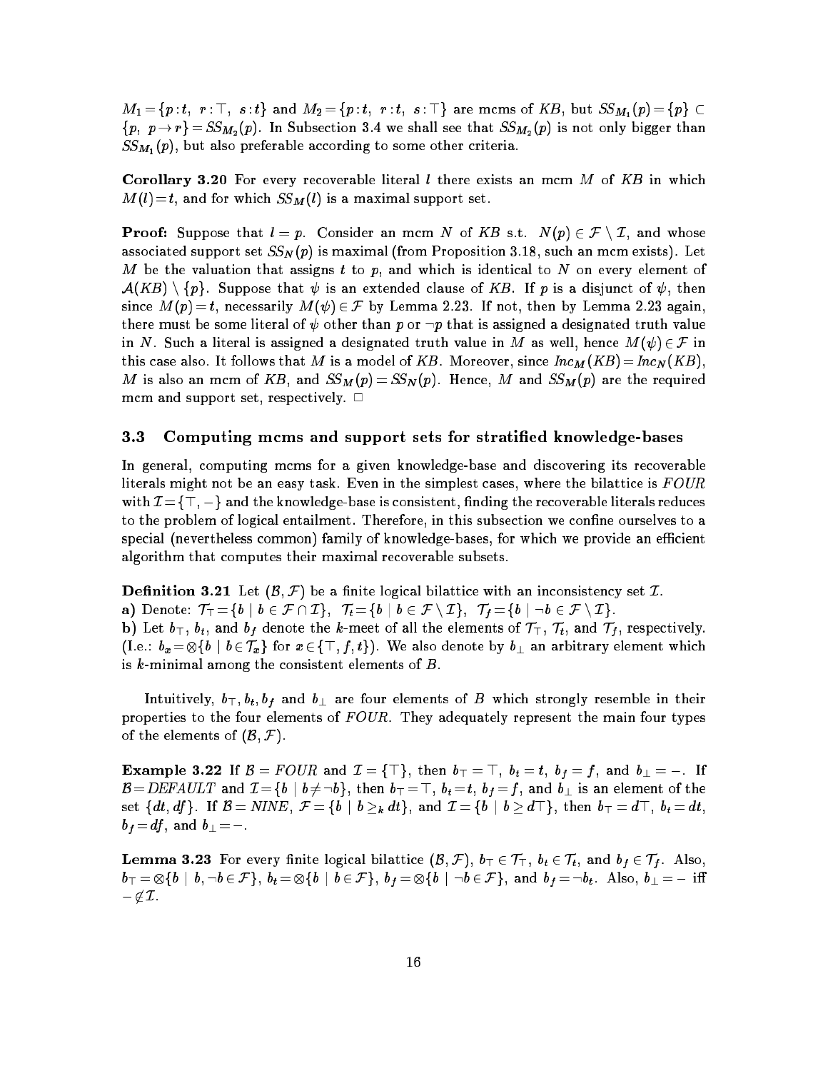$M_1 = \{p:t,\ r:\top,\ s:t\}$ and $M_2 = \{p:t,\ r:t,\ s:\top\}$ are mcms of *KB*, but $SS_{M_1}(p) = \{p\} \subset \{p,\ p \to r\} = SS_{M_2}(p)$. In Subsection 3.4 we shall see that $SS_{M_2}(p)$ is not only bigger than $SS_{M_1}(p)$, but also preferable according to some other criteria.

**Corollary 3.20** For every recoverable literal $l$ there exists an mcm $M$ of *KB* in which $M(l) = t$, and for which $SS_M(l)$ is a maximal support set.

**Proof:** Suppose that $l = p$. Consider an mcm $N$ of *KB* s.t. $N(p) \in \mathcal{F} \setminus \mathcal{I}$, and whose associated support set $SS_N(p)$ is maximal (from Proposition 3.18, such an mcm exists). Let $M$ be the valuation that assigns $t$ to $p$, and which is identical to $N$ on every element of $\mathcal{A}(KB) \setminus \{p\}$. Suppose that $\psi$ is an extended clause of *KB*. If $p$ is a disjunct of $\psi$, then since $M(p) = t$, necessarily $M(\psi) \in \mathcal{F}$ by Lemma 2.23. If not, then by Lemma 2.23 again, there must be some literal of $\psi$ other than $p$ or $\neg p$ that is assigned a designated truth value in $N$. Such a literal is assigned a designated truth value in $M$ as well, hence $M(\psi) \in \mathcal{F}$ in this case also. It follows that $M$ is a model of *KB*. Moreover, since $Inc_M(KB) = Inc_N(KB)$, $M$ is also an mcm of *KB*, and $SS_M(p) = SS_N(p)$. Hence, $M$ and $SS_M(p)$ are the required mcm and support set, respectively. $\Box$

### 3.3 Computing mcms and support sets for stratified knowledge-bases

In general, computing mcms for a given knowledge-base and discovering its recoverable literals might not be an easy task. Even in the simplest cases, where the bilattice is *FOUR* with $\mathcal{I} = \{\top, -\}$ and the knowledge-base is consistent, finding the recoverable literals reduces to the problem of logical entailment. Therefore, in this subsection we confine ourselves to a special (nevertheless common) family of knowledge-bases, for which we provide an efficient algorithm that computes their maximal recoverable subsets.

**Definition 3.21** Let $(\mathcal{B}, \mathcal{F})$ be a finite logical bilattice with an inconsistency set $\mathcal{I}$.
**a)** Denote: $\mathcal{T}_\top = \{b \mid b \in \mathcal{F} \cap \mathcal{I}\}$, $\mathcal{T}_t = \{b \mid b \in \mathcal{F} \setminus \mathcal{I}\}$, $\mathcal{T}_f = \{b \mid \neg b \in \mathcal{F} \setminus \mathcal{I}\}$.
**b)** Let $b_\top$, $b_t$, and $b_f$ denote the $k$-meet of all the elements of $\mathcal{T}_\top$, $\mathcal{T}_t$, and $\mathcal{T}_f$, respectively. (I.e.: $b_x = \otimes\{b \mid b \in \mathcal{T}_x\}$ for $x \in \{\top, f, t\}$). We also denote by $b_\perp$ an arbitrary element which is $k$-minimal among the consistent elements of $B$.

Intuitively, $b_\top, b_t, b_f$ and $b_\perp$ are four elements of $B$ which strongly resemble in their properties to the four elements of *FOUR*. They adequately represent the main four types of the elements of $(\mathcal{B}, \mathcal{F})$.

**Example 3.22** If $\mathcal{B} = FOUR$ and $\mathcal{I} = \{\top\}$, then $b_\top = \top$, $b_t = t$, $b_f = f$, and $b_\perp = -$. If $\mathcal{B} = DEFAULT$ and $\mathcal{I} = \{b \mid b \neq \neg b\}$, then $b_\top = \top$, $b_t = t$, $b_f = f$, and $b_\perp$ is an element of the set $\{dt, df\}$. If $\mathcal{B} = NINE$, $\mathcal{F} = \{b \mid b \geq_k dt\}$, and $\mathcal{I} = \{b \mid b \geq d\top\}$, then $b_\top = d\top$, $b_t = dt$, $b_f = df$, and $b_\perp = -$.

**Lemma 3.23** For every finite logical bilattice $(\mathcal{B}, \mathcal{F})$, $b_\top \in \mathcal{T}_\top$, $b_t \in \mathcal{T}_t$, and $b_f \in \mathcal{T}_f$. Also, $b_\top = \otimes\{b \mid b, \neg b \in \mathcal{F}\}$, $b_t = \otimes\{b \mid b \in \mathcal{F}\}$, $b_f = \otimes\{b \mid \neg b \in \mathcal{F}\}$, and $b_f = \neg b_t$. Also, $b_\perp = -$ iff $- \notin \mathcal{I}$.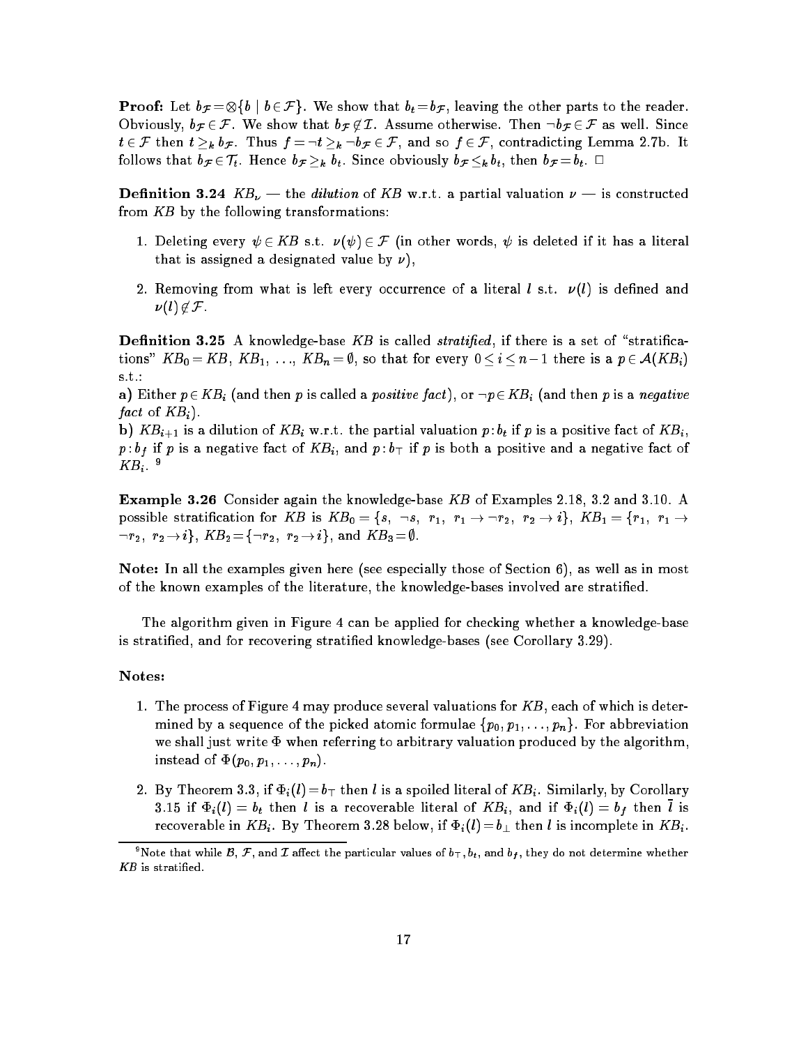**Proof:** Let $b_{\mathcal{F}} = \otimes\{b \mid b \in \mathcal{F}\}$. We show that $b_t = b_{\mathcal{F}}$, leaving the other parts to the reader. Obviously, $b_{\mathcal{F}} \in \mathcal{F}$. We show that $b_{\mathcal{F}} \notin \mathcal{I}$. Assume otherwise. Then $\neg b_{\mathcal{F}} \in \mathcal{F}$ as well. Since $t \in \mathcal{F}$ then $t \geq_k b_{\mathcal{F}}$. Thus $f = \neg t \geq_k \neg b_{\mathcal{F}} \in \mathcal{F}$, and so $f \in \mathcal{F}$, contradicting Lemma 2.7b. It follows that $b_{\mathcal{F}} \in \mathcal{T}_t$. Hence $b_{\mathcal{F}} \geq_k b_t$. Since obviously $b_{\mathcal{F}} \leq_k b_t$, then $b_{\mathcal{F}} = b_t$. □

**Definition 3.24** $KB_\nu$ — the *dilution* of $KB$ w.r.t. a partial valuation $\nu$ — is constructed from $KB$ by the following transformations:

1. Deleting every $\psi \in KB$ s.t. $\nu(\psi) \in \mathcal{F}$ (in other words, $\psi$ is deleted if it has a literal that is assigned a designated value by $\nu$),
2. Removing from what is left every occurrence of a literal $l$ s.t. $\nu(l)$ is defined and $\nu(l) \notin \mathcal{F}$.

**Definition 3.25** A knowledge-base $KB$ is called *stratified*, if there is a set of "stratifications" $KB_0 = KB$, $KB_1$, …, $KB_n = \emptyset$, so that for every $0 \leq i \leq n-1$ there is a $p \in \mathcal{A}(KB_i)$ s.t.:

**a)** Either $p \in KB_i$ (and then $p$ is called a *positive fact*), or $\neg p \in KB_i$ (and then $p$ is a *negative fact* of $KB_i$).

**b)** $KB_{i+1}$ is a dilution of $KB_i$ w.r.t. the partial valuation $p{:}b_t$ if $p$ is a positive fact of $KB_i$, $p{:}b_f$ if $p$ is a negative fact of $KB_i$, and $p{:}b_\top$ if $p$ is both a positive and a negative fact of $KB_i$. [9]

**Example 3.26** Consider again the knowledge-base $KB$ of Examples 2.18, 3.2 and 3.10. A possible stratification for $KB$ is $KB_0 = \{s,\ \neg s,\ r_1,\ r_1 \to \neg r_2,\ r_2 \to i\}$, $KB_1 = \{r_1,\ r_1 \to \neg r_2,\ r_2 \to i\}$, $KB_2 = \{\neg r_2,\ r_2 \to i\}$, and $KB_3 = \emptyset$.

**Note:** In all the examples given here (see especially those of Section 6), as well as in most of the known examples of the literature, the knowledge-bases involved are stratified.

The algorithm given in Figure 4 can be applied for checking whether a knowledge-base is stratified, and for recovering stratified knowledge-bases (see Corollary 3.29).

**Notes:**

1. The process of Figure 4 may produce several valuations for $KB$, each of which is determined by a sequence of the picked atomic formulae $\{p_0, p_1, \ldots, p_n\}$. For abbreviation we shall just write $\Phi$ when referring to arbitrary valuation produced by the algorithm, instead of $\Phi(p_0, p_1, \ldots, p_n)$.
2. By Theorem 3.3, if $\Phi_i(l) = b_\top$ then $l$ is a spoiled literal of $KB_i$. Similarly, by Corollary 3.15 if $\Phi_i(l) = b_t$ then $l$ is a recoverable literal of $KB_i$, and if $\Phi_i(l) = b_f$ then $\bar{l}$ is recoverable in $KB_i$. By Theorem 3.28 below, if $\Phi_i(l) = b_\perp$ then $l$ is incomplete in $KB_i$.

[9] Note that while $\mathcal{B}$, $\mathcal{F}$, and $\mathcal{I}$ affect the particular values of $b_\top, b_t$, and $b_f$, they do not determine whether $KB$ is stratified.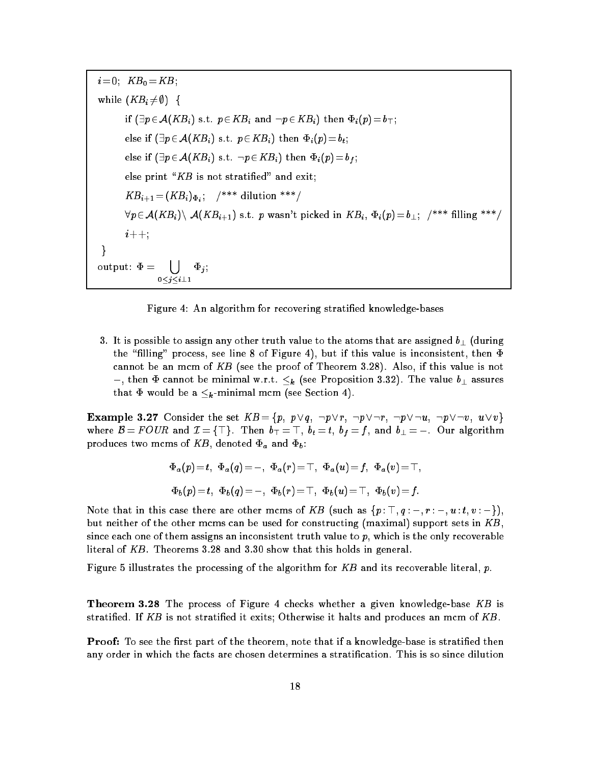```
i = 0;  KB_0 = KB;
while (KB_i ≠ ∅) {
    if (∃p ∈ A(KB_i) s.t. p ∈ KB_i and ¬p ∈ KB_i) then Φ_i(p) = b_⊤;
    else if (∃p ∈ A(KB_i) s.t. p ∈ KB_i) then Φ_i(p) = b_t;
    else if (∃p ∈ A(KB_i) s.t. ¬p ∈ KB_i) then Φ_i(p) = b_f;
    else print "KB is not stratified" and exit;
    KB_{i+1} = (KB_i)_{Φ_i};   /*** dilution ***/
    ∀p ∈ A(KB_i) \ A(KB_{i+1}) s.t. p wasn't picked in KB_i, Φ_i(p) = b_⊥;  /*** filling ***/
    i++;
}
output: Φ = ⋃_{0≤j≤i⊥1} Φ_j;
```

Figure 4: An algorithm for recovering stratified knowledge-bases

3. It is possible to assign any other truth value to the atoms that are assigned $b_\perp$ (during the "filling" process, see line 8 of Figure 4), but if this value is inconsistent, then $\Phi$ cannot be an mcm of $KB$ (see the proof of Theorem 3.28). Also, if this value is not $-$, then $\Phi$ cannot be minimal w.r.t. $\leq_k$ (see Proposition 3.32). The value $b_\perp$ assures that $\Phi$ would be a $\leq_k$-minimal mcm (see Section 4).

**Example 3.27** Consider the set $KB = \{p,\ p\vee q,\ \neg p\vee r,\ \neg p\vee\neg r,\ \neg p\vee\neg u,\ \neg p\vee\neg v,\ u\vee v\}$ where $\mathcal{B} = FOUR$ and $\mathcal{I} = \{\top\}$. Then $b_\top = \top$, $b_t = t$, $b_f = f$, and $b_\perp = -$. Our algorithm produces two mcms of $KB$, denoted $\Phi_a$ and $\Phi_b$:

$$\Phi_a(p) = t,\ \Phi_a(q) = -,\ \Phi_a(r) = \top,\ \Phi_a(u) = f,\ \Phi_a(v) = \top,$$

$$\Phi_b(p) = t,\ \Phi_b(q) = -,\ \Phi_b(r) = \top,\ \Phi_b(u) = \top,\ \Phi_b(v) = f.$$

Note that in this case there are other mcms of $KB$ (such as $\{p:\top, q:-, r:-, u:t, v:-\}$), but neither of the other mcms can be used for constructing (maximal) support sets in $KB$, since each one of them assigns an inconsistent truth value to $p$, which is the only recoverable literal of $KB$. Theorems 3.28 and 3.30 show that this holds in general.

Figure 5 illustrates the processing of the algorithm for $KB$ and its recoverable literal, $p$.

**Theorem 3.28** The process of Figure 4 checks whether a given knowledge-base $KB$ is stratified. If $KB$ is not stratified it exits; Otherwise it halts and produces an mcm of $KB$.

**Proof:** To see the first part of the theorem, note that if a knowledge-base is stratified then any order in which the facts are chosen determines a stratification. This is so since dilution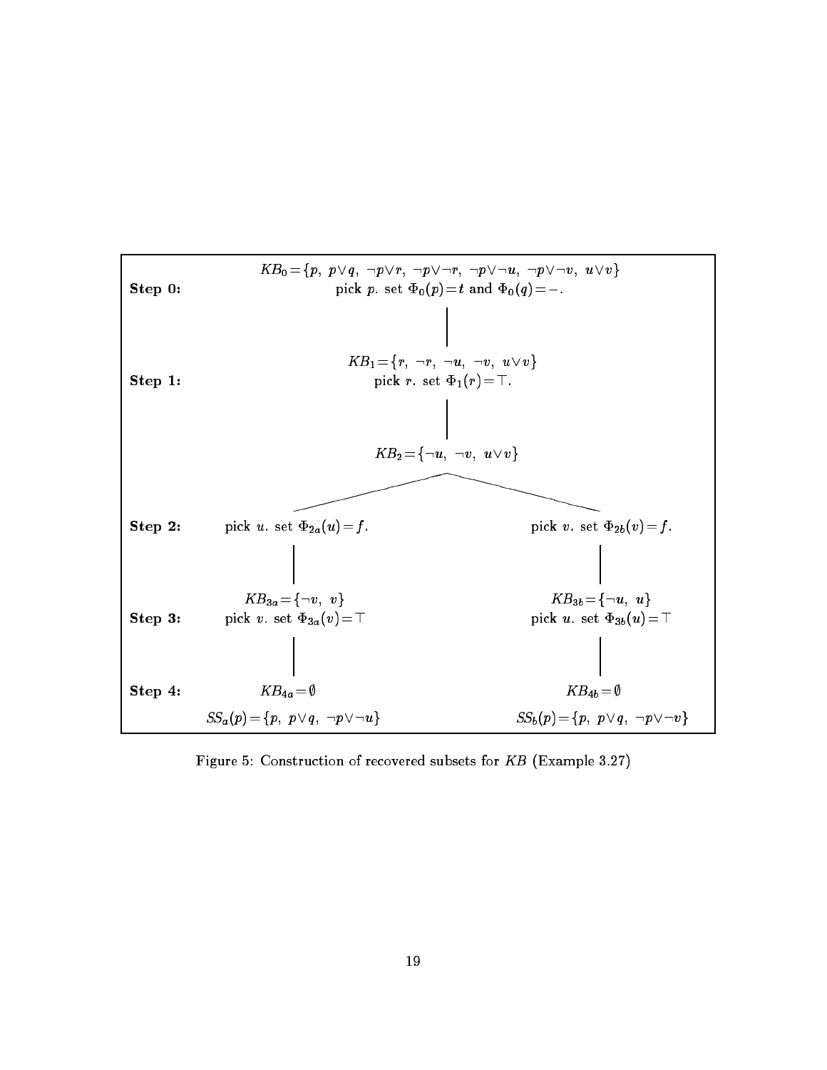**Step 0:**

$KB_0 = \{p,\ p \vee q,\ \neg p \vee r,\ \neg p \vee \neg r,\ \neg p \vee \neg u,\ \neg p \vee \neg v,\ u \vee v\}$

pick $p$. set $\Phi_0(p) = t$ and $\Phi_0(q) = -$.

**Step 1:**

$KB_1 = \{r,\ \neg r,\ \neg u,\ \neg v,\ u \vee v\}$

pick $r$. set $\Phi_1(r) = \top$.

$KB_2 = \{\neg u,\ \neg v,\ u \vee v\}$

**Step 2:**

- (a) pick $u$. set $\Phi_{2a}(u) = f$.
- (b) pick $v$. set $\Phi_{2b}(v) = f$.

**Step 3:**

- (a) $KB_{3a} = \{\neg v,\ v\}$; pick $v$. set $\Phi_{3a}(v) = \top$
- (b) $KB_{3b} = \{\neg u,\ u\}$; pick $u$. set $\Phi_{3b}(u) = \top$

**Step 4:**

- (a) $KB_{4a} = \emptyset$; $SS_a(p) = \{p,\ p \vee q,\ \neg p \vee \neg u\}$
- (b) $KB_{4b} = \emptyset$; $SS_b(p) = \{p,\ p \vee q,\ \neg p \vee \neg v\}$

Figure 5: Construction of recovered subsets for $KB$ (Example 3.27)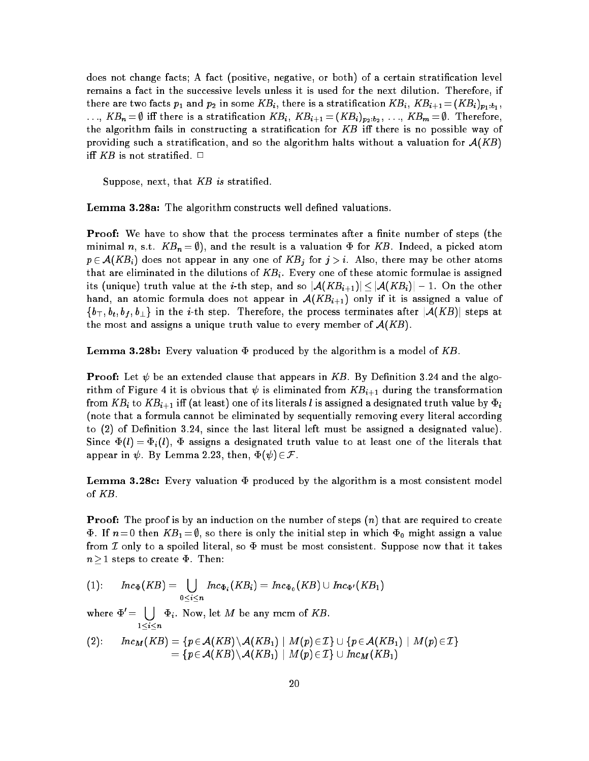does not change facts; A fact (positive, negative, or both) of a certain stratification level remains a fact in the successive levels unless it is used for the next dilution. Therefore, if there are two facts $p_1$ and $p_2$ in some $KB_i$, there is a stratification $KB_i$, $KB_{i+1} = (KB_i)_{p_1:b_1}$, ..., $KB_n = \emptyset$ iff there is a stratification $KB_i$, $KB_{i+1} = (KB_i)_{p_2:b_2}$, ..., $KB_m = \emptyset$. Therefore, the algorithm fails in constructing a stratification for $KB$ iff there is no possible way of providing such a stratification, and so the algorithm halts without a valuation for $\mathcal{A}(KB)$ iff $KB$ is not stratified. $\Box$

Suppose, next, that $KB$ *is* stratified.

**Lemma 3.28a:** The algorithm constructs well defined valuations.

**Proof:** We have to show that the process terminates after a finite number of steps (the minimal $n$, s.t. $KB_n = \emptyset$), and the result is a valuation $\Phi$ for $KB$. Indeed, a picked atom $p \in \mathcal{A}(KB_i)$ does not appear in any one of $KB_j$ for $j > i$. Also, there may be other atoms that are eliminated in the dilutions of $KB_i$. Every one of these atomic formulae is assigned its (unique) truth value at the $i$-th step, and so $|\mathcal{A}(KB_{i+1})| \leq |\mathcal{A}(KB_i)| - 1$. On the other hand, an atomic formula does not appear in $\mathcal{A}(KB_{i+1})$ only if it is assigned a value of $\{b_\top, b_t, b_f, b_\bot\}$ in the $i$-th step. Therefore, the process terminates after $|\mathcal{A}(KB)|$ steps at the most and assigns a unique truth value to every member of $\mathcal{A}(KB)$.

**Lemma 3.28b:** Every valuation $\Phi$ produced by the algorithm is a model of $KB$.

**Proof:** Let $\psi$ be an extended clause that appears in $KB$. By Definition 3.24 and the algorithm of Figure 4 it is obvious that $\psi$ is eliminated from $KB_{i+1}$ during the transformation from $KB_i$ to $KB_{i+1}$ iff (at least) one of its literals $l$ is assigned a designated truth value by $\Phi_i$ (note that a formula cannot be eliminated by sequentially removing every literal according to (2) of Definition 3.24, since the last literal left must be assigned a designated value). Since $\Phi(l) = \Phi_i(l)$, $\Phi$ assigns a designated truth value to at least one of the literals that appear in $\psi$. By Lemma 2.23, then, $\Phi(\psi) \in \mathcal{F}$.

**Lemma 3.28c:** Every valuation $\Phi$ produced by the algorithm is a most consistent model of $KB$.

**Proof:** The proof is by an induction on the number of steps ($n$) that are required to create $\Phi$. If $n = 0$ then $KB_1 = \emptyset$, so there is only the initial step in which $\Phi_0$ might assign a value from $\mathcal{I}$ only to a spoiled literal, so $\Phi$ must be most consistent. Suppose now that it takes $n \geq 1$ steps to create $\Phi$. Then:

$$(1): \quad Inc_\Phi(KB) = \bigcup_{0 \leq i \leq n} Inc_{\Phi_i}(KB_i) = Inc_{\Phi_0}(KB) \cup Inc_{\Phi'}(KB_1)$$

where $\Phi' = \bigcup_{1 \leq i \leq n} \Phi_i$. Now, let $M$ be any mcm of $KB$.

$$\begin{aligned}(2): \quad Inc_M(KB) &= \{p \in \mathcal{A}(KB) \setminus \mathcal{A}(KB_1) \mid M(p) \in \mathcal{I}\} \cup \{p \in \mathcal{A}(KB_1) \mid M(p) \in \mathcal{I}\} \\ &= \{p \in \mathcal{A}(KB) \setminus \mathcal{A}(KB_1) \mid M(p) \in \mathcal{I}\} \cup Inc_M(KB_1)\end{aligned}$$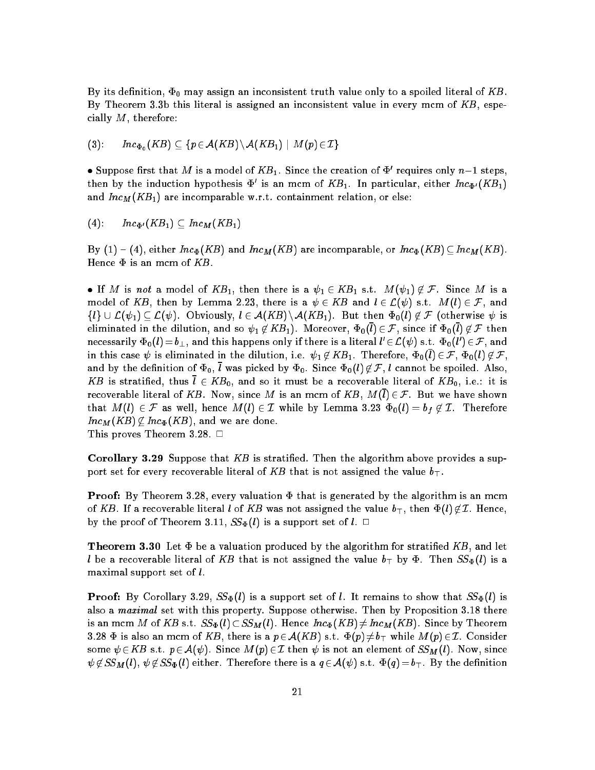By its definition, $\Phi_0$ may assign an inconsistent truth value only to a spoiled literal of $KB$. By Theorem 3.3b this literal is assigned an inconsistent value in every mcm of $KB$, especially $M$, therefore:

$$(3): \quad Inc_{\Phi_0}(KB) \subseteq \{p \in \mathcal{A}(KB) \setminus \mathcal{A}(KB_1) \mid M(p) \in \mathcal{I}\}$$

• Suppose first that $M$ is a model of $KB_1$. Since the creation of $\Phi'$ requires only $n-1$ steps, then by the induction hypothesis $\Phi'$ is an mcm of $KB_1$. In particular, either $Inc_{\Phi'}(KB_1)$ and $Inc_M(KB_1)$ are incomparable w.r.t. containment relation, or else:

$$(4): \quad Inc_{\Phi'}(KB_1) \subseteq Inc_M(KB_1)$$

By (1) – (4), either $Inc_{\Phi}(KB)$ and $Inc_M(KB)$ are incomparable, or $Inc_{\Phi}(KB) \subseteq Inc_M(KB)$. Hence $\Phi$ is an mcm of $KB$.

• If $M$ is *not* a model of $KB_1$, then there is a $\psi_1 \in KB_1$ s.t. $M(\psi_1) \notin \mathcal{F}$. Since $M$ is a model of $KB$, then by Lemma 2.23, there is a $\psi \in KB$ and $l \in \mathcal{L}(\psi)$ s.t. $M(l) \in \mathcal{F}$, and $\{l\} \cup \mathcal{L}(\psi_1) \subseteq \mathcal{L}(\psi)$. Obviously, $l \in \mathcal{A}(KB) \setminus \mathcal{A}(KB_1)$. But then $\Phi_0(l) \notin \mathcal{F}$ (otherwise $\psi$ is eliminated in the dilution, and so $\psi_1 \notin KB_1$). Moreover, $\Phi_0(\overline{l}) \in \mathcal{F}$, since if $\Phi_0(\overline{l}) \notin \mathcal{F}$ then necessarily $\Phi_0(l) = b_\perp$, and this happens only if there is a literal $l' \in \mathcal{L}(\psi)$ s.t. $\Phi_0(l') \in \mathcal{F}$, and in this case $\psi$ is eliminated in the dilution, i.e. $\psi_1 \notin KB_1$. Therefore, $\Phi_0(\overline{l}) \in \mathcal{F}$, $\Phi_0(l) \notin \mathcal{F}$, and by the definition of $\Phi_0$, $\overline{l}$ was picked by $\Phi_0$. Since $\Phi_0(l) \notin \mathcal{F}$, $l$ cannot be spoiled. Also, $KB$ is stratified, thus $\overline{l} \in KB_0$, and so it must be a recoverable literal of $KB_0$, i.e.: it is recoverable literal of $KB$. Now, since $M$ is an mcm of $KB$, $M(\overline{l}) \in \mathcal{F}$. But we have shown that $M(l) \in \mathcal{F}$ as well, hence $M(l) \in \mathcal{I}$ while by Lemma 3.23 $\Phi_0(l) = b_f \notin \mathcal{I}$. Therefore $Inc_M(KB) \not\subseteq Inc_{\Phi}(KB)$, and we are done.
This proves Theorem 3.28. $\Box$

**Corollary 3.29** Suppose that $KB$ is stratified. Then the algorithm above provides a support set for every recoverable literal of $KB$ that is not assigned the value $b_\top$.

**Proof:** By Theorem 3.28, every valuation $\Phi$ that is generated by the algorithm is an mcm of $KB$. If a recoverable literal $l$ of $KB$ was not assigned the value $b_\top$, then $\Phi(l) \notin \mathcal{I}$. Hence, by the proof of Theorem 3.11, $SS_{\Phi}(l)$ is a support set of $l$. $\Box$

**Theorem 3.30** Let $\Phi$ be a valuation produced by the algorithm for stratified $KB$, and let $l$ be a recoverable literal of $KB$ that is not assigned the value $b_\top$ by $\Phi$. Then $SS_{\Phi}(l)$ is a maximal support set of $l$.

**Proof:** By Corollary 3.29, $SS_{\Phi}(l)$ is a support set of $l$. It remains to show that $SS_{\Phi}(l)$ is also a *maximal* set with this property. Suppose otherwise. Then by Proposition 3.18 there is an mcm $M$ of $KB$ s.t. $SS_{\Phi}(l) \subset SS_M(l)$. Hence $Inc_{\Phi}(KB) \neq Inc_M(KB)$. Since by Theorem 3.28 $\Phi$ is also an mcm of $KB$, there is a $p \in \mathcal{A}(KB)$ s.t. $\Phi(p) \neq b_\top$ while $M(p) \in \mathcal{I}$. Consider some $\psi \in KB$ s.t. $p \in \mathcal{A}(\psi)$. Since $M(p) \in \mathcal{I}$ then $\psi$ is not an element of $SS_M(l)$. Now, since $\psi \notin SS_M(l)$, $\psi \notin SS_{\Phi}(l)$ either. Therefore there is a $q \in \mathcal{A}(\psi)$ s.t. $\Phi(q) = b_\top$. By the definition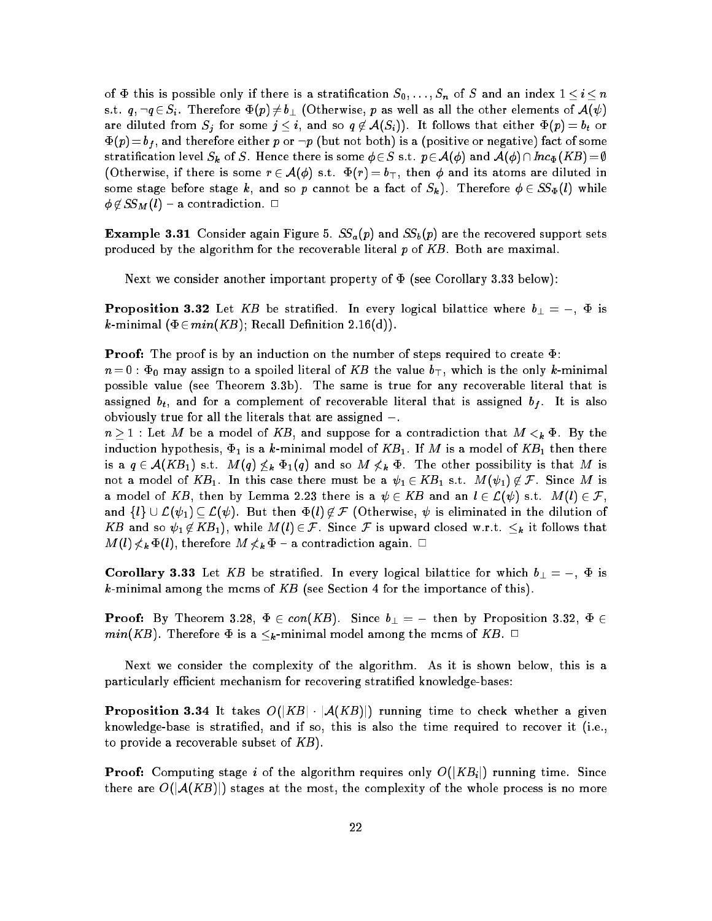of $\Phi$ this is possible only if there is a stratification $S_0, \ldots, S_n$ of $S$ and an index $1 \leq i \leq n$ s.t. $q, \neg q \in S_i$. Therefore $\Phi(p) \neq b_\perp$ (Otherwise, $p$ as well as all the other elements of $\mathcal{A}(\psi)$ are diluted from $S_j$ for some $j \leq i$, and so $q \notin \mathcal{A}(S_i)$). It follows that either $\Phi(p) = b_t$ or $\Phi(p) = b_f$, and therefore either $p$ or $\neg p$ (but not both) is a (positive or negative) fact of some stratification level $S_k$ of $S$. Hence there is some $\phi \in S$ s.t. $p \in \mathcal{A}(\phi)$ and $\mathcal{A}(\phi) \cap Inc_\Phi(KB) = \emptyset$ (Otherwise, if there is some $r \in \mathcal{A}(\phi)$ s.t. $\Phi(r) = b_\top$, then $\phi$ and its atoms are diluted in some stage before stage $k$, and so $p$ cannot be a fact of $S_k$). Therefore $\phi \in SS_\Phi(l)$ while $\phi \notin SS_M(l)$ – a contradiction. $\Box$

**Example 3.31** Consider again Figure 5. $SS_a(p)$ and $SS_b(p)$ are the recovered support sets produced by the algorithm for the recoverable literal $p$ of $KB$. Both are maximal.

Next we consider another important property of $\Phi$ (see Corollary 3.33 below):

**Proposition 3.32** Let $KB$ be stratified. In every logical bilattice where $b_\perp = -$, $\Phi$ is $k$-minimal ($\Phi \in min(KB)$; Recall Definition 2.16(d)).

**Proof:** The proof is by an induction on the number of steps required to create $\Phi$:
$n = 0$ : $\Phi_0$ may assign to a spoiled literal of $KB$ the value $b_\top$, which is the only $k$-minimal possible value (see Theorem 3.3b). The same is true for any recoverable literal that is assigned $b_t$, and for a complement of recoverable literal that is assigned $b_f$. It is also obviously true for all the literals that are assigned $-$.
$n \geq 1$ : Let $M$ be a model of $KB$, and suppose for a contradiction that $M <_k \Phi$. By the induction hypothesis, $\Phi_1$ is a $k$-minimal model of $KB_1$. If $M$ is a model of $KB_1$ then there is a $q \in \mathcal{A}(KB_1)$ s.t. $M(q) \not\leq_k \Phi_1(q)$ and so $M \not<_k \Phi$. The other possibility is that $M$ is not a model of $KB_1$. In this case there must be a $\psi_1 \in KB_1$ s.t. $M(\psi_1) \notin \mathcal{F}$. Since $M$ is a model of $KB$, then by Lemma 2.23 there is a $\psi \in KB$ and an $l \in \mathcal{L}(\psi)$ s.t. $M(l) \in \mathcal{F}$, and $\{l\} \cup \mathcal{L}(\psi_1) \subseteq \mathcal{L}(\psi)$. But then $\Phi(l) \notin \mathcal{F}$ (Otherwise, $\psi$ is eliminated in the dilution of $KB$ and so $\psi_1 \notin KB_1$), while $M(l) \in \mathcal{F}$. Since $\mathcal{F}$ is upward closed w.r.t. $\leq_k$ it follows that $M(l) \not\leq_k \Phi(l)$, therefore $M \not<_k \Phi$ – a contradiction again. $\Box$

**Corollary 3.33** Let $KB$ be stratified. In every logical bilattice for which $b_\perp = -$, $\Phi$ is $k$-minimal among the mcms of $KB$ (see Section 4 for the importance of this).

**Proof:** By Theorem 3.28, $\Phi \in con(KB)$. Since $b_\perp = -$ then by Proposition 3.32, $\Phi \in min(KB)$. Therefore $\Phi$ is a $\leq_k$-minimal model among the mcms of $KB$. $\Box$

Next we consider the complexity of the algorithm. As it is shown below, this is a particularly efficient mechanism for recovering stratified knowledge-bases:

**Proposition 3.34** It takes $O(|KB| \cdot |\mathcal{A}(KB)|)$ running time to check whether a given knowledge-base is stratified, and if so, this is also the time required to recover it (i.e., to provide a recoverable subset of $KB$).

**Proof:** Computing stage $i$ of the algorithm requires only $O(|KB_i|)$ running time. Since there are $O(|\mathcal{A}(KB)|)$ stages at the most, the complexity of the whole process is no more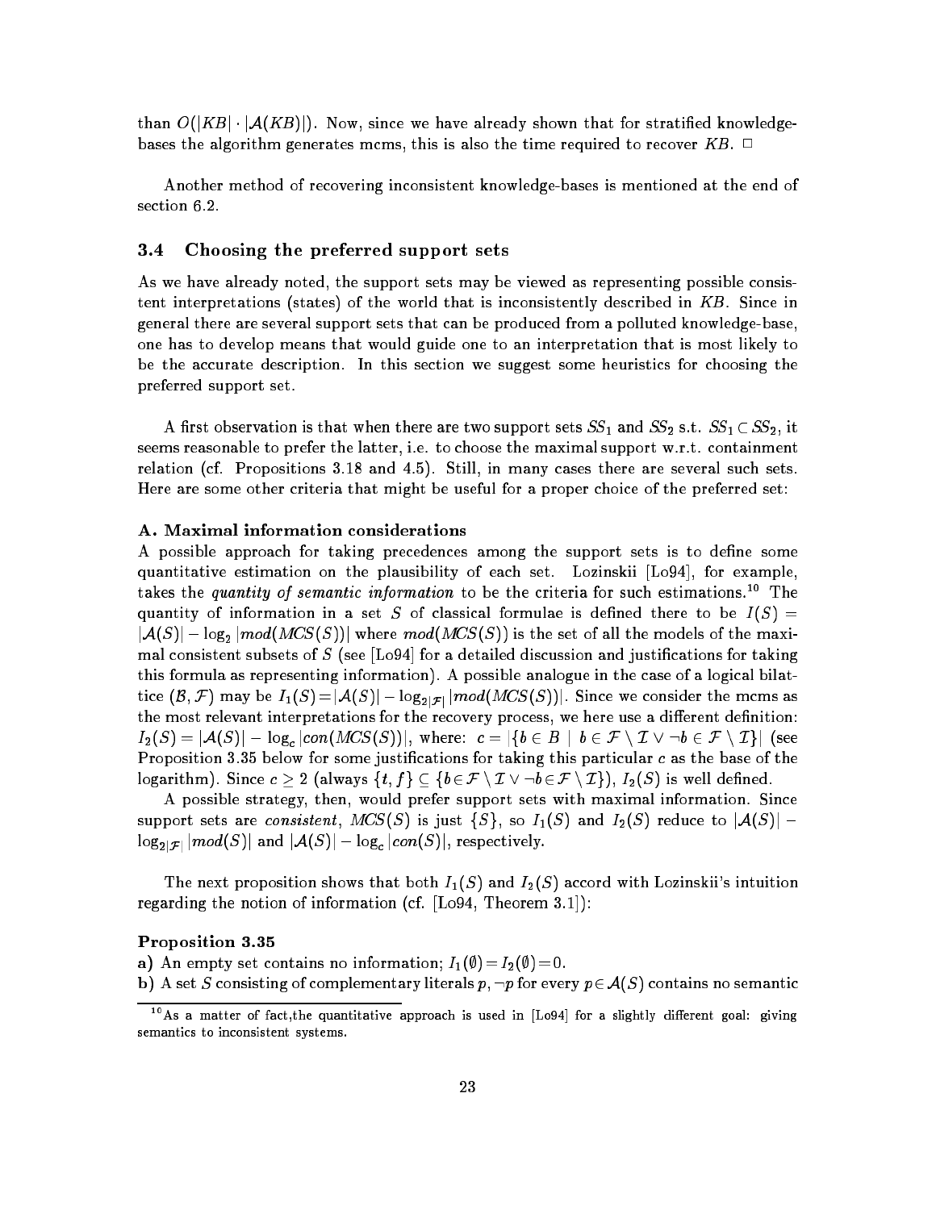than $O(|KB| \cdot |\mathcal{A}(KB)|)$. Now, since we have already shown that for stratified knowledge-bases the algorithm generates mcms, this is also the time required to recover $KB$. □

Another method of recovering inconsistent knowledge-bases is mentioned at the end of section 6.2.

### 3.4 Choosing the preferred support sets

As we have already noted, the support sets may be viewed as representing possible consistent interpretations (states) of the world that is inconsistently described in $KB$. Since in general there are several support sets that can be produced from a polluted knowledge-base, one has to develop means that would guide one to an interpretation that is most likely to be the accurate description. In this section we suggest some heuristics for choosing the preferred support set.

A first observation is that when there are two support sets $SS_1$ and $SS_2$ s.t. $SS_1 \subset SS_2$, it seems reasonable to prefer the latter, i.e. to choose the maximal support w.r.t. containment relation (cf. Propositions 3.18 and 4.5). Still, in many cases there are several such sets. Here are some other criteria that might be useful for a proper choice of the preferred set:

**A. Maximal information considerations**

A possible approach for taking precedences among the support sets is to define some quantitative estimation on the plausibility of each set. Lozinskii [Lo94], for example, takes the *quantity of semantic information* to be the criteria for such estimations.[10] The quantity of information in a set $S$ of classical formulae is defined there to be $I(S) = |\mathcal{A}(S)| - \log_2 |mod(MCS(S))|$ where $mod(MCS(S))$ is the set of all the models of the maximal consistent subsets of $S$ (see [Lo94] for a detailed discussion and justifications for taking this formula as representing information). A possible analogue in the case of a logical bilattice $(\mathcal{B}, \mathcal{F})$ may be $I_1(S) = |\mathcal{A}(S)| - \log_{2|\mathcal{F}|} |mod(MCS(S))|$. Since we consider the mcms as the most relevant interpretations for the recovery process, we here use a different definition: $I_2(S) = |\mathcal{A}(S)| - \log_c |con(MCS(S))|$, where: $c = |\{b \in B \mid b \in \mathcal{F} \setminus \mathcal{I} \vee \neg b \in \mathcal{F} \setminus \mathcal{I}\}|$ (see Proposition 3.35 below for some justifications for taking this particular $c$ as the base of the logarithm). Since $c \geq 2$ (always $\{t, f\} \subseteq \{b \in \mathcal{F} \setminus \mathcal{I} \vee \neg b \in \mathcal{F} \setminus \mathcal{I}\}$), $I_2(S)$ is well defined.

A possible strategy, then, would prefer support sets with maximal information. Since support sets are *consistent*, $MCS(S)$ is just $\{S\}$, so $I_1(S)$ and $I_2(S)$ reduce to $|\mathcal{A}(S)| - \log_{2|\mathcal{F}|} |mod(S)|$ and $|\mathcal{A}(S)| - \log_c |con(S)|$, respectively.

The next proposition shows that both $I_1(S)$ and $I_2(S)$ accord with Lozinskii's intuition regarding the notion of information (cf. [Lo94, Theorem 3.1]):

**Proposition 3.35**

**a)** An empty set contains no information; $I_1(\emptyset) = I_2(\emptyset) = 0$.

**b)** A set $S$ consisting of complementary literals $p, \neg p$ for every $p \in \mathcal{A}(S)$ contains no semantic

[10] As a matter of fact,the quantitative approach is used in [Lo94] for a slightly different goal: giving semantics to inconsistent systems.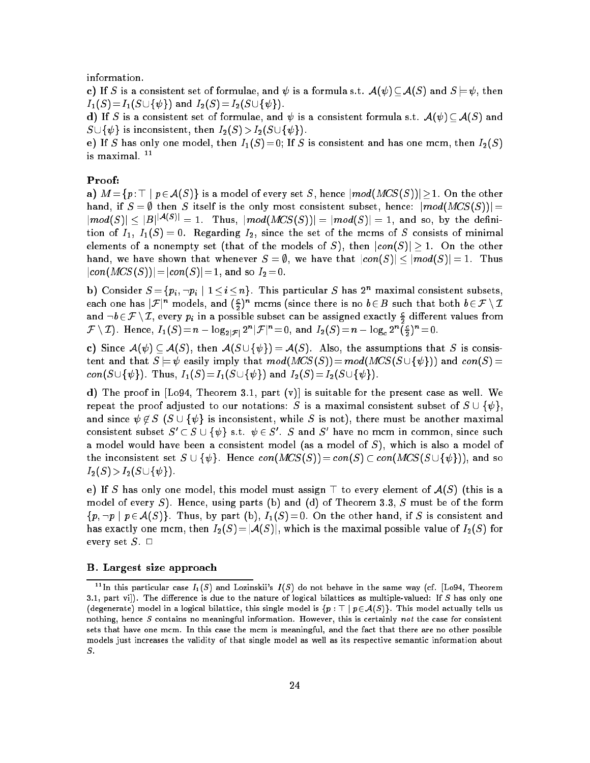information.

**c)** If $S$ is a consistent set of formulae, and $\psi$ is a formula s.t. $\mathcal{A}(\psi) \subseteq \mathcal{A}(S)$ and $S \models \psi$, then $I_1(S) = I_1(S \cup \{\psi\})$ and $I_2(S) = I_2(S \cup \{\psi\})$.

**d)** If $S$ is a consistent set of formulae, and $\psi$ is a consistent formula s.t. $\mathcal{A}(\psi) \subseteq \mathcal{A}(S)$ and $S \cup \{\psi\}$ is inconsistent, then $I_2(S) > I_2(S \cup \{\psi\})$.

**e)** If $S$ has only one model, then $I_1(S) = 0$; If $S$ is consistent and has one mcm, then $I_2(S)$ is maximal. [11]

**Proof:**

**a)** $M = \{p : \top \mid p \in \mathcal{A}(S)\}$ is a model of every set $S$, hence $|mod(MCS(S))| \geq 1$. On the other hand, if $S = \emptyset$ then $S$ itself is the only most consistent subset, hence: $|mod(MCS(S))| = |mod(S)| \leq |B|^{|\mathcal{A}(S)|} = 1$. Thus, $|mod(MCS(S))| = |mod(S)| = 1$, and so, by the definition of $I_1$, $I_1(S) = 0$. Regarding $I_2$, since the set of the mcms of $S$ consists of minimal elements of a nonempty set (that of the models of $S$), then $|con(S)| \geq 1$. On the other hand, we have shown that whenever $S = \emptyset$, we have that $|con(S)| \leq |mod(S)| = 1$. Thus $|con(MCS(S))| = |con(S)| = 1$, and so $I_2 = 0$.

**b)** Consider $S = \{p_i, \neg p_i \mid 1 \leq i \leq n\}$. This particular $S$ has $2^n$ maximal consistent subsets, each one has $|\mathcal{F}|^n$ models, and $(\frac{c}{2})^n$ mcms (since there is no $b \in B$ such that both $b \in \mathcal{F} \setminus \mathcal{I}$ and $\neg b \in \mathcal{F} \setminus \mathcal{I}$, every $p_i$ in a possible subset can be assigned exactly $\frac{c}{2}$ different values from $\mathcal{F} \setminus \mathcal{I}$). Hence, $I_1(S) = n - \log_{2|\mathcal{F}|} 2^n |\mathcal{F}|^n = 0$, and $I_2(S) = n - \log_c 2^n (\frac{c}{2})^n = 0$.

**c)** Since $\mathcal{A}(\psi) \subseteq \mathcal{A}(S)$, then $\mathcal{A}(S \cup \{\psi\}) = \mathcal{A}(S)$. Also, the assumptions that $S$ is consistent and that $S \models \psi$ easily imply that $mod(MCS(S)) = mod(MCS(S \cup \{\psi\}))$ and $con(S) = con(S \cup \{\psi\})$. Thus, $I_1(S) = I_1(S \cup \{\psi\})$ and $I_2(S) = I_2(S \cup \{\psi\})$.

**d)** The proof in [Lo94, Theorem 3.1, part (v)] is suitable for the present case as well. We repeat the proof adjusted to our notations: $S$ is a maximal consistent subset of $S \cup \{\psi\}$, and since $\psi \notin S$ ($S \cup \{\psi\}$ is inconsistent, while $S$ is not), there must be another maximal consistent subset $S' \subset S \cup \{\psi\}$ s.t. $\psi \in S'$. $S$ and $S'$ have no mcm in common, since such a model would have been a consistent model (as a model of $S$), which is also a model of the inconsistent set $S \cup \{\psi\}$. Hence $con(MCS(S)) = con(S) \subset con(MCS(S \cup \{\psi\}))$, and so $I_2(S) > I_2(S \cup \{\psi\})$.

**e)** If $S$ has only one model, this model must assign $\top$ to every element of $\mathcal{A}(S)$ (this is a model of every $S$). Hence, using parts (b) and (d) of Theorem 3.3, $S$ must be of the form $\{p, \neg p \mid p \in \mathcal{A}(S)\}$. Thus, by part (b), $I_1(S) = 0$. On the other hand, if $S$ is consistent and has exactly one mcm, then $I_2(S) = |\mathcal{A}(S)|$, which is the maximal possible value of $I_2(S)$ for every set $S$. $\Box$

### B. Largest size approach

[11] In this particular case $I_1(S)$ and Lozinskii's $I(S)$ do not behave in the same way (cf. [Lo94, Theorem 3.1, part vi]). The difference is due to the nature of logical bilattices as multiple-valued: If $S$ has only one (degenerate) model in a logical bilattice, this single model is $\{p : \top \mid p \in \mathcal{A}(S)\}$. This model actually tells us nothing, hence $S$ contains no meaningful information. However, this is certainly *not* the case for consistent sets that have one mcm. In this case the mcm is meaningful, and the fact that there are no other possible models just increases the validity of that single model as well as its respective semantic information about $S$.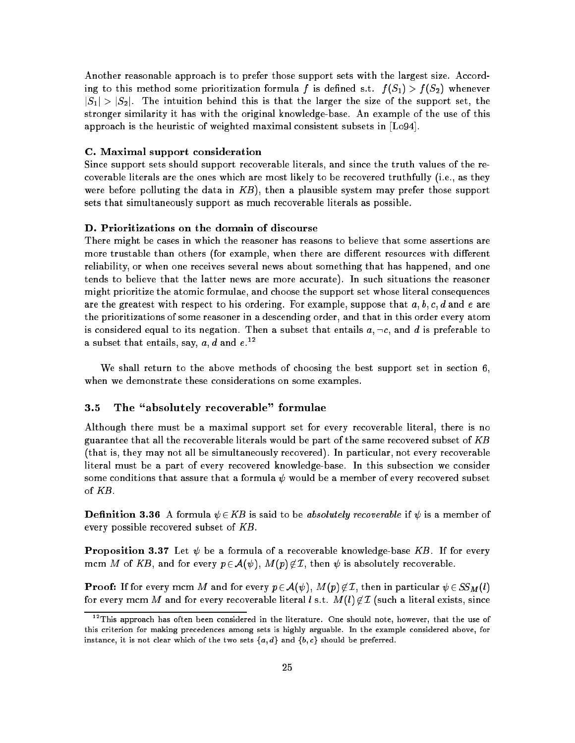Another reasonable approach is to prefer those support sets with the largest size. According to this method some prioritization formula $f$ is defined s.t. $f(S_1) > f(S_2)$ whenever $|S_1| > |S_2|$. The intuition behind this is that the larger the size of the support set, the stronger similarity it has with the original knowledge-base. An example of the use of this approach is the heuristic of weighted maximal consistent subsets in [Lo94].

**C. Maximal support consideration**

Since support sets should support recoverable literals, and since the truth values of the recoverable literals are the ones which are most likely to be recovered truthfully (i.e., as they were before polluting the data in $KB$), then a plausible system may prefer those support sets that simultaneously support as much recoverable literals as possible.

**D. Prioritizations on the domain of discourse**

There might be cases in which the reasoner has reasons to believe that some assertions are more trustable than others (for example, when there are different resources with different reliability, or when one receives several news about something that has happened, and one tends to believe that the latter news are more accurate). In such situations the reasoner might prioritize the atomic formulae, and choose the support set whose literal consequences are the greatest with respect to his ordering. For example, suppose that $a, b, c, d$ and $e$ are the prioritizations of some reasoner in a descending order, and that in this order every atom is considered equal to its negation. Then a subset that entails $a, \neg c$, and $d$ is preferable to a subset that entails, say, $a$, $d$ and $e$.[12]

We shall return to the above methods of choosing the best support set in section 6, when we demonstrate these considerations on some examples.

### 3.5 The "absolutely recoverable" formulae

Although there must be a maximal support set for every recoverable literal, there is no guarantee that all the recoverable literals would be part of the same recovered subset of $KB$ (that is, they may not all be simultaneously recovered). In particular, not every recoverable literal must be a part of every recovered knowledge-base. In this subsection we consider some conditions that assure that a formula $\psi$ would be a member of every recovered subset of $KB$.

**Definition 3.36** A formula $\psi \in KB$ is said to be *absolutely recoverable* if $\psi$ is a member of every possible recovered subset of $KB$.

**Proposition 3.37** Let $\psi$ be a formula of a recoverable knowledge-base $KB$. If for every mcm $M$ of $KB$, and for every $p \in \mathcal{A}(\psi)$, $M(p) \notin \mathcal{I}$, then $\psi$ is absolutely recoverable.

**Proof:** If for every mcm $M$ and for every $p \in \mathcal{A}(\psi)$, $M(p) \notin \mathcal{I}$, then in particular $\psi \in SS_M(l)$ for every mcm $M$ and for every recoverable literal $l$ s.t. $M(l) \notin \mathcal{I}$ (such a literal exists, since

[12] This approach has often been considered in the literature. One should note, however, that the use of this criterion for making precedences among sets is highly arguable. In the example considered above, for instance, it is not clear which of the two sets $\{a, d\}$ and $\{b, c\}$ should be preferred.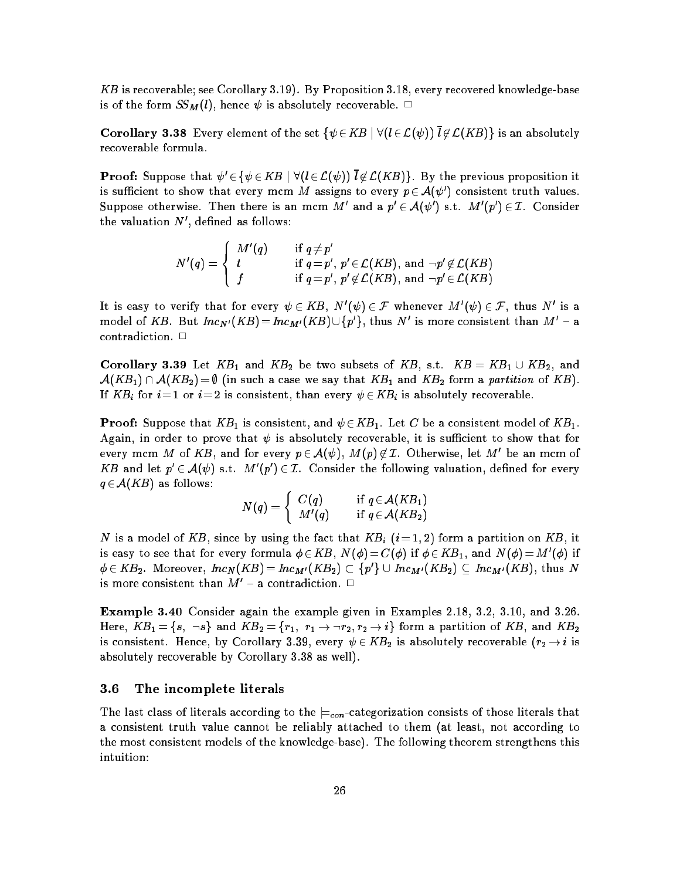$KB$ is recoverable; see Corollary 3.19). By Proposition 3.18, every recovered knowledge-base is of the form $SS_M(l)$, hence $\psi$ is absolutely recoverable. $\Box$

**Corollary 3.38** Every element of the set $\{\psi \in KB \mid \forall(l \in \mathcal{L}(\psi))\ \bar{l} \notin \mathcal{L}(KB)\}$ is an absolutely recoverable formula.

**Proof:** Suppose that $\psi' \in \{\psi \in KB \mid \forall(l \in \mathcal{L}(\psi))\ \bar{l} \notin \mathcal{L}(KB)\}$. By the previous proposition it is sufficient to show that every mcm $M$ assigns to every $p \in \mathcal{A}(\psi')$ consistent truth values. Suppose otherwise. Then there is an mcm $M'$ and a $p' \in \mathcal{A}(\psi')$ s.t. $M'(p') \in \mathcal{I}$. Consider the valuation $N'$, defined as follows:

$$N'(q) = \begin{cases} M'(q) & \text{if } q \neq p' \\ t & \text{if } q = p',\ p' \in \mathcal{L}(KB), \text{ and } \neg p' \notin \mathcal{L}(KB) \\ f & \text{if } q = p',\ p' \notin \mathcal{L}(KB), \text{ and } \neg p' \in \mathcal{L}(KB) \end{cases}$$

It is easy to verify that for every $\psi \in KB$, $N'(\psi) \in \mathcal{F}$ whenever $M'(\psi) \in \mathcal{F}$, thus $N'$ is a model of $KB$. But $Inc_{N'}(KB) = Inc_{M'}(KB) \cup \{p'\}$, thus $N'$ is more consistent than $M'$ – a contradiction. $\Box$

**Corollary 3.39** Let $KB_1$ and $KB_2$ be two subsets of $KB$, s.t. $KB = KB_1 \cup KB_2$, and $\mathcal{A}(KB_1) \cap \mathcal{A}(KB_2) = \emptyset$ (in such a case we say that $KB_1$ and $KB_2$ form a *partition* of $KB$). If $KB_i$ for $i=1$ or $i=2$ is consistent, than every $\psi \in KB_i$ is absolutely recoverable.

**Proof:** Suppose that $KB_1$ is consistent, and $\psi \in KB_1$. Let $C$ be a consistent model of $KB_1$. Again, in order to prove that $\psi$ is absolutely recoverable, it is sufficient to show that for every mcm $M$ of $KB$, and for every $p \in \mathcal{A}(\psi)$, $M(p) \notin \mathcal{I}$. Otherwise, let $M'$ be an mcm of $KB$ and let $p' \in \mathcal{A}(\psi)$ s.t. $M'(p') \in \mathcal{I}$. Consider the following valuation, defined for every $q \in \mathcal{A}(KB)$ as follows:

$$N(q) = \begin{cases} C(q) & \text{if } q \in \mathcal{A}(KB_1) \\ M'(q) & \text{if } q \in \mathcal{A}(KB_2) \end{cases}$$

$N$ is a model of $KB$, since by using the fact that $KB_i$ $(i=1,2)$ form a partition on $KB$, it is easy to see that for every formula $\phi \in KB$, $N(\phi) = C(\phi)$ if $\phi \in KB_1$, and $N(\phi) = M'(\phi)$ if $\phi \in KB_2$. Moreover, $Inc_N(KB) = Inc_{M'}(KB_2) \subset \{p'\} \cup Inc_{M'}(KB_2) \subseteq Inc_{M'}(KB)$, thus $N$ is more consistent than $M'$ – a contradiction. $\Box$

**Example 3.40** Consider again the example given in Examples 2.18, 3.2, 3.10, and 3.26. Here, $KB_1 = \{s,\ \neg s\}$ and $KB_2 = \{r_1,\ r_1 \rightarrow \neg r_2, r_2 \rightarrow i\}$ form a partition of $KB$, and $KB_2$ is consistent. Hence, by Corollary 3.39, every $\psi \in KB_2$ is absolutely recoverable ($r_2 \rightarrow i$ is absolutely recoverable by Corollary 3.38 as well).

### 3.6 The incomplete literals

The last class of literals according to the $\models_{con}$-categorization consists of those literals that a consistent truth value cannot be reliably attached to them (at least, not according to the most consistent models of the knowledge-base). The following theorem strengthens this intuition: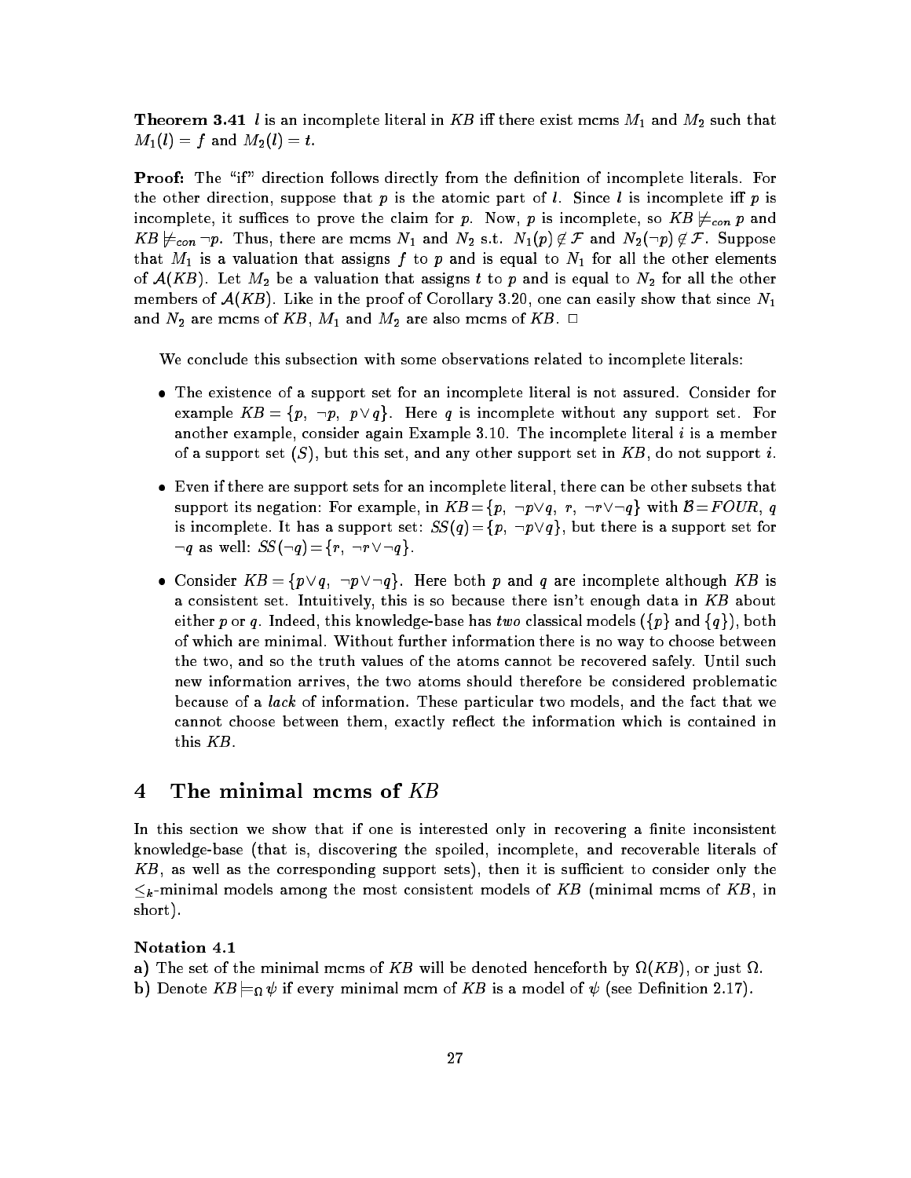**Theorem 3.41** $l$ is an incomplete literal in $KB$ iff there exist mcms $M_1$ and $M_2$ such that $M_1(l) = f$ and $M_2(l) = t$.

**Proof:** The "if" direction follows directly from the definition of incomplete literals. For the other direction, suppose that $p$ is the atomic part of $l$. Since $l$ is incomplete iff $p$ is incomplete, it suffices to prove the claim for $p$. Now, $p$ is incomplete, so $KB \not\models_{con} p$ and $KB \not\models_{con} \neg p$. Thus, there are mcms $N_1$ and $N_2$ s.t. $N_1(p) \notin \mathcal{F}$ and $N_2(\neg p) \notin \mathcal{F}$. Suppose that $M_1$ is a valuation that assigns $f$ to $p$ and is equal to $N_1$ for all the other elements of $\mathcal{A}(KB)$. Let $M_2$ be a valuation that assigns $t$ to $p$ and is equal to $N_2$ for all the other members of $\mathcal{A}(KB)$. Like in the proof of Corollary 3.20, one can easily show that since $N_1$ and $N_2$ are mcms of $KB$, $M_1$ and $M_2$ are also mcms of $KB$. $\Box$

We conclude this subsection with some observations related to incomplete literals:

- The existence of a support set for an incomplete literal is not assured. Consider for example $KB = \{p,\ \neg p,\ p \vee q\}$. Here $q$ is incomplete without any support set. For another example, consider again Example 3.10. The incomplete literal $i$ is a member of a support set ($S$), but this set, and any other support set in $KB$, do not support $i$.
- Even if there are support sets for an incomplete literal, there can be other subsets that support its negation: For example, in $KB = \{p,\ \neg p \vee q,\ r,\ \neg r \vee \neg q\}$ with $\mathcal{B} = FOUR$, $q$ is incomplete. It has a support set: $SS(q) = \{p,\ \neg p \vee q\}$, but there is a support set for $\neg q$ as well: $SS(\neg q) = \{r,\ \neg r \vee \neg q\}$.
- Consider $KB = \{p \vee q,\ \neg p \vee \neg q\}$. Here both $p$ and $q$ are incomplete although $KB$ is a consistent set. Intuitively, this is so because there isn't enough data in $KB$ about either $p$ or $q$. Indeed, this knowledge-base has *two* classical models ($\{p\}$ and $\{q\}$), both of which are minimal. Without further information there is no way to choose between the two, and so the truth values of the atoms cannot be recovered safely. Until such new information arrives, the two atoms should therefore be considered problematic because of a *lack* of information. These particular two models, and the fact that we cannot choose between them, exactly reflect the information which is contained in this $KB$.

# 4 The minimal mcms of $KB$

In this section we show that if one is interested only in recovering a finite inconsistent knowledge-base (that is, discovering the spoiled, incomplete, and recoverable literals of $KB$, as well as the corresponding support sets), then it is sufficient to consider only the $\leq_k$-minimal models among the most consistent models of $KB$ (minimal mcms of $KB$, in short).

**Notation 4.1**

**a)** The set of the minimal mcms of $KB$ will be denoted henceforth by $\Omega(KB)$, or just $\Omega$.

**b)** Denote $KB \models_\Omega \psi$ if every minimal mcm of $KB$ is a model of $\psi$ (see Definition 2.17).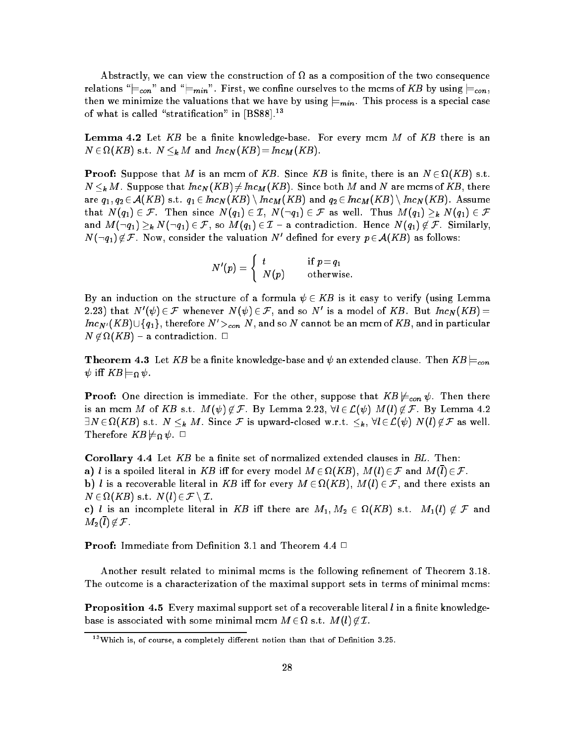Abstractly, we can view the construction of $\Omega$ as a composition of the two consequence relations "$\models_{con}$" and "$\models_{min}$". First, we confine ourselves to the mcms of $KB$ by using $\models_{con}$, then we minimize the valuations that we have by using $\models_{min}$. This process is a special case of what is called "stratification" in [BS88].[13]

**Lemma 4.2** Let $KB$ be a finite knowledge-base. For every mcm $M$ of $KB$ there is an $N \in \Omega(KB)$ s.t. $N \leq_k M$ and $Inc_N(KB) = Inc_M(KB)$.

**Proof:** Suppose that $M$ is an mcm of $KB$. Since $KB$ is finite, there is an $N \in \Omega(KB)$ s.t. $N \leq_k M$. Suppose that $Inc_N(KB) \neq Inc_M(KB)$. Since both $M$ and $N$ are mcms of $KB$, there are $q_1, q_2 \in \mathcal{A}(KB)$ s.t. $q_1 \in Inc_N(KB) \setminus Inc_M(KB)$ and $q_2 \in Inc_M(KB) \setminus Inc_N(KB)$. Assume that $N(q_1) \in \mathcal{F}$. Then since $N(q_1) \in \mathcal{I}$, $N(\neg q_1) \in \mathcal{F}$ as well. Thus $M(q_1) \geq_k N(q_1) \in \mathcal{F}$ and $M(\neg q_1) \geq_k N(\neg q_1) \in \mathcal{F}$, so $M(q_1) \in \mathcal{I}$ – a contradiction. Hence $N(q_1) \notin \mathcal{F}$. Similarly, $N(\neg q_1) \notin \mathcal{F}$. Now, consider the valuation $N'$ defined for every $p \in \mathcal{A}(KB)$ as follows:

$$N'(p) = \begin{cases} t & \text{if } p = q_1 \\ N(p) & \text{otherwise.} \end{cases}$$

By an induction on the structure of a formula $\psi \in KB$ is it easy to verify (using Lemma 2.23) that $N'(\psi) \in \mathcal{F}$ whenever $N(\psi) \in \mathcal{F}$, and so $N'$ is a model of $KB$. But $Inc_N(KB) = Inc_{N'}(KB) \cup \{q_1\}$, therefore $N' >_{con} N$, and so $N$ cannot be an mcm of $KB$, and in particular $N \notin \Omega(KB)$ – a contradiction. $\Box$

**Theorem 4.3** Let $KB$ be a finite knowledge-base and $\psi$ an extended clause. Then $KB \models_{con} \psi$ iff $KB \models_{\Omega} \psi$.

**Proof:** One direction is immediate. For the other, suppose that $KB \not\models_{con} \psi$. Then there is an mcm $M$ of $KB$ s.t. $M(\psi) \notin \mathcal{F}$. By Lemma 2.23, $\forall l \in \mathcal{L}(\psi)\ M(l) \notin \mathcal{F}$. By Lemma 4.2 $\exists N \in \Omega(KB)$ s.t. $N \leq_k M$. Since $\mathcal{F}$ is upward-closed w.r.t. $\leq_k$, $\forall l \in \mathcal{L}(\psi)\ N(l) \notin \mathcal{F}$ as well. Therefore $KB \not\models_{\Omega} \psi$. $\Box$

**Corollary 4.4** Let $KB$ be a finite set of normalized extended clauses in $BL$. Then:

**a)** $l$ is a spoiled literal in $KB$ iff for every model $M \in \Omega(KB)$, $M(l) \in \mathcal{F}$ and $M(\overline{l}) \in \mathcal{F}$.

**b)** $l$ is a recoverable literal in $KB$ iff for every $M \in \Omega(KB)$, $M(l) \in \mathcal{F}$, and there exists an $N \in \Omega(KB)$ s.t. $N(l) \in \mathcal{F} \setminus \mathcal{I}$.

**c)** $l$ is an incomplete literal in $KB$ iff there are $M_1, M_2 \in \Omega(KB)$ s.t. $M_1(l) \notin \mathcal{F}$ and $M_2(\overline{l}) \notin \mathcal{F}$.

**Proof:** Immediate from Definition 3.1 and Theorem 4.4 $\Box$

Another result related to minimal mcms is the following refinement of Theorem 3.18. The outcome is a characterization of the maximal support sets in terms of minimal mcms:

**Proposition 4.5** Every maximal support set of a recoverable literal $l$ in a finite knowledge-base is associated with some minimal mcm $M \in \Omega$ s.t. $M(l) \notin \mathcal{I}$.

[13] Which is, of course, a completely different notion than that of Definition 3.25.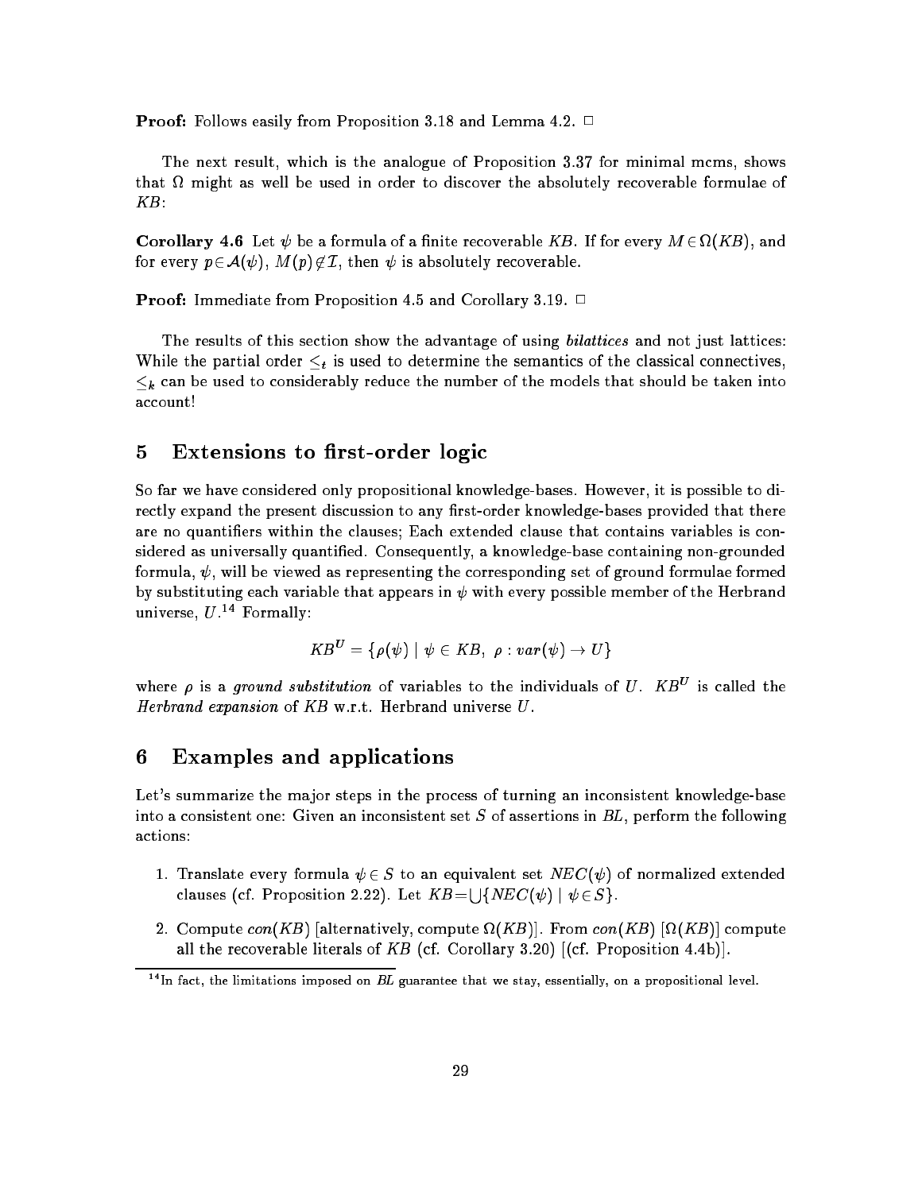**Proof:** Follows easily from Proposition 3.18 and Lemma 4.2. $\Box$

The next result, which is the analogue of Proposition 3.37 for minimal mcms, shows that $\Omega$ might as well be used in order to discover the absolutely recoverable formulae of $KB$:

**Corollary 4.6** Let $\psi$ be a formula of a finite recoverable $KB$. If for every $M \in \Omega(KB)$, and for every $p \in \mathcal{A}(\psi)$, $M(p) \notin \mathcal{I}$, then $\psi$ is absolutely recoverable.

**Proof:** Immediate from Proposition 4.5 and Corollary 3.19. $\Box$

The results of this section show the advantage of using *bilattices* and not just lattices: While the partial order $\leq_t$ is used to determine the semantics of the classical connectives, $\leq_k$ can be used to considerably reduce the number of the models that should be taken into account!

## 5 Extensions to first-order logic

So far we have considered only propositional knowledge-bases. However, it is possible to directly expand the present discussion to any first-order knowledge-bases provided that there are no quantifiers within the clauses; Each extended clause that contains variables is considered as universally quantified. Consequently, a knowledge-base containing non-grounded formula, $\psi$, will be viewed as representing the corresponding set of ground formulae formed by substituting each variable that appears in $\psi$ with every possible member of the Herbrand universe, $U$.[14] Formally:

$$KB^U = \{\rho(\psi) \mid \psi \in KB,\ \rho : var(\psi) \to U\}$$

where $\rho$ is a *ground substitution* of variables to the individuals of $U$. $KB^U$ is called the *Herbrand expansion* of $KB$ w.r.t. Herbrand universe $U$.

## 6 Examples and applications

Let's summarize the major steps in the process of turning an inconsistent knowledge-base into a consistent one: Given an inconsistent set $S$ of assertions in $BL$, perform the following actions:

1. Translate every formula $\psi \in S$ to an equivalent set $NEC(\psi)$ of normalized extended clauses (cf. Proposition 2.22). Let $KB = \bigcup\{NEC(\psi) \mid \psi \in S\}$.
2. Compute $con(KB)$ [alternatively, compute $\Omega(KB)$]. From $con(KB)$ [$\Omega(KB)$] compute all the recoverable literals of $KB$ (cf. Corollary 3.20) [(cf. Proposition 4.4b)].

[14] In fact, the limitations imposed on $BL$ guarantee that we stay, essentially, on a propositional level.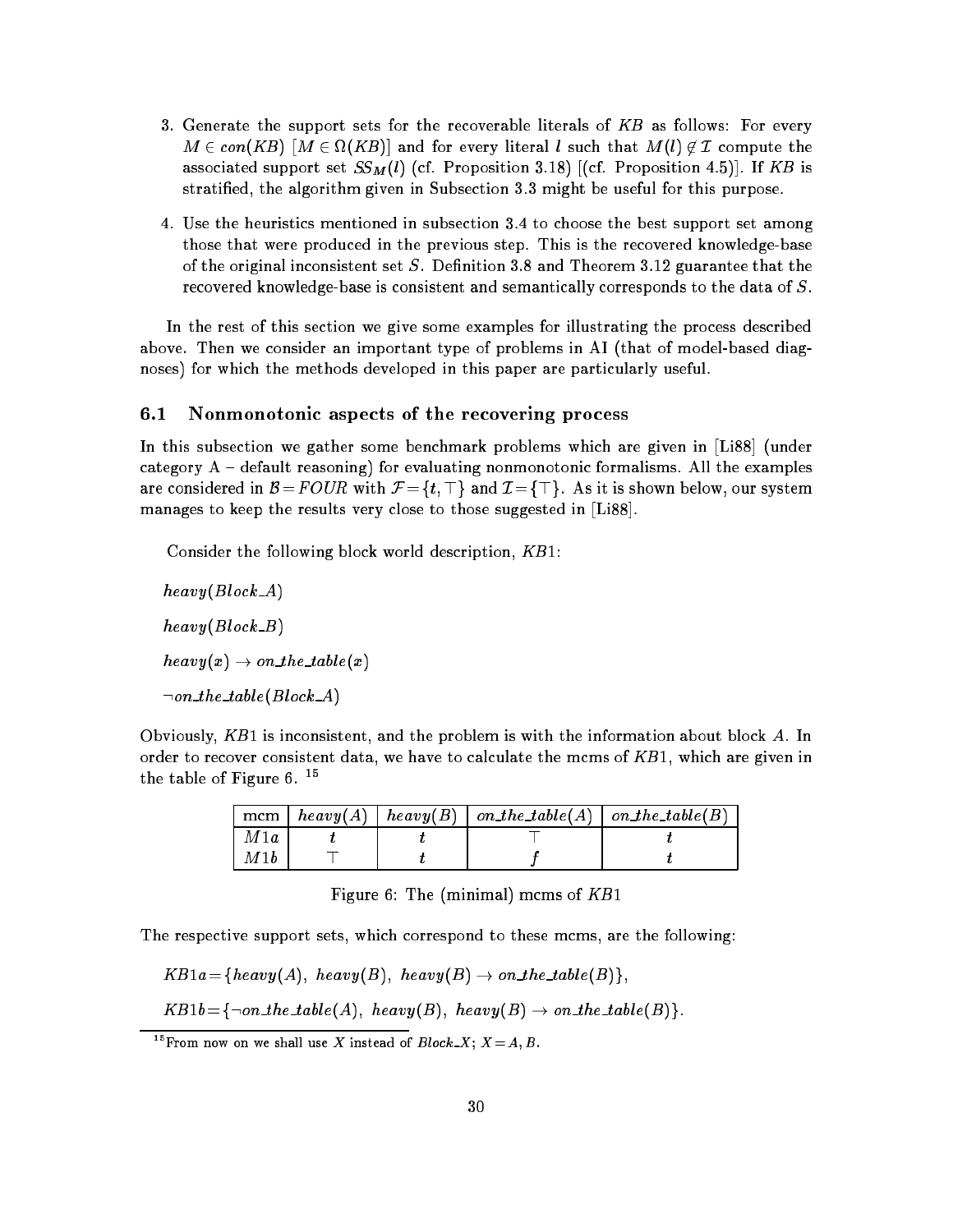3. Generate the support sets for the recoverable literals of $KB$ as follows: For every $M \in con(KB)$ [$M \in \Omega(KB)$] and for every literal $l$ such that $M(l) \notin \mathcal{I}$ compute the associated support set $SS_M(l)$ (cf. Proposition 3.18) [(cf. Proposition 4.5)]. If $KB$ is stratified, the algorithm given in Subsection 3.3 might be useful for this purpose.

4. Use the heuristics mentioned in subsection 3.4 to choose the best support set among those that were produced in the previous step. This is the recovered knowledge-base of the original inconsistent set $S$. Definition 3.8 and Theorem 3.12 guarantee that the recovered knowledge-base is consistent and semantically corresponds to the data of $S$.

In the rest of this section we give some examples for illustrating the process described above. Then we consider an important type of problems in AI (that of model-based diagnoses) for which the methods developed in this paper are particularly useful.

## 6.1 Nonmonotonic aspects of the recovering process

In this subsection we gather some benchmark problems which are given in [Li88] (under category A – default reasoning) for evaluating nonmonotonic formalisms. All the examples are considered in $\mathcal{B} = FOUR$ with $\mathcal{F} = \{t, \top\}$ and $\mathcal{I} = \{\top\}$. As it is shown below, our system manages to keep the results very close to those suggested in [Li88].

Consider the following block world description, $KB1$:

$heavy(Block\_A)$

$heavy(Block\_B)$

$heavy(x) \rightarrow on\_the\_table(x)$

$\neg on\_the\_table(Block\_A)$

Obviously, $KB1$ is inconsistent, and the problem is with the information about block $A$. In order to recover consistent data, we have to calculate the mcms of $KB1$, which are given in the table of Figure 6. [15]

| mcm | $heavy(A)$ | $heavy(B)$ | $on\_the\_table(A)$ | $on\_the\_table(B)$ |
|---|---|---|---|---|
| $M1a$ | $t$ | $t$ | $\top$ | $t$ |
| $M1b$ | $\top$ | $t$ | $f$ | $t$ |

Figure 6: The (minimal) mcms of $KB1$

The respective support sets, which correspond to these mcms, are the following:

$KB1a = \{heavy(A),\ heavy(B),\ heavy(B) \rightarrow on\_the\_table(B)\}$,

$KB1b = \{\neg on\_the\_table(A),\ heavy(B),\ heavy(B) \rightarrow on\_the\_table(B)\}$.

[15] From now on we shall use $X$ instead of $Block\_X$; $X = A, B$.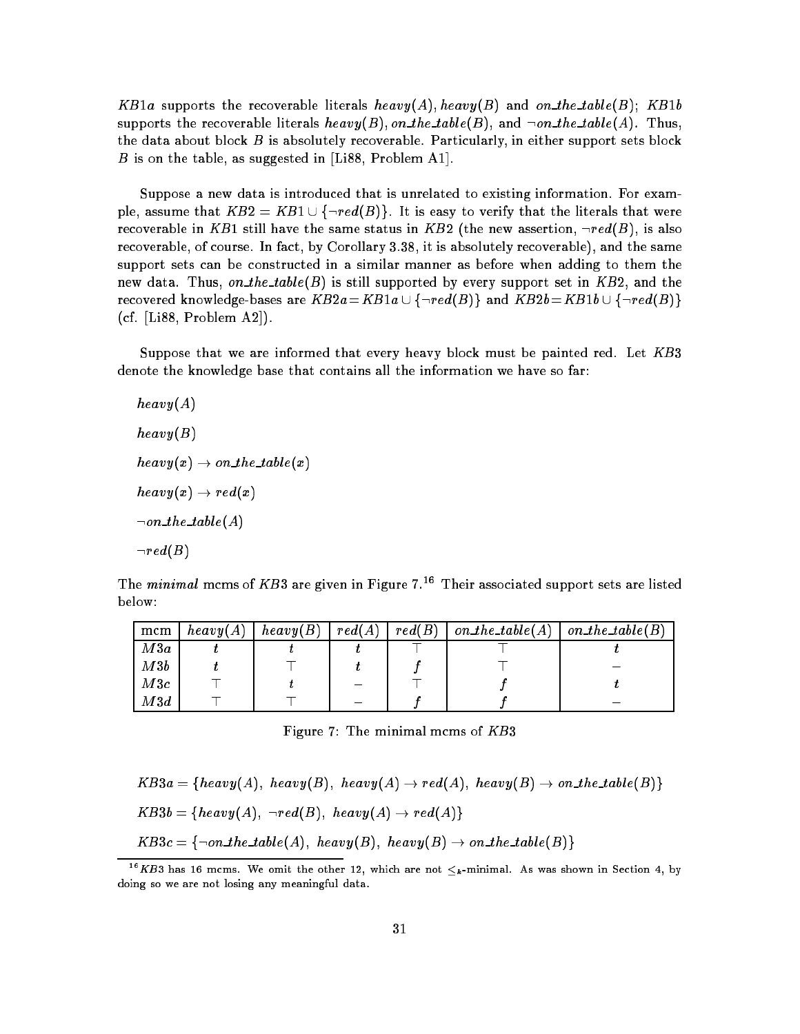$KB1a$ supports the recoverable literals $heavy(A)$, $heavy(B)$ and $on\_the\_table(B)$; $KB1b$ supports the recoverable literals $heavy(B)$, $on\_the\_table(B)$, and $\neg on\_the\_table(A)$. Thus, the data about block $B$ is absolutely recoverable. Particularly, in either support sets block $B$ is on the table, as suggested in [Li88, Problem A1].

Suppose a new data is introduced that is unrelated to existing information. For example, assume that $KB2 = KB1 \cup \{\neg red(B)\}$. It is easy to verify that the literals that were recoverable in $KB1$ still have the same status in $KB2$ (the new assertion, $\neg red(B)$, is also recoverable, of course. In fact, by Corollary 3.38, it is absolutely recoverable), and the same support sets can be constructed in a similar manner as before when adding to them the new data. Thus, $on\_the\_table(B)$ is still supported by every support set in $KB2$, and the recovered knowledge-bases are $KB2a = KB1a \cup \{\neg red(B)\}$ and $KB2b = KB1b \cup \{\neg red(B)\}$ (cf. [Li88, Problem A2]).

Suppose that we are informed that every heavy block must be painted red. Let $KB3$ denote the knowledge base that contains all the information we have so far:

$heavy(A)$

$heavy(B)$

$heavy(x) \rightarrow on\_the\_table(x)$

$heavy(x) \rightarrow red(x)$

$\neg on\_the\_table(A)$

$\neg red(B)$

The *minimal* mcms of $KB3$ are given in Figure 7.[16] Their associated support sets are listed below:

| mcm | $heavy(A)$ | $heavy(B)$ | $red(A)$ | $red(B)$ | $on\_the\_table(A)$ | $on\_the\_table(B)$ |
|---|---|---|---|---|---|---|
| $M3a$ | $t$ | $t$ | $t$ | $\top$ | $\top$ | $t$ |
| $M3b$ | $t$ | $\top$ | $t$ | $f$ | $\top$ | – |
| $M3c$ | $\top$ | $t$ | – | $\top$ | $f$ | $t$ |
| $M3d$ | $\top$ | $\top$ | – | $f$ | $f$ | – |

Figure 7: The minimal mcms of $KB3$

$$KB3a = \{heavy(A),\ heavy(B),\ heavy(A) \rightarrow red(A),\ heavy(B) \rightarrow on\_the\_table(B)\}$$

$$KB3b = \{heavy(A),\ \neg red(B),\ heavy(A) \rightarrow red(A)\}$$

$$KB3c = \{\neg on\_the\_table(A),\ heavy(B),\ heavy(B) \rightarrow on\_the\_table(B)\}$$

[16] $KB3$ has 16 mcms. We omit the other 12, which are not $\leq_k$-minimal. As was shown in Section 4, by doing so we are not losing any meaningful data.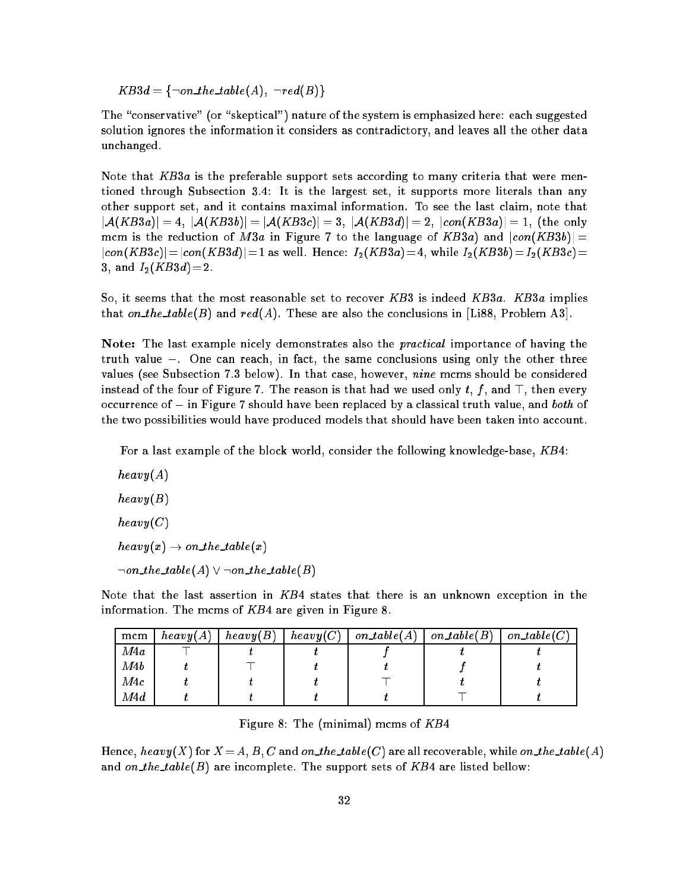$KB3d = \{\neg on\_the\_table(A),\ \neg red(B)\}$

The "conservative" (or "skeptical") nature of the system is emphasized here: each suggested solution ignores the information it considers as contradictory, and leaves all the other data unchanged.

Note that $KB3a$ is the preferable support sets according to many criteria that were mentioned through Subsection 3.4: It is the largest set, it supports more literals than any other support set, and it contains maximal information. To see the last claim, note that $|\mathcal{A}(KB3a)| = 4$, $|\mathcal{A}(KB3b)| = |\mathcal{A}(KB3c)| = 3$, $|\mathcal{A}(KB3d)| = 2$, $|con(KB3a)| = 1$, (the only mcm is the reduction of $M3a$ in Figure 7 to the language of $KB3a$) and $|con(KB3b)| = |con(KB3c)| = |con(KB3d)| = 1$ as well. Hence: $I_2(KB3a) = 4$, while $I_2(KB3b) = I_2(KB3c) = 3$, and $I_2(KB3d) = 2$.

So, it seems that the most reasonable set to recover $KB3$ is indeed $KB3a$. $KB3a$ implies that $on\_the\_table(B)$ and $red(A)$. These are also the conclusions in [Li88, Problem A3].

**Note:** The last example nicely demonstrates also the *practical* importance of having the truth value $-$. One can reach, in fact, the same conclusions using only the other three values (see Subsection 7.3 below). In that case, however, *nine* mcms should be considered instead of the four of Figure 7. The reason is that had we used only $t$, $f$, and $\top$, then every occurrence of $-$ in Figure 7 should have been replaced by a classical truth value, and *both* of the two possibilities would have produced models that should have been taken into account.

For a last example of the block world, consider the following knowledge-base, $KB4$:

$heavy(A)$

$heavy(B)$

$heavy(C)$

$heavy(x) \rightarrow on\_the\_table(x)$

$\neg on\_the\_table(A) \vee \neg on\_the\_table(B)$

Note that the last assertion in $KB4$ states that there is an unknown exception in the information. The mcms of $KB4$ are given in Figure 8.

| mcm | $heavy(A)$ | $heavy(B)$ | $heavy(C)$ | $on\_table(A)$ | $on\_table(B)$ | $on\_table(C)$ |
|---|---|---|---|---|---|---|
| $M4a$ | $\top$ | $t$ | $t$ | $f$ | $t$ | $t$ |
| $M4b$ | $t$ | $\top$ | $t$ | $t$ | $f$ | $t$ |
| $M4c$ | $t$ | $t$ | $t$ | $\top$ | $t$ | $t$ |
| $M4d$ | $t$ | $t$ | $t$ | $t$ | $\top$ | $t$ |

Figure 8: The (minimal) mcms of $KB4$

Hence, $heavy(X)$ for $X = A, B, C$ and $on\_the\_table(C)$ are all recoverable, while $on\_the\_table(A)$ and $on\_the\_table(B)$ are incomplete. The support sets of $KB4$ are listed bellow: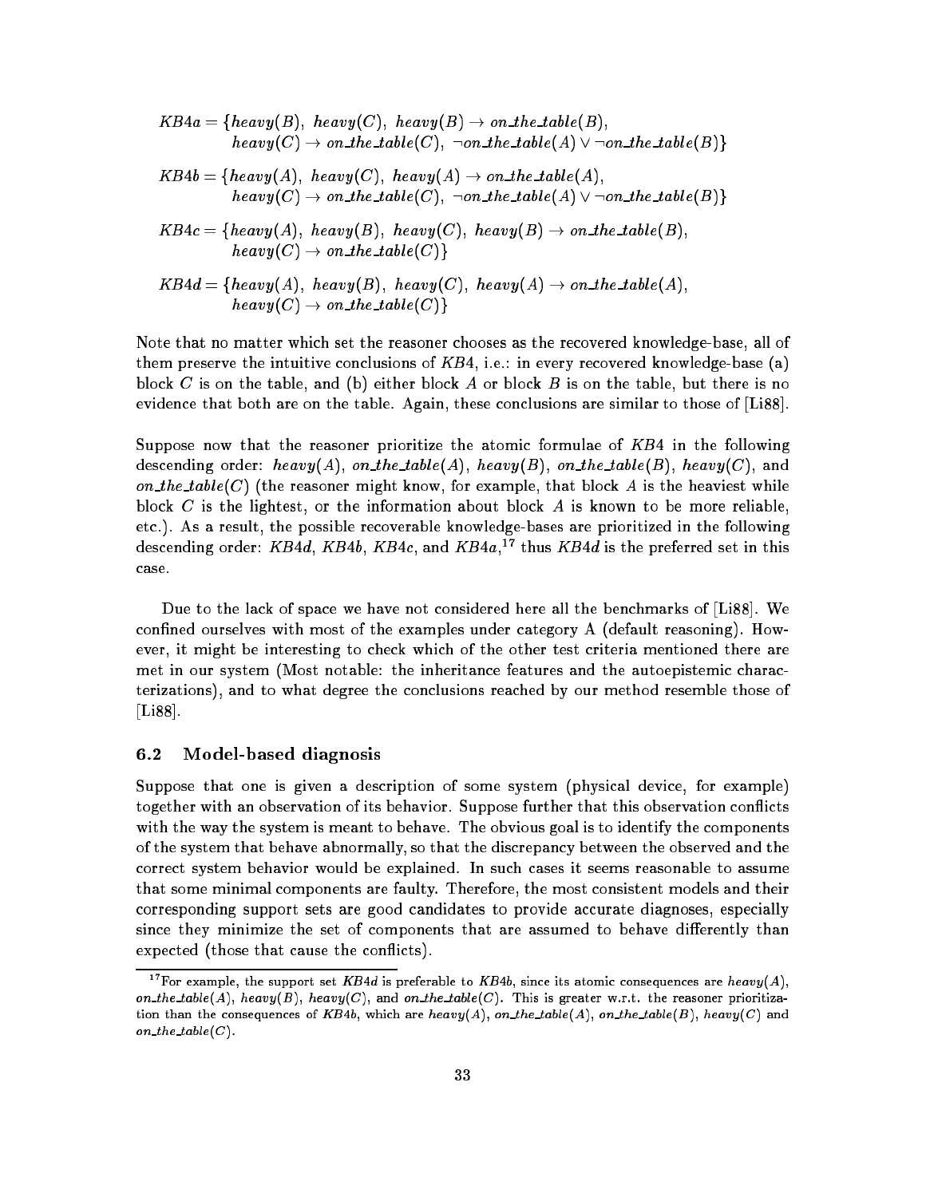$$KB4a = \{heavy(B),\ heavy(C),\ heavy(B) \rightarrow on\_the\_table(B),$$
$$heavy(C) \rightarrow on\_the\_table(C),\ \neg on\_the\_table(A) \vee \neg on\_the\_table(B)\}$$

$$KB4b = \{heavy(A),\ heavy(C),\ heavy(A) \rightarrow on\_the\_table(A),$$
$$heavy(C) \rightarrow on\_the\_table(C),\ \neg on\_the\_table(A) \vee \neg on\_the\_table(B)\}$$

$$KB4c = \{heavy(A),\ heavy(B),\ heavy(C),\ heavy(B) \rightarrow on\_the\_table(B),$$
$$heavy(C) \rightarrow on\_the\_table(C)\}$$

$$KB4d = \{heavy(A),\ heavy(B),\ heavy(C),\ heavy(A) \rightarrow on\_the\_table(A),$$
$$heavy(C) \rightarrow on\_the\_table(C)\}$$

Note that no matter which set the reasoner chooses as the recovered knowledge-base, all of them preserve the intuitive conclusions of $KB4$, i.e.: in every recovered knowledge-base (a) block $C$ is on the table, and (b) either block $A$ or block $B$ is on the table, but there is no evidence that both are on the table. Again, these conclusions are similar to those of [Li88].

Suppose now that the reasoner prioritize the atomic formulae of $KB4$ in the following descending order: $heavy(A)$, $on\_the\_table(A)$, $heavy(B)$, $on\_the\_table(B)$, $heavy(C)$, and $on\_the\_table(C)$ (the reasoner might know, for example, that block $A$ is the heaviest while block $C$ is the lightest, or the information about block $A$ is known to be more reliable, etc.). As a result, the possible recoverable knowledge-bases are prioritized in the following descending order: $KB4d$, $KB4b$, $KB4c$, and $KB4a$,[17] thus $KB4d$ is the preferred set in this case.

Due to the lack of space we have not considered here all the benchmarks of [Li88]. We confined ourselves with most of the examples under category A (default reasoning). However, it might be interesting to check which of the other test criteria mentioned there are met in our system (Most notable: the inheritance features and the autoepistemic characterizations), and to what degree the conclusions reached by our method resemble those of [Li88].

## 6.2 Model-based diagnosis

Suppose that one is given a description of some system (physical device, for example) together with an observation of its behavior. Suppose further that this observation conflicts with the way the system is meant to behave. The obvious goal is to identify the components of the system that behave abnormally, so that the discrepancy between the observed and the correct system behavior would be explained. In such cases it seems reasonable to assume that some minimal components are faulty. Therefore, the most consistent models and their corresponding support sets are good candidates to provide accurate diagnoses, especially since they minimize the set of components that are assumed to behave differently than expected (those that cause the conflicts).

---

[17] For example, the support set $KB4d$ is preferable to $KB4b$, since its atomic consequences are $heavy(A)$, $on\_the\_table(A)$, $heavy(B)$, $heavy(C)$, and $on\_the\_table(C)$. This is greater w.r.t. the reasoner prioritization than the consequences of $KB4b$, which are $heavy(A)$, $on\_the\_table(A)$, $on\_the\_table(B)$, $heavy(C)$ and $on\_the\_table(C)$.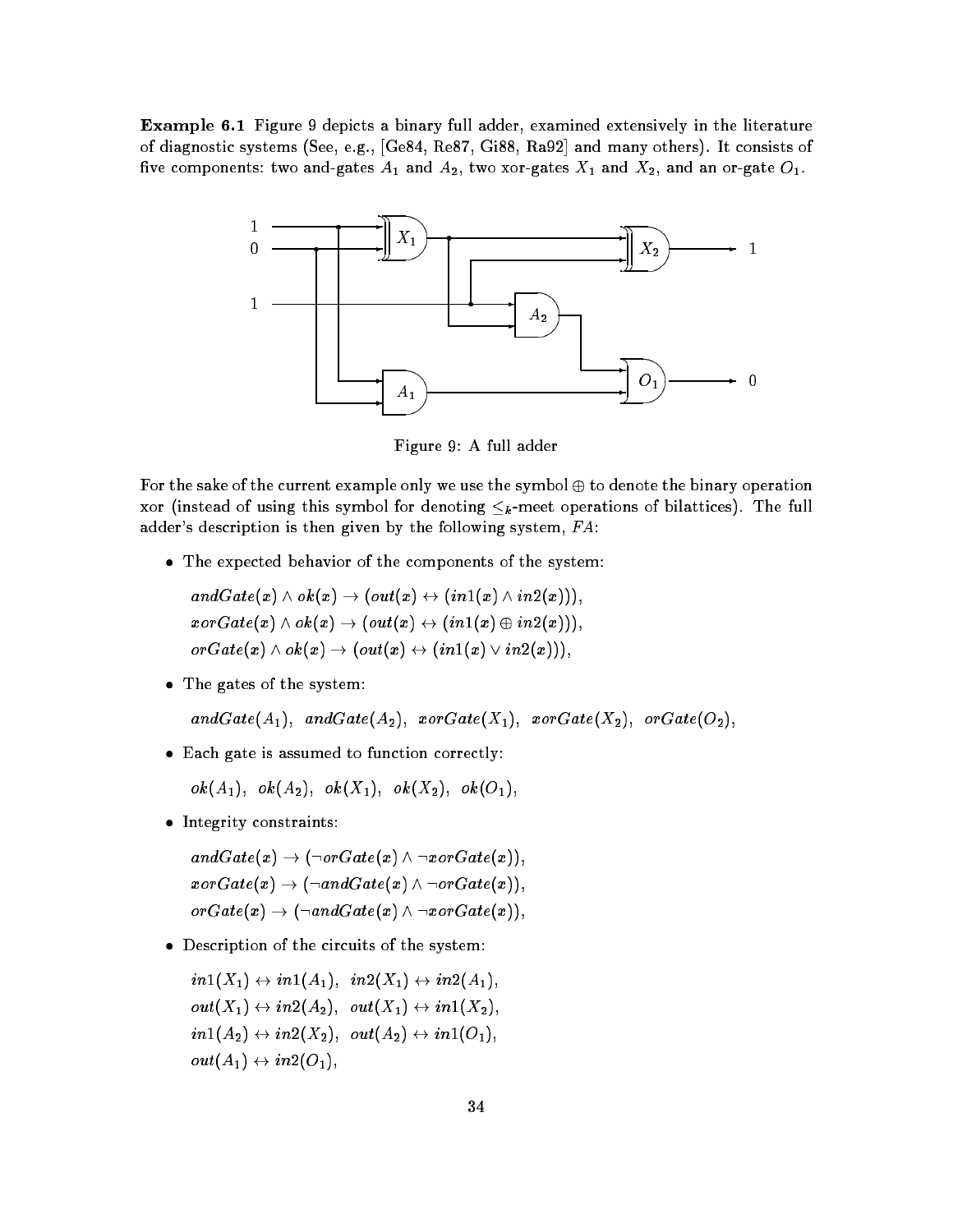**Example 6.1** Figure 9 depicts a binary full adder, examined extensively in the literature of diagnostic systems (See, e.g., [Ge84, Re87, Gi88, Ra92] and many others). It consists of five components: two and-gates $A_1$ and $A_2$, two xor-gates $X_1$ and $X_2$, and an or-gate $O_1$.

Figure 9: A full adder

For the sake of the current example only we use the symbol $\oplus$ to denote the binary operation xor (instead of using this symbol for denoting $\leq_k$-meet operations of bilattices). The full adder's description is then given by the following system, $FA$:

- The expected behavior of the components of the system:

  $andGate(x) \wedge ok(x) \rightarrow (out(x) \leftrightarrow (in1(x) \wedge in2(x))),$
  $xorGate(x) \wedge ok(x) \rightarrow (out(x) \leftrightarrow (in1(x) \oplus in2(x))),$
  $orGate(x) \wedge ok(x) \rightarrow (out(x) \leftrightarrow (in1(x) \vee in2(x))),$

- The gates of the system:

  $andGate(A_1),\ andGate(A_2),\ xorGate(X_1),\ xorGate(X_2),\ orGate(O_2),$

- Each gate is assumed to function correctly:

  $ok(A_1),\ ok(A_2),\ ok(X_1),\ ok(X_2),\ ok(O_1),$

- Integrity constraints:

  $andGate(x) \rightarrow (\neg orGate(x) \wedge \neg xorGate(x)),$
  $xorGate(x) \rightarrow (\neg andGate(x) \wedge \neg orGate(x)),$
  $orGate(x) \rightarrow (\neg andGate(x) \wedge \neg xorGate(x)),$

- Description of the circuits of the system:

  $in1(X_1) \leftrightarrow in1(A_1),\ \ in2(X_1) \leftrightarrow in2(A_1),$
  $out(X_1) \leftrightarrow in2(A_2),\ \ out(X_1) \leftrightarrow in1(X_2),$
  $in1(A_2) \leftrightarrow in2(X_2),\ \ out(A_2) \leftrightarrow in1(O_1),$
  $out(A_1) \leftrightarrow in2(O_1),$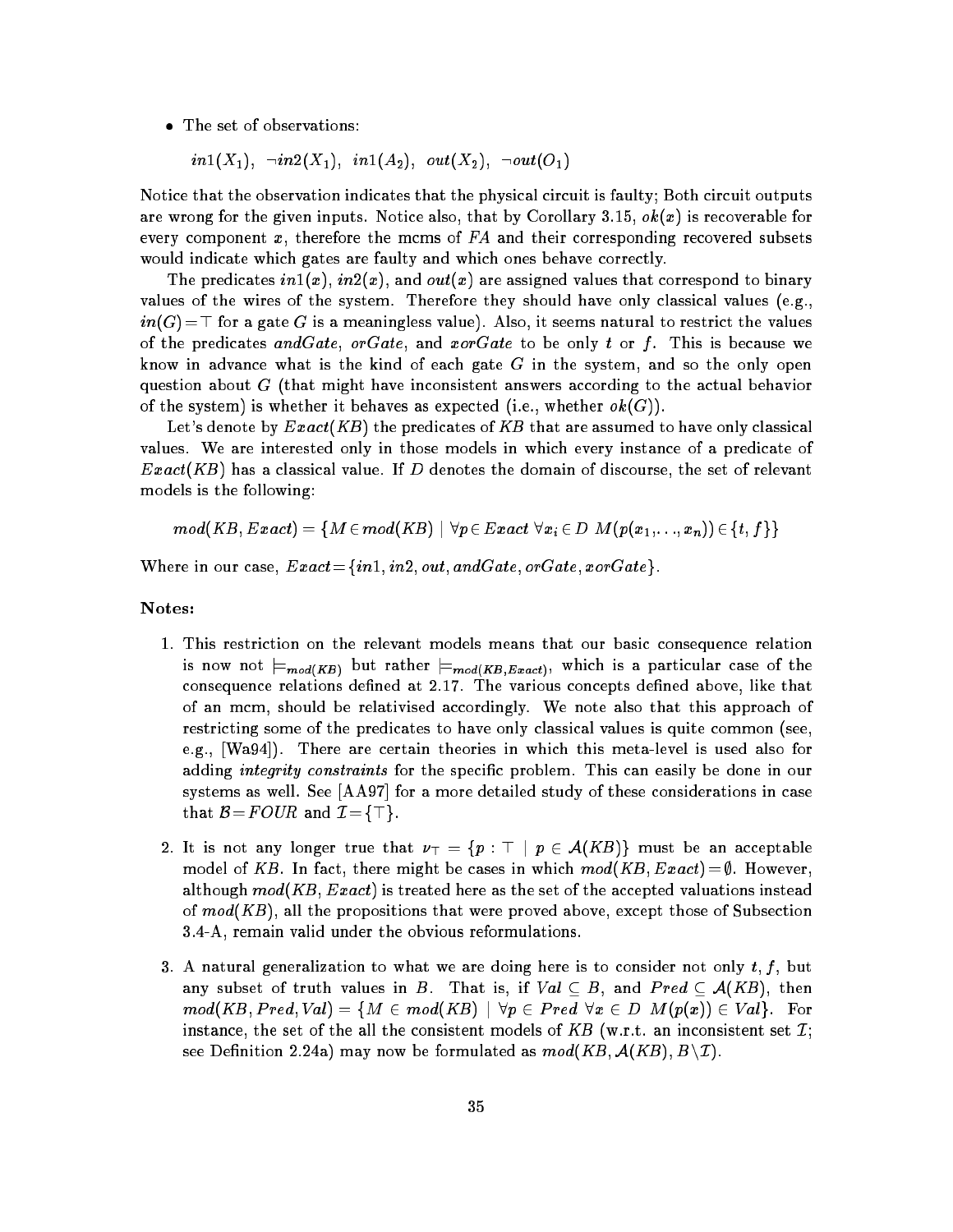- The set of observations:

  $in1(X_1),\ \neg in2(X_1),\ in1(A_2),\ out(X_2),\ \neg out(O_1)$

Notice that the observation indicates that the physical circuit is faulty; Both circuit outputs are wrong for the given inputs. Notice also, that by Corollary 3.15, $ok(x)$ is recoverable for every component $x$, therefore the mcms of $FA$ and their corresponding recovered subsets would indicate which gates are faulty and which ones behave correctly.

The predicates $in1(x)$, $in2(x)$, and $out(x)$ are assigned values that correspond to binary values of the wires of the system. Therefore they should have only classical values (e.g., $in(G) = \top$ for a gate $G$ is a meaningless value). Also, it seems natural to restrict the values of the predicates *andGate*, *orGate*, and *xorGate* to be only $t$ or $f$. This is because we know in advance what is the kind of each gate $G$ in the system, and so the only open question about $G$ (that might have inconsistent answers according to the actual behavior of the system) is whether it behaves as expected (i.e., whether $ok(G)$).

Let's denote by $Exact(KB)$ the predicates of $KB$ that are assumed to have only classical values. We are interested only in those models in which every instance of a predicate of $Exact(KB)$ has a classical value. If $D$ denotes the domain of discourse, the set of relevant models is the following:

$$mod(KB, Exact) = \{M \in mod(KB) \mid \forall p \in Exact\ \forall x_i \in D\ M(p(x_1, \ldots, x_n)) \in \{t, f\}\}$$

Where in our case, $Exact = \{in1, in2, out, andGate, orGate, xorGate\}$.

**Notes:**

1. This restriction on the relevant models means that our basic consequence relation is now not $\models_{mod(KB)}$ but rather $\models_{mod(KB,Exact)}$, which is a particular case of the consequence relations defined at 2.17. The various concepts defined above, like that of an mcm, should be relativised accordingly. We note also that this approach of restricting some of the predicates to have only classical values is quite common (see, e.g., [Wa94]). There are certain theories in which this meta-level is used also for adding *integrity constraints* for the specific problem. This can easily be done in our systems as well. See [AA97] for a more detailed study of these considerations in case that $\mathcal{B} = FOUR$ and $\mathcal{I} = \{\top\}$.

2. It is not any longer true that $\nu_\top = \{p : \top \mid p \in \mathcal{A}(KB)\}$ must be an acceptable model of $KB$. In fact, there might be cases in which $mod(KB, Exact) = \emptyset$. However, although $mod(KB, Exact)$ is treated here as the set of the accepted valuations instead of $mod(KB)$, all the propositions that were proved above, except those of Subsection 3.4-A, remain valid under the obvious reformulations.

3. A natural generalization to what we are doing here is to consider not only $t, f$, but any subset of truth values in $B$. That is, if $Val \subseteq B$, and $Pred \subseteq \mathcal{A}(KB)$, then $mod(KB, Pred, Val) = \{M \in mod(KB) \mid \forall p \in Pred\ \forall x \in D\ M(p(x)) \in Val\}$. For instance, the set of the all the consistent models of $KB$ (w.r.t. an inconsistent set $\mathcal{I}$; see Definition 2.24a) may now be formulated as $mod(KB, \mathcal{A}(KB), B \backslash \mathcal{I})$.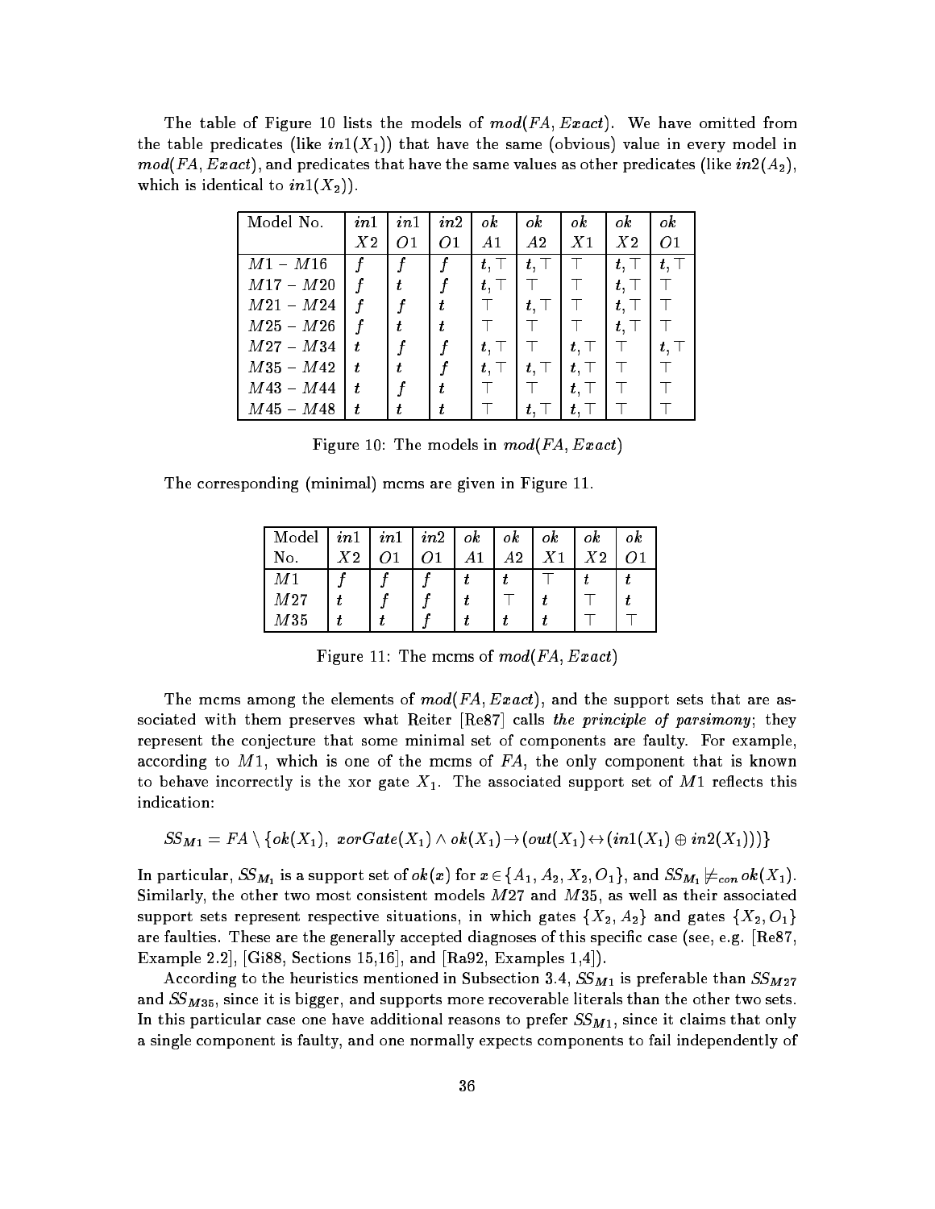The table of Figure 10 lists the models of $mod(FA, Exact)$. We have omitted from the table predicates (like $in1(X_1)$) that have the same (obvious) value in every model in $mod(FA, Exact)$, and predicates that have the same values as other predicates (like $in2(A_2)$, which is identical to $in1(X_2)$).

| Model No. | $in1$ $X2$ | $in1$ $O1$ | $in2$ $O1$ | $ok$ $A1$ | $ok$ $A2$ | $ok$ $X1$ | $ok$ $X2$ | $ok$ $O1$ |
|---|---|---|---|---|---|---|---|---|
| $M1 - M16$ | $f$ | $f$ | $f$ | $t, \top$ | $t, \top$ | $\top$ | $t, \top$ | $t, \top$ |
| $M17 - M20$ | $f$ | $t$ | $f$ | $t, \top$ | $\top$ | $\top$ | $t, \top$ | $\top$ |
| $M21 - M24$ | $f$ | $f$ | $t$ | $\top$ | $t, \top$ | $\top$ | $t, \top$ | $\top$ |
| $M25 - M26$ | $f$ | $t$ | $t$ | $\top$ | $\top$ | $\top$ | $t, \top$ | $\top$ |
| $M27 - M34$ | $t$ | $f$ | $f$ | $t, \top$ | $\top$ | $t, \top$ | $\top$ | $t, \top$ |
| $M35 - M42$ | $t$ | $t$ | $f$ | $t, \top$ | $t, \top$ | $t, \top$ | $\top$ | $\top$ |
| $M43 - M44$ | $t$ | $f$ | $t$ | $\top$ | $\top$ | $t, \top$ | $\top$ | $\top$ |
| $M45 - M48$ | $t$ | $t$ | $t$ | $\top$ | $t, \top$ | $t, \top$ | $\top$ | $\top$ |

Figure 10: The models in $mod(FA, Exact)$

The corresponding (minimal) mcms are given in Figure 11.

| Model No. | $in1$ $X2$ | $in1$ $O1$ | $in2$ $O1$ | $ok$ $A1$ | $ok$ $A2$ | $ok$ $X1$ | $ok$ $X2$ | $ok$ $O1$ |
|---|---|---|---|---|---|---|---|---|
| $M1$ | $f$ | $f$ | $f$ | $t$ | $t$ | $\top$ | $t$ | $t$ |
| $M27$ | $t$ | $f$ | $f$ | $t$ | $\top$ | $t$ | $\top$ | $t$ |
| $M35$ | $t$ | $t$ | $f$ | $t$ | $t$ | $t$ | $\top$ | $\top$ |

Figure 11: The mcms of $mod(FA, Exact)$

The mcms among the elements of $mod(FA, Exact)$, and the support sets that are associated with them preserves what Reiter [Re87] calls *the principle of parsimony*; they represent the conjecture that some minimal set of components are faulty. For example, according to $M1$, which is one of the mcms of $FA$, the only component that is known to behave incorrectly is the xor gate $X_1$. The associated support set of $M1$ reflects this indication:

$$SS_{M1} = FA \setminus \{ok(X_1),\ xorGate(X_1) \wedge ok(X_1) \rightarrow (out(X_1) \leftrightarrow (in1(X_1) \oplus in2(X_1)))\}$$

In particular, $SS_{M_1}$ is a support set of $ok(x)$ for $x \in \{A_1, A_2, X_2, O_1\}$, and $SS_{M_1} \not\models_{con} ok(X_1)$. Similarly, the other two most consistent models $M27$ and $M35$, as well as their associated support sets represent respective situations, in which gates $\{X_2, A_2\}$ and gates $\{X_2, O_1\}$ are faulties. These are the generally accepted diagnoses of this specific case (see, e.g. [Re87, Example 2.2], [Gi88, Sections 15,16], and [Ra92, Examples 1,4]).

According to the heuristics mentioned in Subsection 3.4, $SS_{M1}$ is preferable than $SS_{M27}$ and $SS_{M35}$, since it is bigger, and supports more recoverable literals than the other two sets. In this particular case one have additional reasons to prefer $SS_{M1}$, since it claims that only a single component is faulty, and one normally expects components to fail independently of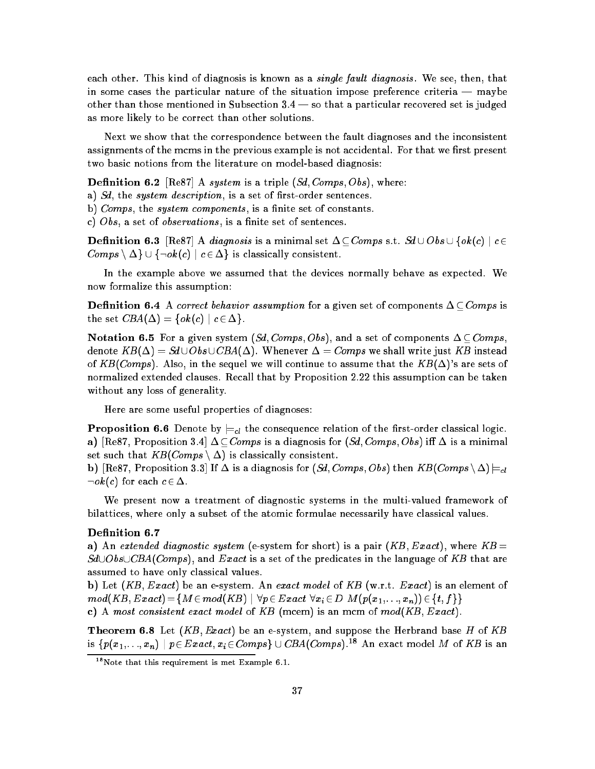each other. This kind of diagnosis is known as a *single fault diagnosis*. We see, then, that in some cases the particular nature of the situation impose preference criteria — maybe other than those mentioned in Subsection 3.4 — so that a particular recovered set is judged as more likely to be correct than other solutions.

Next we show that the correspondence between the fault diagnoses and the inconsistent assignments of the mcms in the previous example is not accidental. For that we first present two basic notions from the literature on model-based diagnosis:

**Definition 6.2** [Re87] A *system* is a triple $(Sd, Comps, Obs)$, where:
a) $Sd$, the *system description*, is a set of first-order sentences.
b) $Comps$, the *system components*, is a finite set of constants.
c) $Obs$, a set of *observations*, is a finite set of sentences.

**Definition 6.3** [Re87] A *diagnosis* is a minimal set $\Delta \subseteq Comps$ s.t. $Sd \cup Obs \cup \{ok(c) \mid c \in Comps \setminus \Delta\} \cup \{\neg ok(c) \mid c \in \Delta\}$ is classically consistent.

In the example above we assumed that the devices normally behave as expected. We now formalize this assumption:

**Definition 6.4** A *correct behavior assumption* for a given set of components $\Delta \subseteq Comps$ is the set $CBA(\Delta) = \{ok(c) \mid c \in \Delta\}$.

**Notation 6.5** For a given system $(Sd, Comps, Obs)$, and a set of components $\Delta \subseteq Comps$, denote $KB(\Delta) = Sd \cup Obs \cup CBA(\Delta)$. Whenever $\Delta = Comps$ we shall write just $KB$ instead of $KB(Comps)$. Also, in the sequel we will continue to assume that the $KB(\Delta)$'s are sets of normalized extended clauses. Recall that by Proposition 2.22 this assumption can be taken without any loss of generality.

Here are some useful properties of diagnoses:

**Proposition 6.6** Denote by $\models_{cl}$ the consequence relation of the first-order classical logic.
**a)** [Re87, Proposition 3.4] $\Delta \subseteq Comps$ is a diagnosis for $(Sd, Comps, Obs)$ iff $\Delta$ is a minimal set such that $KB(Comps \setminus \Delta)$ is classically consistent.
**b)** [Re87, Proposition 3.3] If $\Delta$ is a diagnosis for $(Sd, Comps, Obs)$ then $KB(Comps \setminus \Delta) \models_{cl} \neg ok(c)$ for each $c \in \Delta$.

We present now a treatment of diagnostic systems in the multi-valued framework of bilattices, where only a subset of the atomic formulae necessarily have classical values.

**Definition 6.7**
**a)** An *extended diagnostic system* (e-system for short) is a pair $(KB, Exact)$, where $KB = Sd \cup Obs \cup CBA(Comps)$, and $Exact$ is a set of the predicates in the language of $KB$ that are assumed to have only classical values.
**b)** Let $(KB, Exact)$ be an e-system. An *exact model* of $KB$ (w.r.t. $Exact$) is an element of $mod(KB, Exact) = \{M \in mod(KB) \mid \forall p \in Exact\ \forall x_i \in D\ M(p(x_1, .., x_n)) \in \{t, f\}\}$
**c)** A *most consistent exact model* of $KB$ (mcem) is an mcm of $mod(KB, Exact)$.

**Theorem 6.8** Let $(KB, Exact)$ be an e-system, and suppose the Herbrand base $H$ of $KB$ is $\{p(x_1, .., x_n) \mid p \in Exact, x_i \in Comps\} \cup CBA(Comps)$.[18] An exact model $M$ of $KB$ is an

[18] Note that this requirement is met Example 6.1.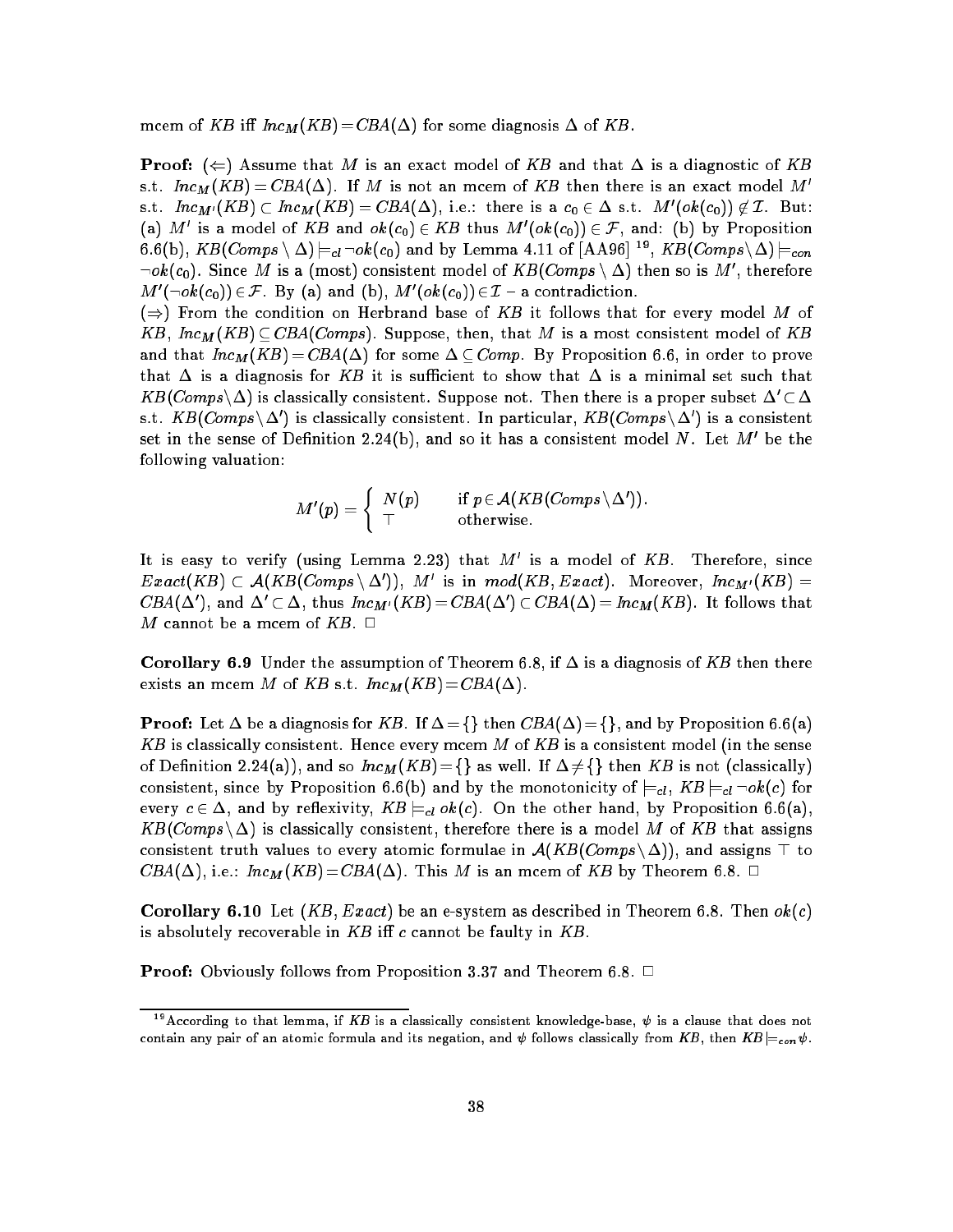mcem of $KB$ iff $Inc_M(KB) = CBA(\Delta)$ for some diagnosis $\Delta$ of $KB$.

**Proof:** ($\Leftarrow$) Assume that $M$ is an exact model of $KB$ and that $\Delta$ is a diagnostic of $KB$ s.t. $Inc_M(KB) = CBA(\Delta)$. If $M$ is not an mcem of $KB$ then there is an exact model $M'$ s.t. $Inc_{M'}(KB) \subset Inc_M(KB) = CBA(\Delta)$, i.e.: there is a $c_0 \in \Delta$ s.t. $M'(ok(c_0)) \notin \mathcal{I}$. But: (a) $M'$ is a model of $KB$ and $ok(c_0) \in KB$ thus $M'(ok(c_0)) \in \mathcal{F}$, and: (b) by Proposition 6.6(b), $KB(Comps \setminus \Delta) \models_{cl} \neg ok(c_0)$ and by Lemma 4.11 of [AA96] [19], $KB(Comps \setminus \Delta) \models_{con} \neg ok(c_0)$. Since $M$ is a (most) consistent model of $KB(Comps \setminus \Delta)$ then so is $M'$, therefore $M'(\neg ok(c_0)) \in \mathcal{F}$. By (a) and (b), $M'(ok(c_0)) \in \mathcal{I}$ – a contradiction.

($\Rightarrow$) From the condition on Herbrand base of $KB$ it follows that for every model $M$ of $KB$, $Inc_M(KB) \subseteq CBA(Comps)$. Suppose, then, that $M$ is a most consistent model of $KB$ and that $Inc_M(KB) = CBA(\Delta)$ for some $\Delta \subseteq Comp$. By Proposition 6.6, in order to prove that $\Delta$ is a diagnosis for $KB$ it is sufficient to show that $\Delta$ is a minimal set such that $KB(Comps \setminus \Delta)$ is classically consistent. Suppose not. Then there is a proper subset $\Delta' \subset \Delta$ s.t. $KB(Comps \setminus \Delta')$ is classically consistent. In particular, $KB(Comps \setminus \Delta')$ is a consistent set in the sense of Definition 2.24(b), and so it has a consistent model $N$. Let $M'$ be the following valuation:

$$M'(p) = \begin{cases} N(p) & \text{if } p \in \mathcal{A}(KB(Comps \setminus \Delta')). \\ \top & \text{otherwise.} \end{cases}$$

It is easy to verify (using Lemma 2.23) that $M'$ is a model of $KB$. Therefore, since $Exact(KB) \subset \mathcal{A}(KB(Comps \setminus \Delta'))$, $M'$ is in $mod(KB, Exact)$. Moreover, $Inc_{M'}(KB) = CBA(\Delta')$, and $\Delta' \subset \Delta$, thus $Inc_{M'}(KB) = CBA(\Delta') \subset CBA(\Delta) = Inc_M(KB)$. It follows that $M$ cannot be a mcem of $KB$. $\Box$

**Corollary 6.9** Under the assumption of Theorem 6.8, if $\Delta$ is a diagnosis of $KB$ then there exists an mcem $M$ of $KB$ s.t. $Inc_M(KB) = CBA(\Delta)$.

**Proof:** Let $\Delta$ be a diagnosis for $KB$. If $\Delta = \{\}$ then $CBA(\Delta) = \{\}$, and by Proposition 6.6(a) $KB$ is classically consistent. Hence every mcem $M$ of $KB$ is a consistent model (in the sense of Definition 2.24(a)), and so $Inc_M(KB) = \{\}$ as well. If $\Delta \neq \{\}$ then $KB$ is not (classically) consistent, since by Proposition 6.6(b) and by the monotonicity of $\models_{cl}$, $KB \models_{cl} \neg ok(c)$ for every $c \in \Delta$, and by reflexivity, $KB \models_{cl} ok(c)$. On the other hand, by Proposition 6.6(a), $KB(Comps \setminus \Delta)$ is classically consistent, therefore there is a model $M$ of $KB$ that assigns consistent truth values to every atomic formulae in $\mathcal{A}(KB(Comps \setminus \Delta))$, and assigns $\top$ to $CBA(\Delta)$, i.e.: $Inc_M(KB) = CBA(\Delta)$. This $M$ is an mcem of $KB$ by Theorem 6.8. $\Box$

**Corollary 6.10** Let $(KB, Exact)$ be an e-system as described in Theorem 6.8. Then $ok(c)$ is absolutely recoverable in $KB$ iff $c$ cannot be faulty in $KB$.

**Proof:** Obviously follows from Proposition 3.37 and Theorem 6.8. $\Box$

---

[19] According to that lemma, if $KB$ is a classically consistent knowledge-base, $\psi$ is a clause that does not contain any pair of an atomic formula and its negation, and $\psi$ follows classically from $KB$, then $KB \models_{con} \psi$.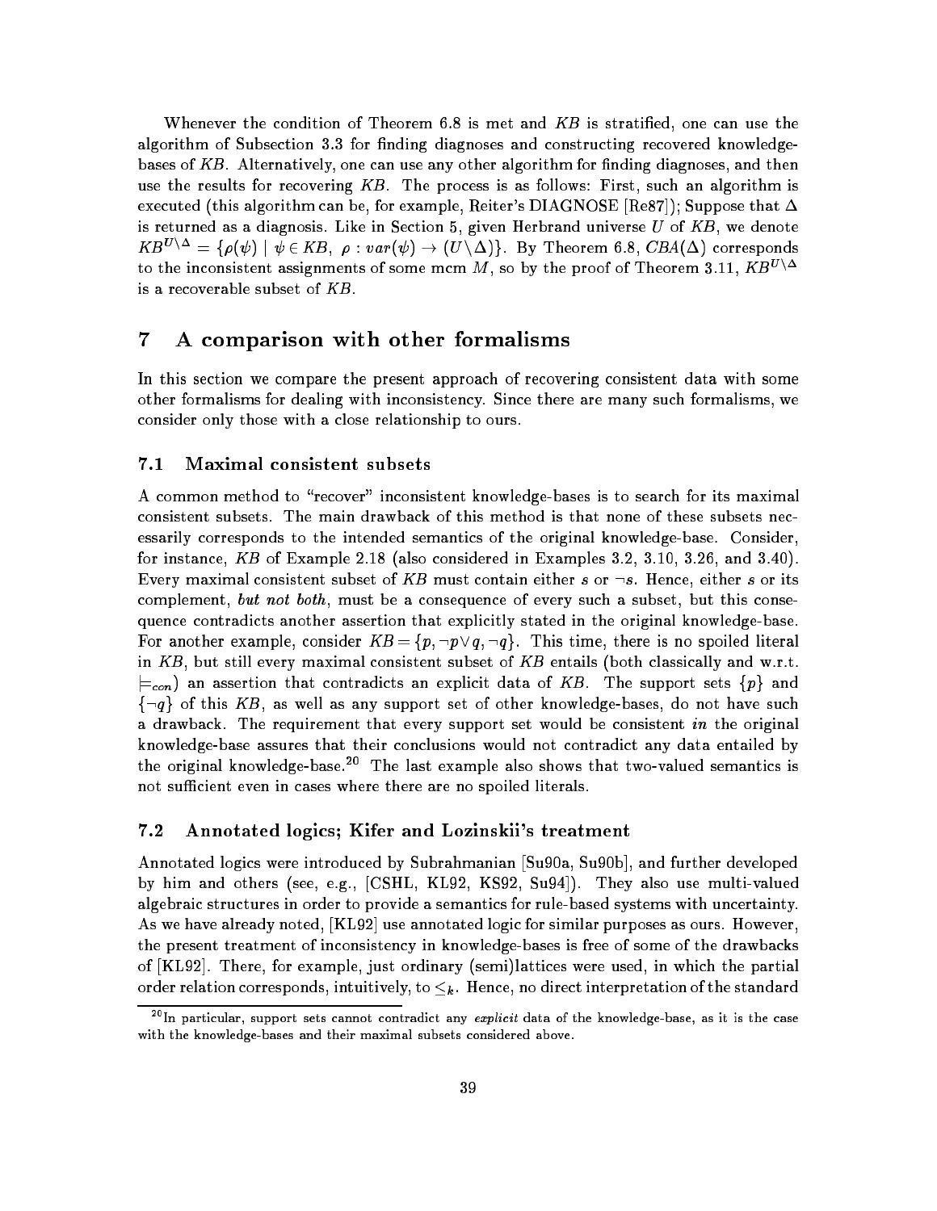Whenever the condition of Theorem 6.8 is met and $KB$ is stratified, one can use the algorithm of Subsection 3.3 for finding diagnoses and constructing recovered knowledge-bases of $KB$. Alternatively, one can use any other algorithm for finding diagnoses, and then use the results for recovering $KB$. The process is as follows: First, such an algorithm is executed (this algorithm can be, for example, Reiter's DIAGNOSE [Re87]); Suppose that $\Delta$ is returned as a diagnosis. Like in Section 5, given Herbrand universe $U$ of $KB$, we denote $KB^{U\setminus\Delta} = \{\rho(\psi) \mid \psi \in KB,\ \rho : var(\psi) \to (U \setminus \Delta)\}$. By Theorem 6.8, $CBA(\Delta)$ corresponds to the inconsistent assignments of some mcm $M$, so by the proof of Theorem 3.11, $KB^{U\setminus\Delta}$ is a recoverable subset of $KB$.

# 7 A comparison with other formalisms

In this section we compare the present approach of recovering consistent data with some other formalisms for dealing with inconsistency. Since there are many such formalisms, we consider only those with a close relationship to ours.

## 7.1 Maximal consistent subsets

A common method to "recover" inconsistent knowledge-bases is to search for its maximal consistent subsets. The main drawback of this method is that none of these subsets necessarily corresponds to the intended semantics of the original knowledge-base. Consider, for instance, $KB$ of Example 2.18 (also considered in Examples 3.2, 3.10, 3.26, and 3.40). Every maximal consistent subset of $KB$ must contain either $s$ or $\neg s$. Hence, either $s$ or its complement, *but not both*, must be a consequence of every such a subset, but this consequence contradicts another assertion that explicitly stated in the original knowledge-base. For another example, consider $KB = \{p, \neg p \vee q, \neg q\}$. This time, there is no spoiled literal in $KB$, but still every maximal consistent subset of $KB$ entails (both classically and w.r.t. $\models_{con}$) an assertion that contradicts an explicit data of $KB$. The support sets $\{p\}$ and $\{\neg q\}$ of this $KB$, as well as any support set of other knowledge-bases, do not have such a drawback. The requirement that every support set would be consistent *in* the original knowledge-base assures that their conclusions would not contradict any data entailed by the original knowledge-base.[20] The last example also shows that two-valued semantics is not sufficient even in cases where there are no spoiled literals.

## 7.2 Annotated logics; Kifer and Lozinskii's treatment

Annotated logics were introduced by Subrahmanian [Su90a, Su90b], and further developed by him and others (see, e.g., [CSHL, KL92, KS92, Su94]). They also use multi-valued algebraic structures in order to provide a semantics for rule-based systems with uncertainty. As we have already noted, [KL92] use annotated logic for similar purposes as ours. However, the present treatment of inconsistency in knowledge-bases is free of some of the drawbacks of [KL92]. There, for example, just ordinary (semi)lattices were used, in which the partial order relation corresponds, intuitively, to $\leq_k$. Hence, no direct interpretation of the standard

[20] In particular, support sets cannot contradict any *explicit* data of the knowledge-base, as it is the case with the knowledge-bases and their maximal subsets considered above.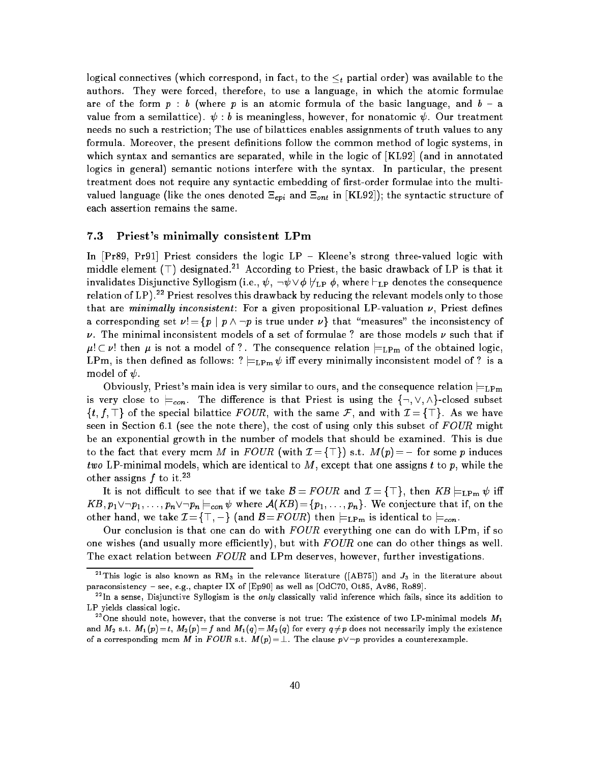logical connectives (which correspond, in fact, to the $\leq_t$ partial order) was available to the authors. They were forced, therefore, to use a language, in which the atomic formulae are of the form $p : b$ (where $p$ is an atomic formula of the basic language, and $b$ – a value from a semilattice). $\psi : b$ is meaningless, however, for nonatomic $\psi$. Our treatment needs no such a restriction; The use of bilattices enables assignments of truth values to any formula. Moreover, the present definitions follow the common method of logic systems, in which syntax and semantics are separated, while in the logic of [KL92] (and in annotated logics in general) semantic notions interfere with the syntax. In particular, the present treatment does not require any syntactic embedding of first-order formulae into the multi-valued language (like the ones denoted $\Xi_{epi}$ and $\Xi_{ont}$ in [KL92]); the syntactic structure of each assertion remains the same.

### 7.3 Priest's minimally consistent LPm

In [Pr89, Pr91] Priest considers the logic LP – Kleene's strong three-valued logic with middle element ($\top$) designated.[21] According to Priest, the basic drawback of LP is that it invalidates Disjunctive Syllogism (i.e., $\psi, \neg\psi \vee \phi \not\vdash_{\mathrm{LP}} \phi$, where $\vdash_{\mathrm{LP}}$ denotes the consequence relation of LP).[22] Priest resolves this drawback by reducing the relevant models only to those that are *minimally inconsistent*: For a given propositional LP-valuation $\nu$, Priest defines a corresponding set $\nu! = \{p \mid p \wedge \neg p \text{ is true under } \nu\}$ that "measures" the inconsistency of $\nu$. The minimal inconsistent models of a set of formulae ? are those models $\nu$ such that if $\mu! \subset \nu!$ then $\mu$ is not a model of ?. The consequence relation $\models_{\mathrm{LPm}}$ of the obtained logic, LPm, is then defined as follows: ? $\models_{\mathrm{LPm}} \psi$ iff every minimally inconsistent model of ? is a model of $\psi$.

Obviously, Priest's main idea is very similar to ours, and the consequence relation $\models_{\mathrm{LPm}}$ is very close to $\models_{con}$. The difference is that Priest is using the $\{\neg, \vee, \wedge\}$-closed subset $\{t, f, \top\}$ of the special bilattice *FOUR*, with the same $\mathcal{F}$, and with $\mathcal{I} = \{\top\}$. As we have seen in Section 6.1 (see the note there), the cost of using only this subset of *FOUR* might be an exponential growth in the number of models that should be examined. This is due to the fact that every mcm $M$ in *FOUR* (with $\mathcal{I} = \{\top\}$) s.t. $M(p) = -$ for some $p$ induces *two* LP-minimal models, which are identical to $M$, except that one assigns $t$ to $p$, while the other assigns $f$ to it.[23]

It is not difficult to see that if we take $\mathcal{B} = FOUR$ and $\mathcal{I} = \{\top\}$, then $KB \models_{\mathrm{LPm}} \psi$ iff $KB, p_1 \vee \neg p_1, \ldots, p_n \vee \neg p_n \models_{con} \psi$ where $\mathcal{A}(KB) = \{p_1, \ldots, p_n\}$. We conjecture that if, on the other hand, we take $\mathcal{I} = \{\top, -\}$ (and $\mathcal{B} = FOUR$) then $\models_{\mathrm{LPm}}$ is identical to $\models_{con}$.

Our conclusion is that one can do with *FOUR* everything one can do with LPm, if so one wishes (and usually more efficiently), but with *FOUR* one can do other things as well. The exact relation between *FOUR* and LPm deserves, however, further investigations.

---

[21] This logic is also known as $\mathrm{RM}_3$ in the relevance literature ([AB75]) and $J_3$ in the literature about paraconsistency – see, e.g., chapter IX of [Ep90] as well as [OdC70, Ot85, Av86, Ro89].

[22] In a sense, Disjunctive Syllogism is the *only* classically valid inference which fails, since its addition to LP yields classical logic.

[23] One should note, however, that the converse is not true: The existence of two LP-minimal models $M_1$ and $M_2$ s.t. $M_1(p) = t$, $M_2(p) = f$ and $M_1(q) = M_2(q)$ for every $q \neq p$ does not necessarily imply the existence of a corresponding mcm $M$ in *FOUR* s.t. $M(p) = \bot$. The clause $p \vee \neg p$ provides a counterexample.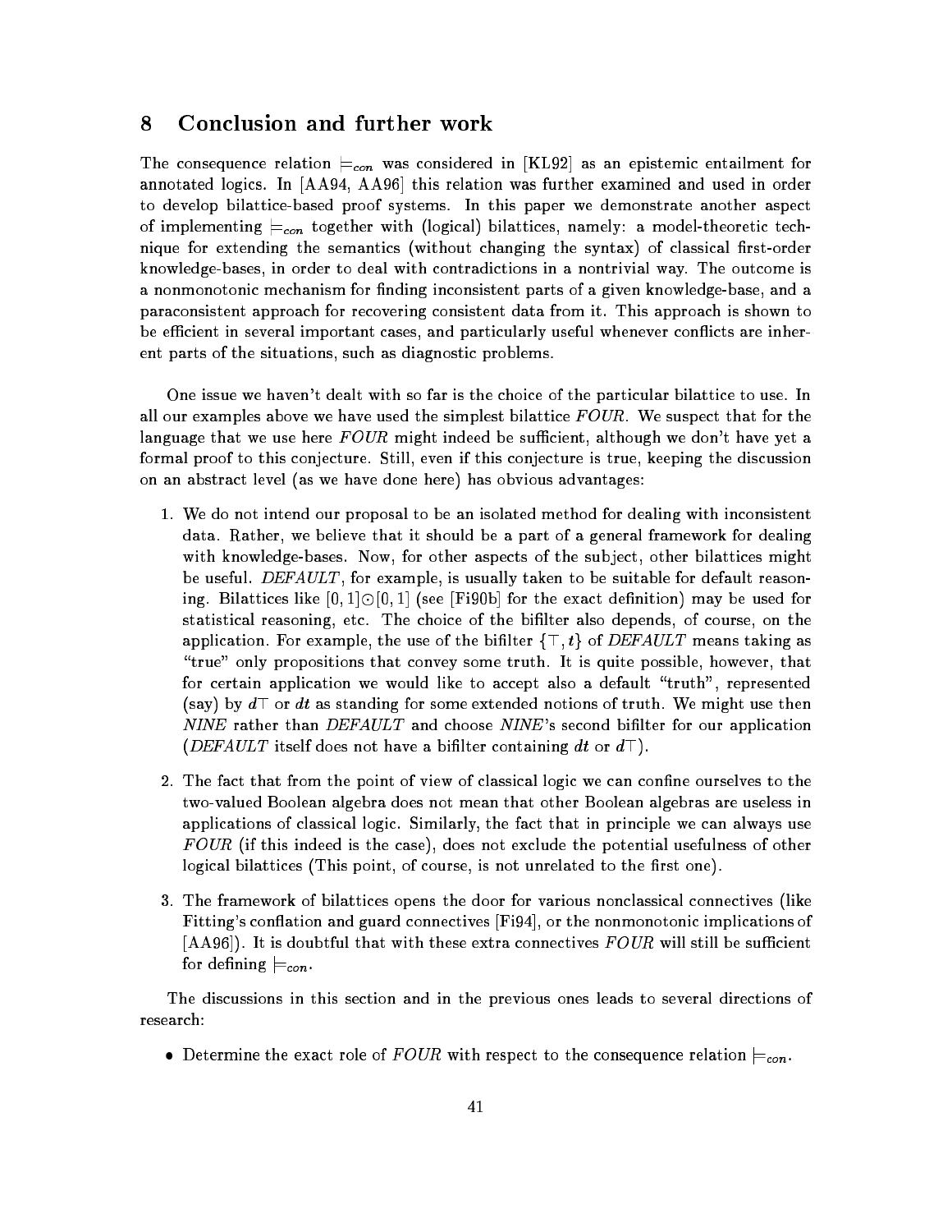## 8 Conclusion and further work

The consequence relation $\models_{con}$ was considered in [KL92] as an epistemic entailment for annotated logics. In [AA94, AA96] this relation was further examined and used in order to develop bilattice-based proof systems. In this paper we demonstrate another aspect of implementing $\models_{con}$ together with (logical) bilattices, namely: a model-theoretic technique for extending the semantics (without changing the syntax) of classical first-order knowledge-bases, in order to deal with contradictions in a nontrivial way. The outcome is a nonmonotonic mechanism for finding inconsistent parts of a given knowledge-base, and a paraconsistent approach for recovering consistent data from it. This approach is shown to be efficient in several important cases, and particularly useful whenever conflicts are inherent parts of the situations, such as diagnostic problems.

One issue we haven't dealt with so far is the choice of the particular bilattice to use. In all our examples above we have used the simplest bilattice *FOUR*. We suspect that for the language that we use here *FOUR* might indeed be sufficient, although we don't have yet a formal proof to this conjecture. Still, even if this conjecture is true, keeping the discussion on an abstract level (as we have done here) has obvious advantages:

1. We do not intend our proposal to be an isolated method for dealing with inconsistent data. Rather, we believe that it should be a part of a general framework for dealing with knowledge-bases. Now, for other aspects of the subject, other bilattices might be useful. *DEFAULT*, for example, is usually taken to be suitable for default reasoning. Bilattices like $[0,1] \odot [0,1]$ (see [Fi90b] for the exact definition) may be used for statistical reasoning, etc. The choice of the bifilter also depends, of course, on the application. For example, the use of the bifilter $\{\top, t\}$ of *DEFAULT* means taking as "true" only propositions that convey some truth. It is quite possible, however, that for certain application we would like to accept also a default "truth", represented (say) by $d\top$ or $dt$ as standing for some extended notions of truth. We might use then *NINE* rather than *DEFAULT* and choose *NINE*'s second bifilter for our application (*DEFAULT* itself does not have a bifilter containing $dt$ or $d\top$).

2. The fact that from the point of view of classical logic we can confine ourselves to the two-valued Boolean algebra does not mean that other Boolean algebras are useless in applications of classical logic. Similarly, the fact that in principle we can always use *FOUR* (if this indeed is the case), does not exclude the potential usefulness of other logical bilattices (This point, of course, is not unrelated to the first one).

3. The framework of bilattices opens the door for various nonclassical connectives (like Fitting's conflation and guard connectives [Fi94], or the nonmonotonic implications of [AA96]). It is doubtful that with these extra connectives *FOUR* will still be sufficient for defining $\models_{con}$.

The discussions in this section and in the previous ones leads to several directions of research:

- Determine the exact role of *FOUR* with respect to the consequence relation $\models_{con}$.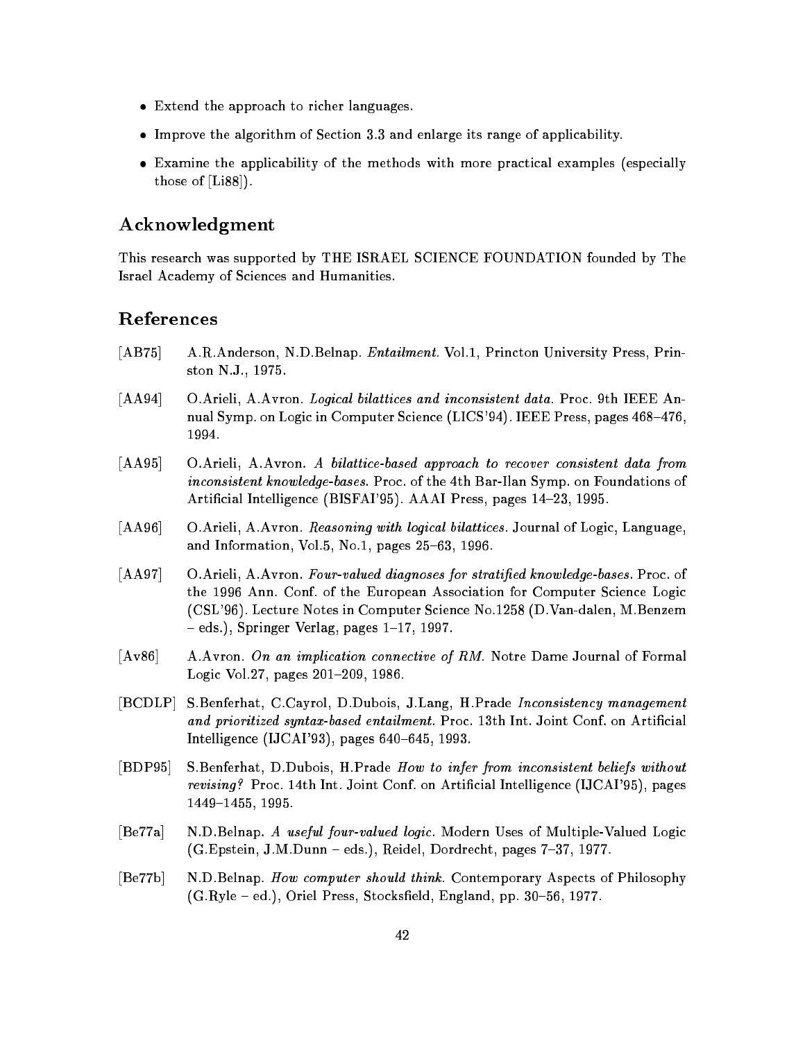- Extend the approach to richer languages.
- Improve the algorithm of Section 3.3 and enlarge its range of applicability.
- Examine the applicability of the methods with more practical examples (especially those of [Li88]).

## Acknowledgment

This research was supported by THE ISRAEL SCIENCE FOUNDATION founded by The Israel Academy of Sciences and Humanities.

## References

[AB75] A.R.Anderson, N.D.Belnap. *Entailment.* Vol.1, Princton University Press, Prinston N.J., 1975.

[AA94] O.Arieli, A.Avron. *Logical bilattices and inconsistent data.* Proc. 9th IEEE Annual Symp. on Logic in Computer Science (LICS'94). IEEE Press, pages 468–476, 1994.

[AA95] O.Arieli, A.Avron. *A bilattice-based approach to recover consistent data from inconsistent knowledge-bases.* Proc. of the 4th Bar-Ilan Symp. on Foundations of Artificial Intelligence (BISFAI'95). AAAI Press, pages 14–23, 1995.

[AA96] O.Arieli, A.Avron. *Reasoning with logical bilattices.* Journal of Logic, Language, and Information, Vol.5, No.1, pages 25–63, 1996.

[AA97] O.Arieli, A.Avron. *Four-valued diagnoses for stratified knowledge-bases.* Proc. of the 1996 Ann. Conf. of the European Association for Computer Science Logic (CSL'96). Lecture Notes in Computer Science No.1258 (D.Van-dalen, M.Benzem – eds.), Springer Verlag, pages 1–17, 1997.

[Av86] A.Avron. *On an implication connective of RM.* Notre Dame Journal of Formal Logic Vol.27, pages 201–209, 1986.

[BCDLP] S.Benferhat, C.Cayrol, D.Dubois, J.Lang, H.Prade *Inconsistency management and prioritized syntax-based entailment.* Proc. 13th Int. Joint Conf. on Artificial Intelligence (IJCAI'93), pages 640–645, 1993.

[BDP95] S.Benferhat, D.Dubois, H.Prade *How to infer from inconsistent beliefs without revising?* Proc. 14th Int. Joint Conf. on Artificial Intelligence (IJCAI'95), pages 1449–1455, 1995.

[Be77a] N.D.Belnap. *A useful four-valued logic.* Modern Uses of Multiple-Valued Logic (G.Epstein, J.M.Dunn – eds.), Reidel, Dordrecht, pages 7–37, 1977.

[Be77b] N.D.Belnap. *How computer should think.* Contemporary Aspects of Philosophy (G.Ryle – ed.), Oriel Press, Stocksfield, England, pp. 30–56, 1977.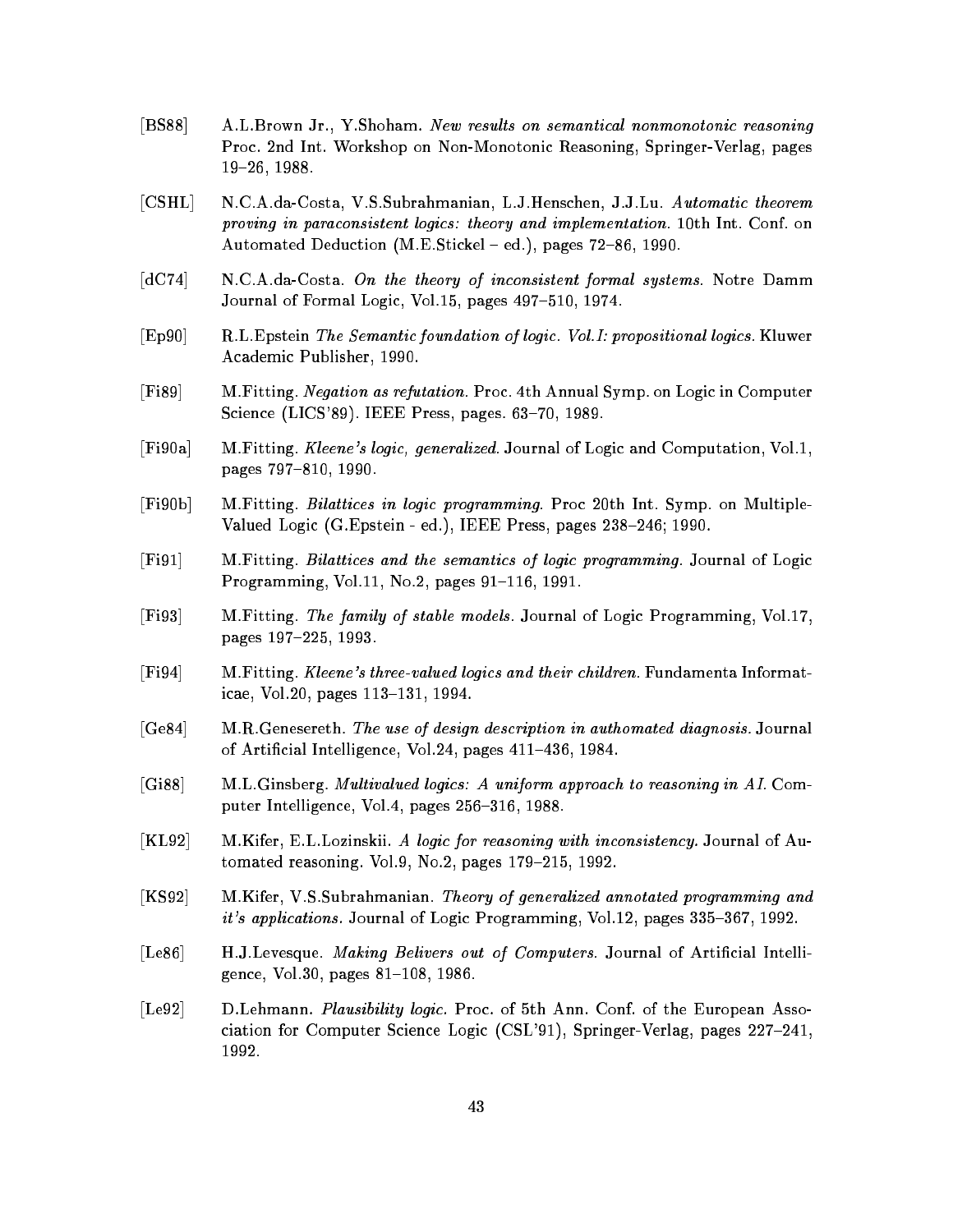[BS88] A.L.Brown Jr., Y.Shoham. *New results on semantical nonmonotonic reasoning* Proc. 2nd Int. Workshop on Non-Monotonic Reasoning, Springer-Verlag, pages 19–26, 1988.

[CSHL] N.C.A.da-Costa, V.S.Subrahmanian, L.J.Henschen, J.J.Lu. *Automatic theorem proving in paraconsistent logics: theory and implementation.* 10th Int. Conf. on Automated Deduction (M.E.Stickel – ed.), pages 72–86, 1990.

[dC74] N.C.A.da-Costa. *On the theory of inconsistent formal systems.* Notre Damm Journal of Formal Logic, Vol.15, pages 497–510, 1974.

[Ep90] R.L.Epstein *The Semantic foundation of logic. Vol.I: propositional logics.* Kluwer Academic Publisher, 1990.

[Fi89] M.Fitting. *Negation as refutation.* Proc. 4th Annual Symp. on Logic in Computer Science (LICS'89). IEEE Press, pages. 63–70, 1989.

[Fi90a] M.Fitting. *Kleene's logic, generalized.* Journal of Logic and Computation, Vol.1, pages 797–810, 1990.

[Fi90b] M.Fitting. *Bilattices in logic programming.* Proc 20th Int. Symp. on Multiple-Valued Logic (G.Epstein - ed.), IEEE Press, pages 238–246; 1990.

[Fi91] M.Fitting. *Bilattices and the semantics of logic programming.* Journal of Logic Programming, Vol.11, No.2, pages 91–116, 1991.

[Fi93] M.Fitting. *The family of stable models.* Journal of Logic Programming, Vol.17, pages 197–225, 1993.

[Fi94] M.Fitting. *Kleene's three-valued logics and their children.* Fundamenta Informaticae, Vol.20, pages 113–131, 1994.

[Ge84] M.R.Genesereth. *The use of design description in authomated diagnosis.* Journal of Artificial Intelligence, Vol.24, pages 411–436, 1984.

[Gi88] M.L.Ginsberg. *Multivalued logics: A uniform approach to reasoning in AI.* Computer Intelligence, Vol.4, pages 256–316, 1988.

[KL92] M.Kifer, E.L.Lozinskii. *A logic for reasoning with inconsistency.* Journal of Automated reasoning. Vol.9, No.2, pages 179–215, 1992.

[KS92] M.Kifer, V.S.Subrahmanian. *Theory of generalized annotated programming and it's applications.* Journal of Logic Programming, Vol.12, pages 335–367, 1992.

[Le86] H.J.Levesque. *Making Belivers out of Computers.* Journal of Artificial Intelligence, Vol.30, pages 81–108, 1986.

[Le92] D.Lehmann. *Plausibility logic.* Proc. of 5th Ann. Conf. of the European Association for Computer Science Logic (CSL'91), Springer-Verlag, pages 227–241, 1992.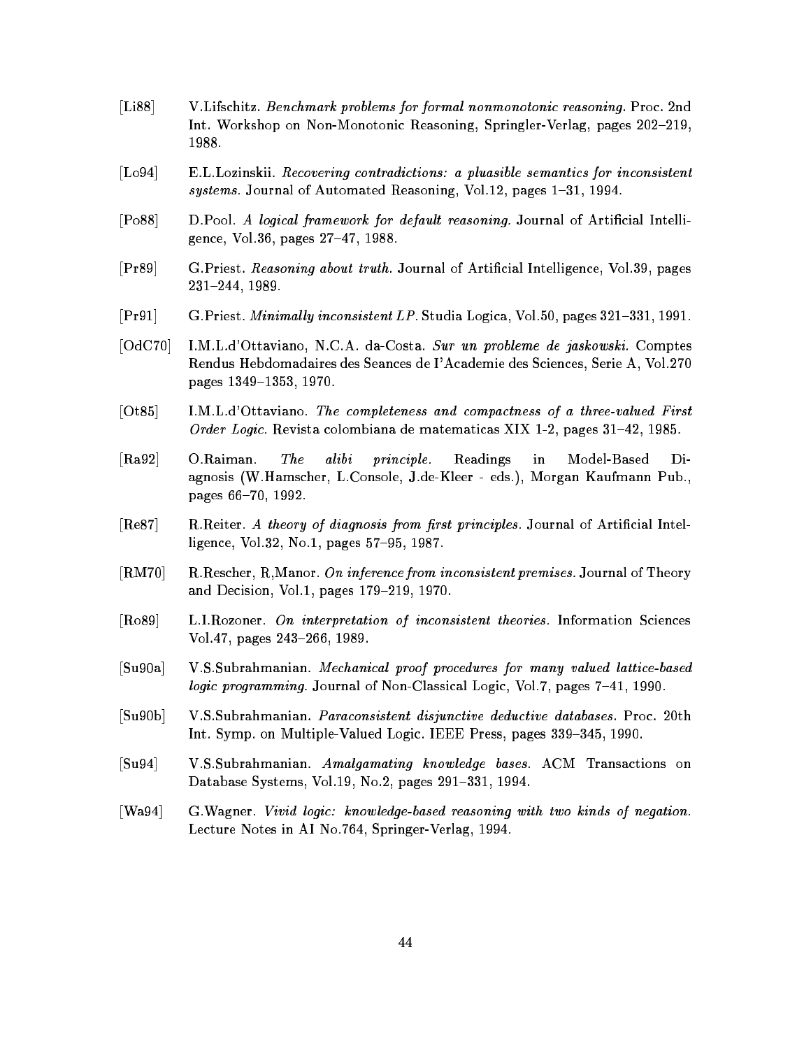[Li88] V.Lifschitz. *Benchmark problems for formal nonmonotonic reasoning.* Proc. 2nd Int. Workshop on Non-Monotonic Reasoning, Springler-Verlag, pages 202–219, 1988.

[Lo94] E.L.Lozinskii. *Recovering contradictions: a pluasible semantics for inconsistent systems.* Journal of Automated Reasoning, Vol.12, pages 1–31, 1994.

[Po88] D.Pool. *A logical framework for default reasoning.* Journal of Artificial Intelligence, Vol.36, pages 27–47, 1988.

[Pr89] G.Priest. *Reasoning about truth.* Journal of Artificial Intelligence, Vol.39, pages 231–244, 1989.

[Pr91] G.Priest. *Minimally inconsistent LP.* Studia Logica, Vol.50, pages 321–331, 1991.

[OdC70] I.M.L.d'Ottaviano, N.C.A. da-Costa. *Sur un probleme de jaskowski.* Comptes Rendus Hebdomadaires des Seances de I'Academie des Sciences, Serie A, Vol.270 pages 1349–1353, 1970.

[Ot85] I.M.L.d'Ottaviano. *The completeness and compactness of a three-valued First Order Logic.* Revista colombiana de matematicas XIX 1-2, pages 31–42, 1985.

[Ra92] O.Raiman. *The alibi principle.* Readings in Model-Based Diagnosis (W.Hamscher, L.Console, J.de-Kleer - eds.), Morgan Kaufmann Pub., pages 66–70, 1992.

[Re87] R.Reiter. *A theory of diagnosis from first principles.* Journal of Artificial Intelligence, Vol.32, No.1, pages 57–95, 1987.

[RM70] R.Rescher, R,Manor. *On inference from inconsistent premises.* Journal of Theory and Decision, Vol.1, pages 179–219, 1970.

[Ro89] L.I.Rozoner. *On interpretation of inconsistent theories.* Information Sciences Vol.47, pages 243–266, 1989.

[Su90a] V.S.Subrahmanian. *Mechanical proof procedures for many valued lattice-based logic programming.* Journal of Non-Classical Logic, Vol.7, pages 7–41, 1990.

[Su90b] V.S.Subrahmanian. *Paraconsistent disjunctive deductive databases.* Proc. 20th Int. Symp. on Multiple-Valued Logic. IEEE Press, pages 339–345, 1990.

[Su94] V.S.Subrahmanian. *Amalgamating knowledge bases.* ACM Transactions on Database Systems, Vol.19, No.2, pages 291–331, 1994.

[Wa94] G.Wagner. *Vivid logic: knowledge-based reasoning with two kinds of negation.* Lecture Notes in AI No.764, Springer-Verlag, 1994.